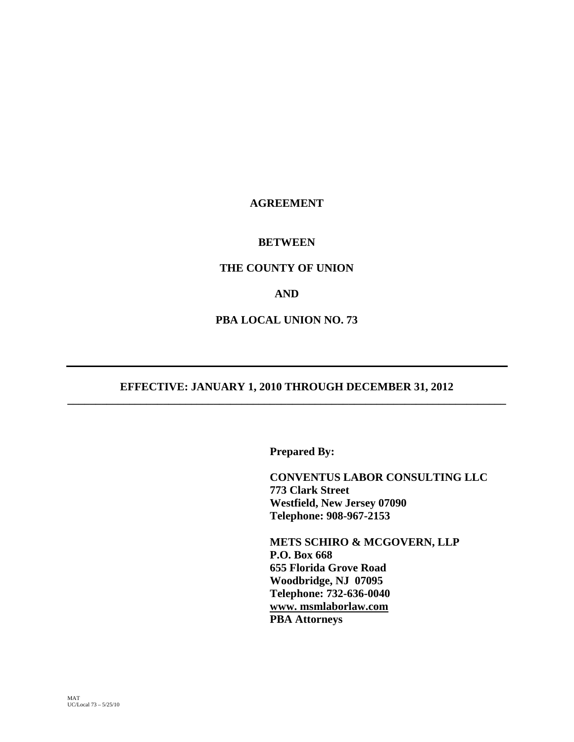# AGREEMENT

**BETWEEN**

**THE COUNTY OF UNION**

**AND**

**PBA LOCAL UNION NO. 73**

---

**EFFECTIVE: JANUARY 1, 2010 THROUGH DECEMBER 31, 2012**

---

**Prepared By:**

**CONVENTUS LABOR CONSULTING LLC**
**773 Clark Street**
**Westfield, New Jersey 07090**
**Telephone: 908-967-2153**

**METS SCHIRO & MCGOVERN, LLP**
**P.O. Box 668**
**655 Florida Grove Road**
**Woodbridge, NJ 07095**
**Telephone: 732-636-0040**
**www. msmlaborlaw.com**
**PBA Attorneys**

MAT
UC/Local 73 – 5/25/10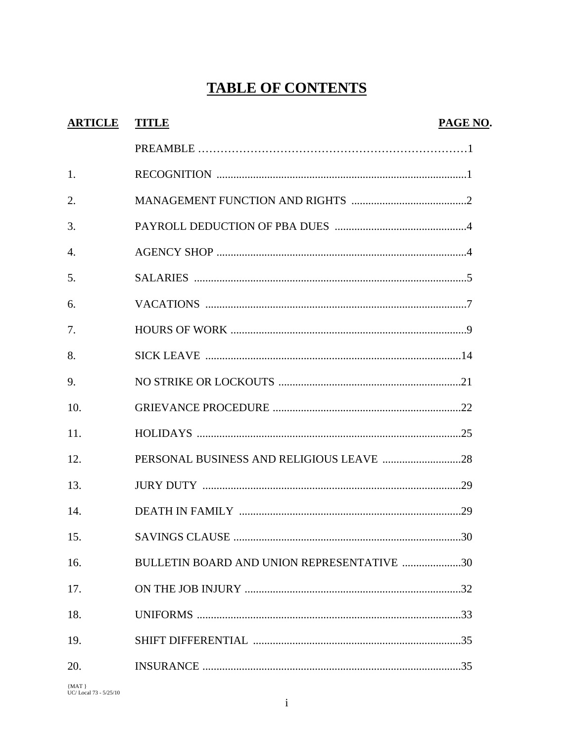# TABLE OF CONTENTS

| ARTICLE | TITLE | PAGE NO. |
|---|---|---|
| | PREAMBLE | 1 |
| 1. | RECOGNITION | 1 |
| 2. | MANAGEMENT FUNCTION AND RIGHTS | 2 |
| 3. | PAYROLL DEDUCTION OF PBA DUES | 4 |
| 4. | AGENCY SHOP | 4 |
| 5. | SALARIES | 5 |
| 6. | VACATIONS | 7 |
| 7. | HOURS OF WORK | 9 |
| 8. | SICK LEAVE | 14 |
| 9. | NO STRIKE OR LOCKOUTS | 21 |
| 10. | GRIEVANCE PROCEDURE | 22 |
| 11. | HOLIDAYS | 25 |
| 12. | PERSONAL BUSINESS AND RELIGIOUS LEAVE | 28 |
| 13. | JURY DUTY | 29 |
| 14. | DEATH IN FAMILY | 29 |
| 15. | SAVINGS CLAUSE | 30 |
| 16. | BULLETIN BOARD AND UNION REPRESENTATIVE | 30 |
| 17. | ON THE JOB INJURY | 32 |
| 18. | UNIFORMS | 33 |
| 19. | SHIFT DIFFERENTIAL | 35 |
| 20. | INSURANCE | 35 |

{MAT }
UC/ Local 73 - 5/25/10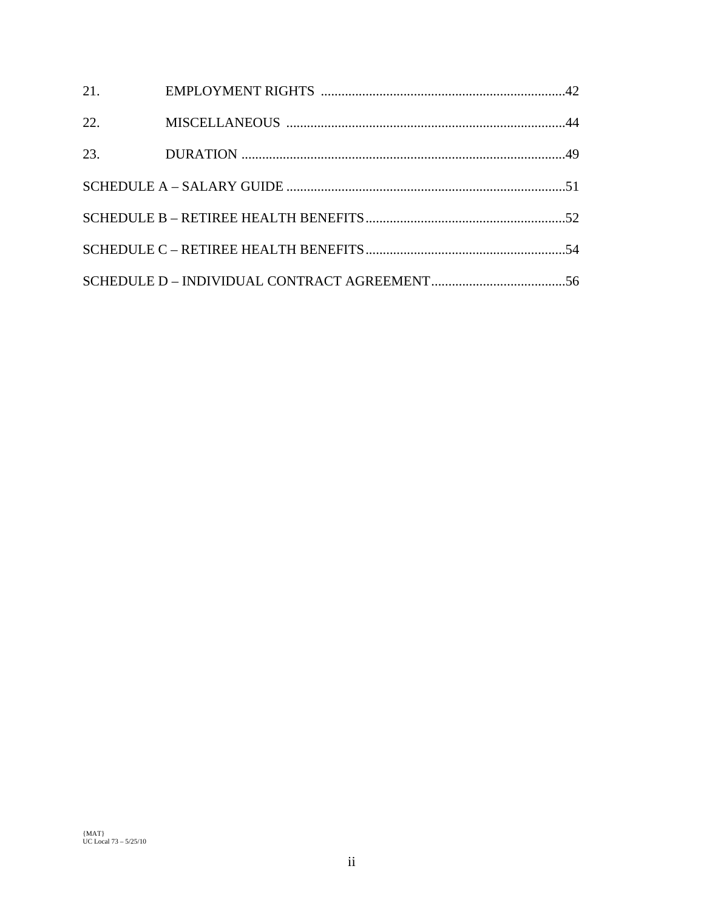| | | |
|---|---|---|
| 21. | EMPLOYMENT RIGHTS | 42 |
| 22. | MISCELLANEOUS | 44 |
| 23. | DURATION | 49 |
| SCHEDULE A – SALARY GUIDE | | 51 |
| SCHEDULE B – RETIREE HEALTH BENEFITS | | 52 |
| SCHEDULE C – RETIREE HEALTH BENEFITS | | 54 |
| SCHEDULE D – INDIVIDUAL CONTRACT AGREEMENT | | 56 |

{MAT}
UC Local 73 – 5/25/10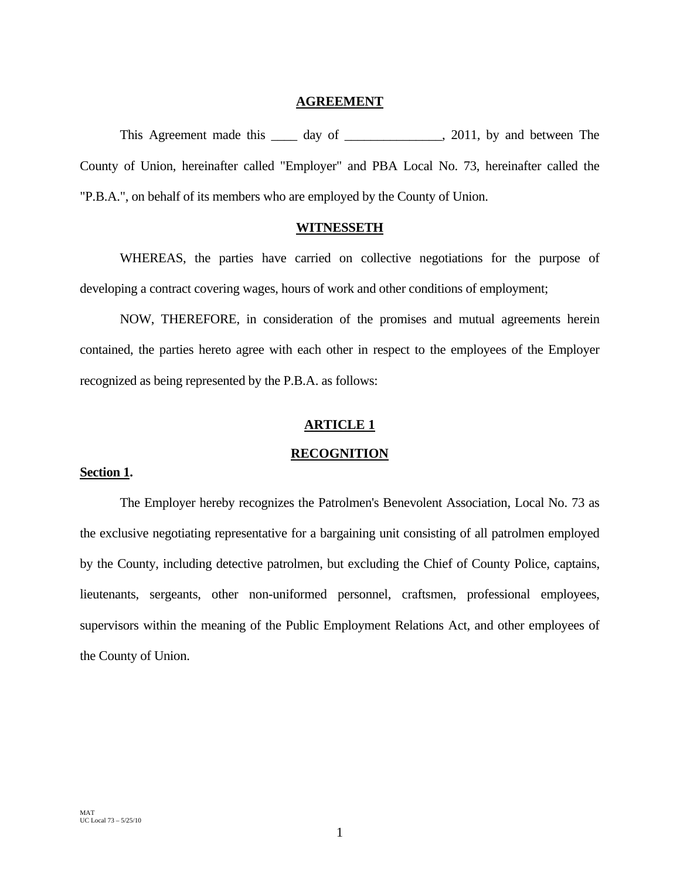# AGREEMENT

This Agreement made this ____ day of _______________, 2011, by and between The County of Union, hereinafter called "Employer" and PBA Local No. 73, hereinafter called the "P.B.A.", on behalf of its members who are employed by the County of Union.

## WITNESSETH

WHEREAS, the parties have carried on collective negotiations for the purpose of developing a contract covering wages, hours of work and other conditions of employment;

NOW, THEREFORE, in consideration of the promises and mutual agreements herein contained, the parties hereto agree with each other in respect to the employees of the Employer recognized as being represented by the P.B.A. as follows:

## ARTICLE 1

## RECOGNITION

**Section 1.**

The Employer hereby recognizes the Patrolmen's Benevolent Association, Local No. 73 as the exclusive negotiating representative for a bargaining unit consisting of all patrolmen employed by the County, including detective patrolmen, but excluding the Chief of County Police, captains, lieutenants, sergeants, other non-uniformed personnel, craftsmen, professional employees, supervisors within the meaning of the Public Employment Relations Act, and other employees of the County of Union.

MAT
UC Local 73 – 5/25/10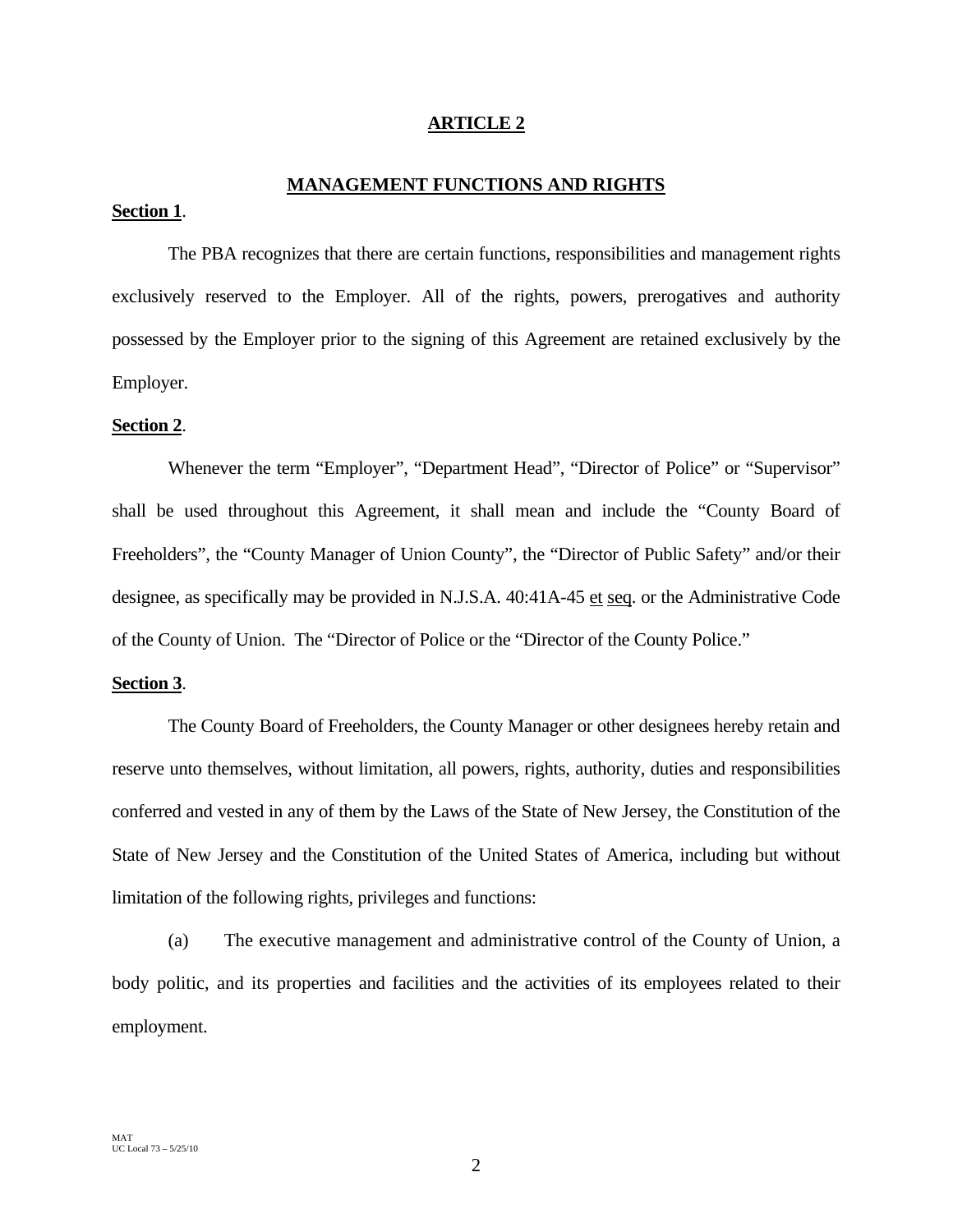# ARTICLE 2

## MANAGEMENT FUNCTIONS AND RIGHTS

**Section 1**.

The PBA recognizes that there are certain functions, responsibilities and management rights exclusively reserved to the Employer. All of the rights, powers, prerogatives and authority possessed by the Employer prior to the signing of this Agreement are retained exclusively by the Employer.

**Section 2**.

Whenever the term "Employer", "Department Head", "Director of Police" or "Supervisor" shall be used throughout this Agreement, it shall mean and include the "County Board of Freeholders", the "County Manager of Union County", the "Director of Public Safety" and/or their designee, as specifically may be provided in N.J.S.A. 40:41A-45 et seq. or the Administrative Code of the County of Union. The "Director of Police or the "Director of the County Police."

**Section 3**.

The County Board of Freeholders, the County Manager or other designees hereby retain and reserve unto themselves, without limitation, all powers, rights, authority, duties and responsibilities conferred and vested in any of them by the Laws of the State of New Jersey, the Constitution of the State of New Jersey and the Constitution of the United States of America, including but without limitation of the following rights, privileges and functions:

(a) The executive management and administrative control of the County of Union, a body politic, and its properties and facilities and the activities of its employees related to their employment.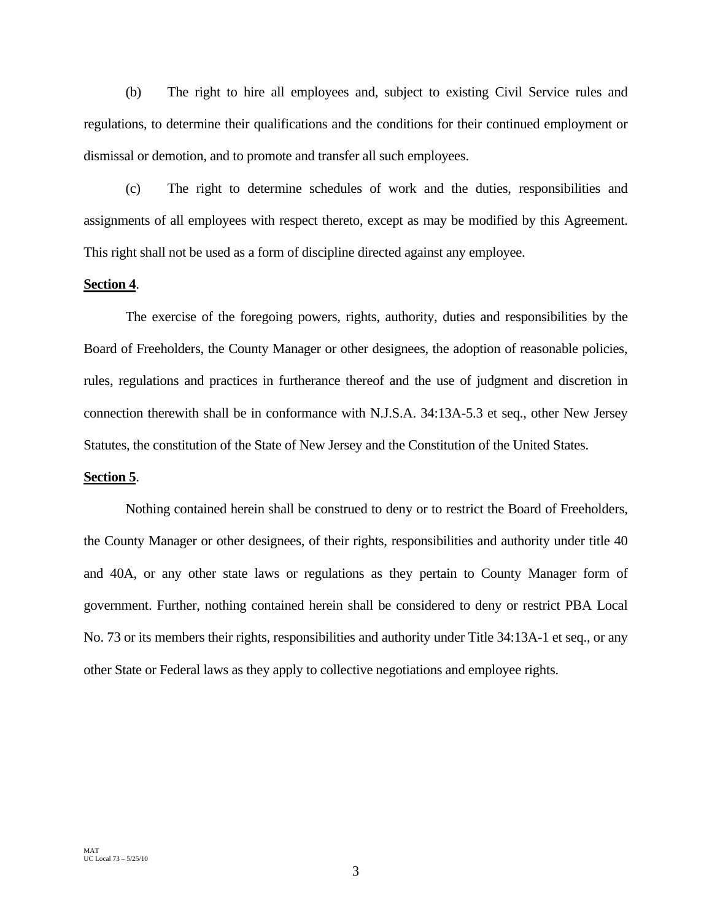(b) The right to hire all employees and, subject to existing Civil Service rules and regulations, to determine their qualifications and the conditions for their continued employment or dismissal or demotion, and to promote and transfer all such employees.

(c) The right to determine schedules of work and the duties, responsibilities and assignments of all employees with respect thereto, except as may be modified by this Agreement. This right shall not be used as a form of discipline directed against any employee.

**Section 4**.

The exercise of the foregoing powers, rights, authority, duties and responsibilities by the Board of Freeholders, the County Manager or other designees, the adoption of reasonable policies, rules, regulations and practices in furtherance thereof and the use of judgment and discretion in connection therewith shall be in conformance with N.J.S.A. 34:13A-5.3 et seq., other New Jersey Statutes, the constitution of the State of New Jersey and the Constitution of the United States.

**Section 5**.

Nothing contained herein shall be construed to deny or to restrict the Board of Freeholders, the County Manager or other designees, of their rights, responsibilities and authority under title 40 and 40A, or any other state laws or regulations as they pertain to County Manager form of government. Further, nothing contained herein shall be considered to deny or restrict PBA Local No. 73 or its members their rights, responsibilities and authority under Title 34:13A-1 et seq., or any other State or Federal laws as they apply to collective negotiations and employee rights.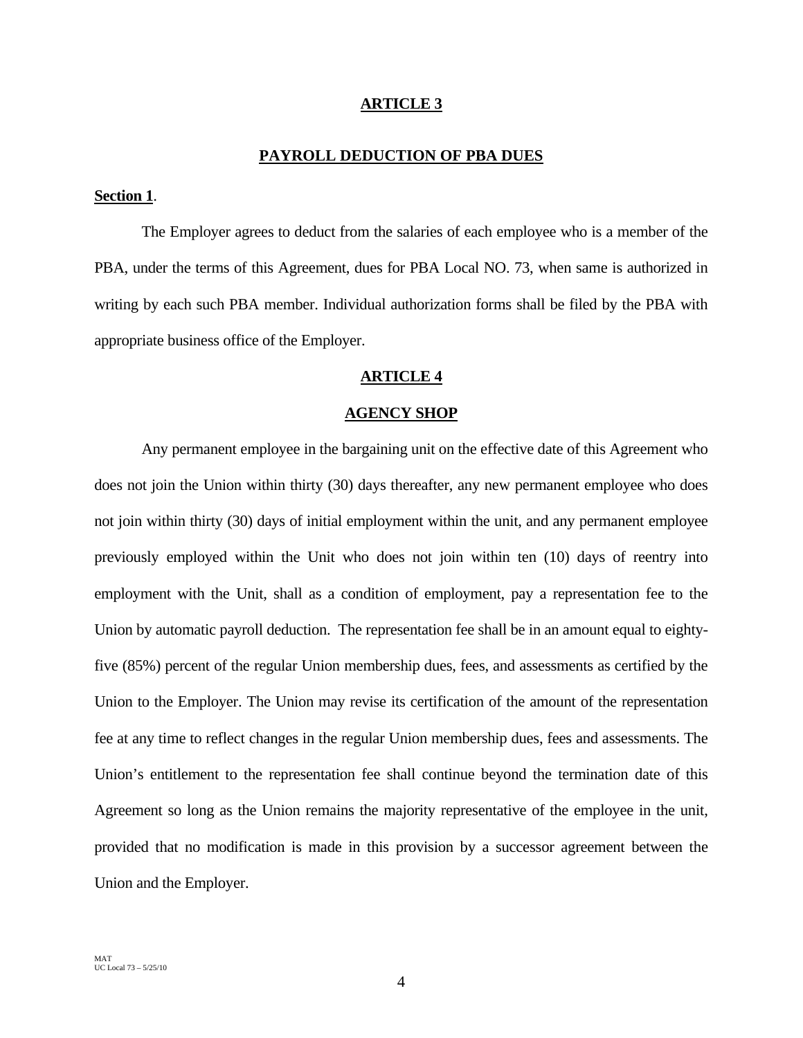## ARTICLE 3

## PAYROLL DEDUCTION OF PBA DUES

**Section 1**.

The Employer agrees to deduct from the salaries of each employee who is a member of the PBA, under the terms of this Agreement, dues for PBA Local NO. 73, when same is authorized in writing by each such PBA member. Individual authorization forms shall be filed by the PBA with appropriate business office of the Employer.

## ARTICLE 4

## AGENCY SHOP

Any permanent employee in the bargaining unit on the effective date of this Agreement who does not join the Union within thirty (30) days thereafter, any new permanent employee who does not join within thirty (30) days of initial employment within the unit, and any permanent employee previously employed within the Unit who does not join within ten (10) days of reentry into employment with the Unit, shall as a condition of employment, pay a representation fee to the Union by automatic payroll deduction. The representation fee shall be in an amount equal to eighty-five (85%) percent of the regular Union membership dues, fees, and assessments as certified by the Union to the Employer. The Union may revise its certification of the amount of the representation fee at any time to reflect changes in the regular Union membership dues, fees and assessments. The Union's entitlement to the representation fee shall continue beyond the termination date of this Agreement so long as the Union remains the majority representative of the employee in the unit, provided that no modification is made in this provision by a successor agreement between the Union and the Employer.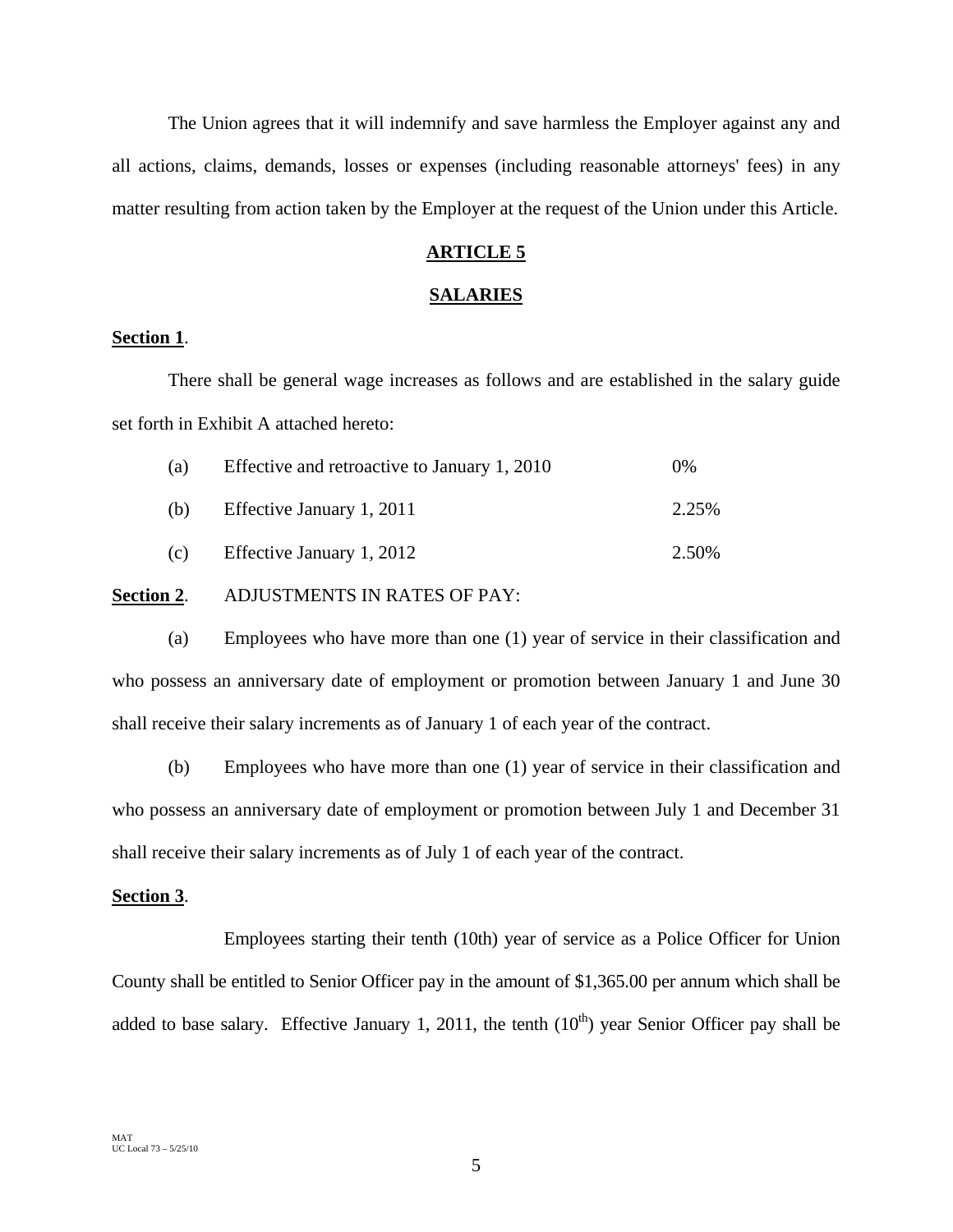The Union agrees that it will indemnify and save harmless the Employer against any and all actions, claims, demands, losses or expenses (including reasonable attorneys' fees) in any matter resulting from action taken by the Employer at the request of the Union under this Article.

## ARTICLE 5

## SALARIES

**Section 1**.

There shall be general wage increases as follows and are established in the salary guide set forth in Exhibit A attached hereto:

(a) Effective and retroactive to January 1, 2010 0%

(b) Effective January 1, 2011 2.25%

(c) Effective January 1, 2012 2.50%

**Section 2**. ADJUSTMENTS IN RATES OF PAY:

(a) Employees who have more than one (1) year of service in their classification and who possess an anniversary date of employment or promotion between January 1 and June 30 shall receive their salary increments as of January 1 of each year of the contract.

(b) Employees who have more than one (1) year of service in their classification and who possess an anniversary date of employment or promotion between July 1 and December 31 shall receive their salary increments as of July 1 of each year of the contract.

**Section 3**.

Employees starting their tenth (10th) year of service as a Police Officer for Union County shall be entitled to Senior Officer pay in the amount of $1,365.00 per annum which shall be added to base salary. Effective January 1, 2011, the tenth (10th) year Senior Officer pay shall be

MAT
UC Local 73 – 5/25/10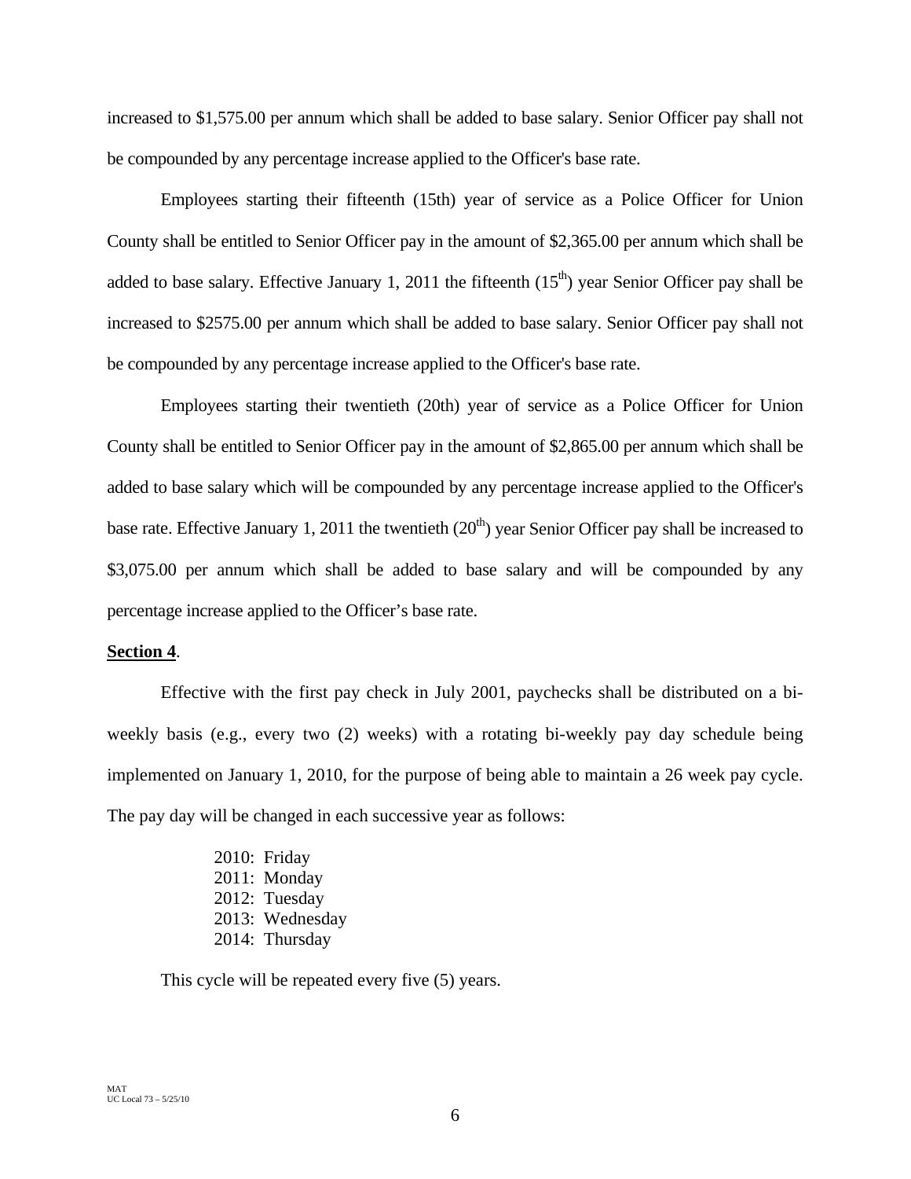increased to $1,575.00 per annum which shall be added to base salary. Senior Officer pay shall not be compounded by any percentage increase applied to the Officer's base rate.

Employees starting their fifteenth (15th) year of service as a Police Officer for Union County shall be entitled to Senior Officer pay in the amount of $2,365.00 per annum which shall be added to base salary. Effective January 1, 2011 the fifteenth (15th) year Senior Officer pay shall be increased to $2575.00 per annum which shall be added to base salary. Senior Officer pay shall not be compounded by any percentage increase applied to the Officer's base rate.

Employees starting their twentieth (20th) year of service as a Police Officer for Union County shall be entitled to Senior Officer pay in the amount of $2,865.00 per annum which shall be added to base salary which will be compounded by any percentage increase applied to the Officer's base rate. Effective January 1, 2011 the twentieth (20th) year Senior Officer pay shall be increased to $3,075.00 per annum which shall be added to base salary and will be compounded by any percentage increase applied to the Officer's base rate.

**Section 4**.

Effective with the first pay check in July 2001, paychecks shall be distributed on a bi-weekly basis (e.g., every two (2) weeks) with a rotating bi-weekly pay day schedule being implemented on January 1, 2010, for the purpose of being able to maintain a 26 week pay cycle. The pay day will be changed in each successive year as follows:

2010: Friday
2011: Monday
2012: Tuesday
2013: Wednesday
2014: Thursday

This cycle will be repeated every five (5) years.

MAT
UC Local 73 – 5/25/10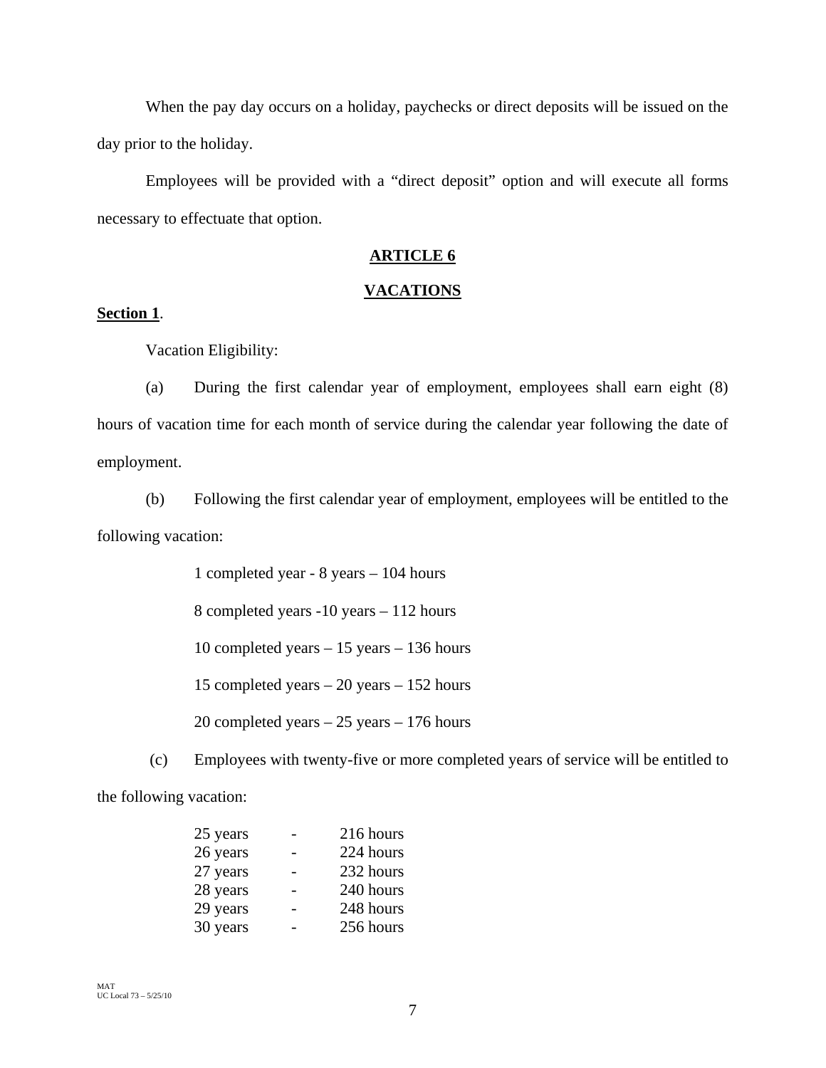When the pay day occurs on a holiday, paychecks or direct deposits will be issued on the day prior to the holiday.

Employees will be provided with a "direct deposit" option and will execute all forms necessary to effectuate that option.

## ARTICLE 6

## VACATIONS

**Section 1**.

Vacation Eligibility:

(a) During the first calendar year of employment, employees shall earn eight (8) hours of vacation time for each month of service during the calendar year following the date of employment.

(b) Following the first calendar year of employment, employees will be entitled to the following vacation:

1 completed year - 8 years – 104 hours

8 completed years -10 years – 112 hours

10 completed years – 15 years – 136 hours

15 completed years – 20 years – 152 hours

20 completed years – 25 years – 176 hours

(c) Employees with twenty-five or more completed years of service will be entitled to the following vacation:

| | | |
|---|---|---|
| 25 years | - | 216 hours |
| 26 years | - | 224 hours |
| 27 years | - | 232 hours |
| 28 years | - | 240 hours |
| 29 years | - | 248 hours |
| 30 years | - | 256 hours |

MAT
UC Local 73 – 5/25/10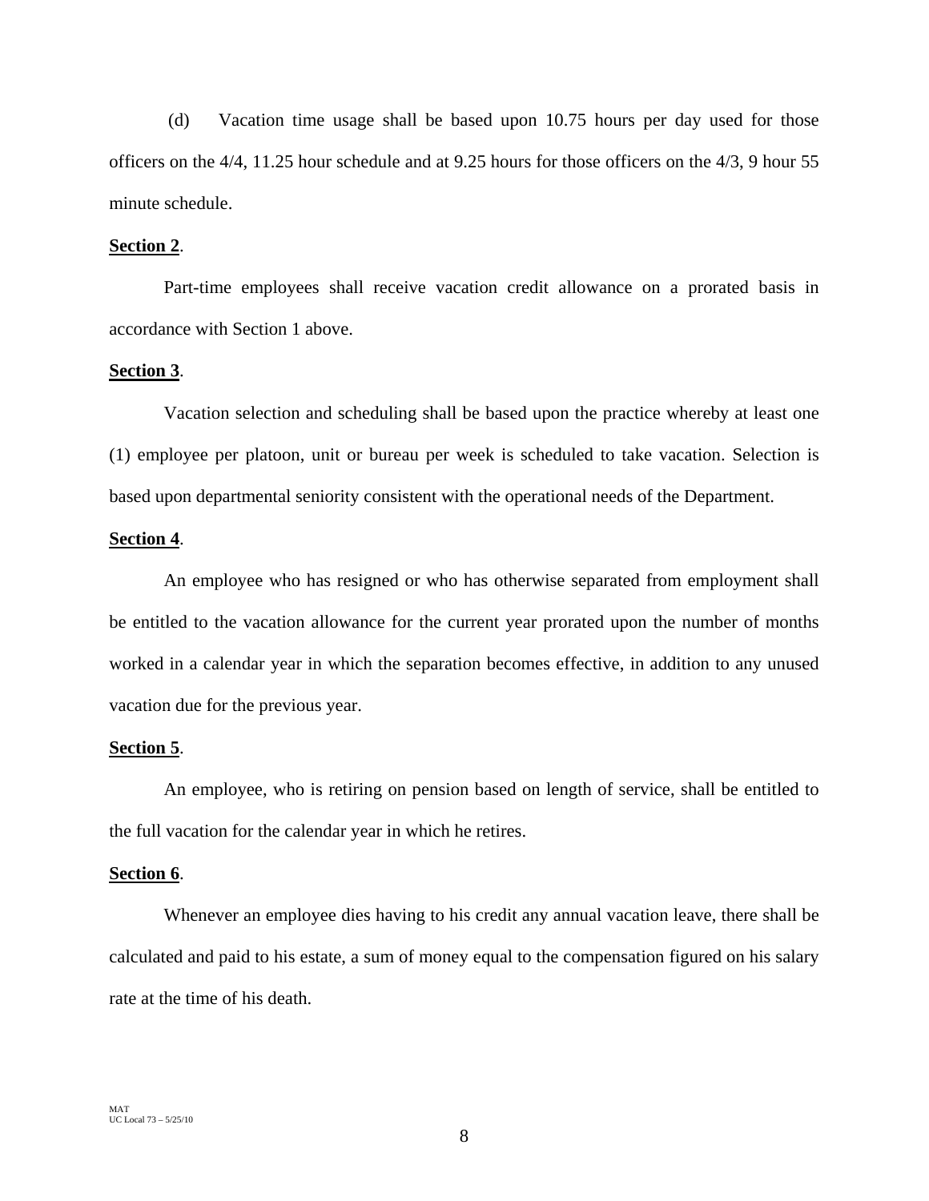(d) Vacation time usage shall be based upon 10.75 hours per day used for those officers on the 4/4, 11.25 hour schedule and at 9.25 hours for those officers on the 4/3, 9 hour 55 minute schedule.

**Section 2**.

Part-time employees shall receive vacation credit allowance on a prorated basis in accordance with Section 1 above.

**Section 3**.

Vacation selection and scheduling shall be based upon the practice whereby at least one (1) employee per platoon, unit or bureau per week is scheduled to take vacation. Selection is based upon departmental seniority consistent with the operational needs of the Department.

**Section 4**.

An employee who has resigned or who has otherwise separated from employment shall be entitled to the vacation allowance for the current year prorated upon the number of months worked in a calendar year in which the separation becomes effective, in addition to any unused vacation due for the previous year.

**Section 5**.

An employee, who is retiring on pension based on length of service, shall be entitled to the full vacation for the calendar year in which he retires.

**Section 6**.

Whenever an employee dies having to his credit any annual vacation leave, there shall be calculated and paid to his estate, a sum of money equal to the compensation figured on his salary rate at the time of his death.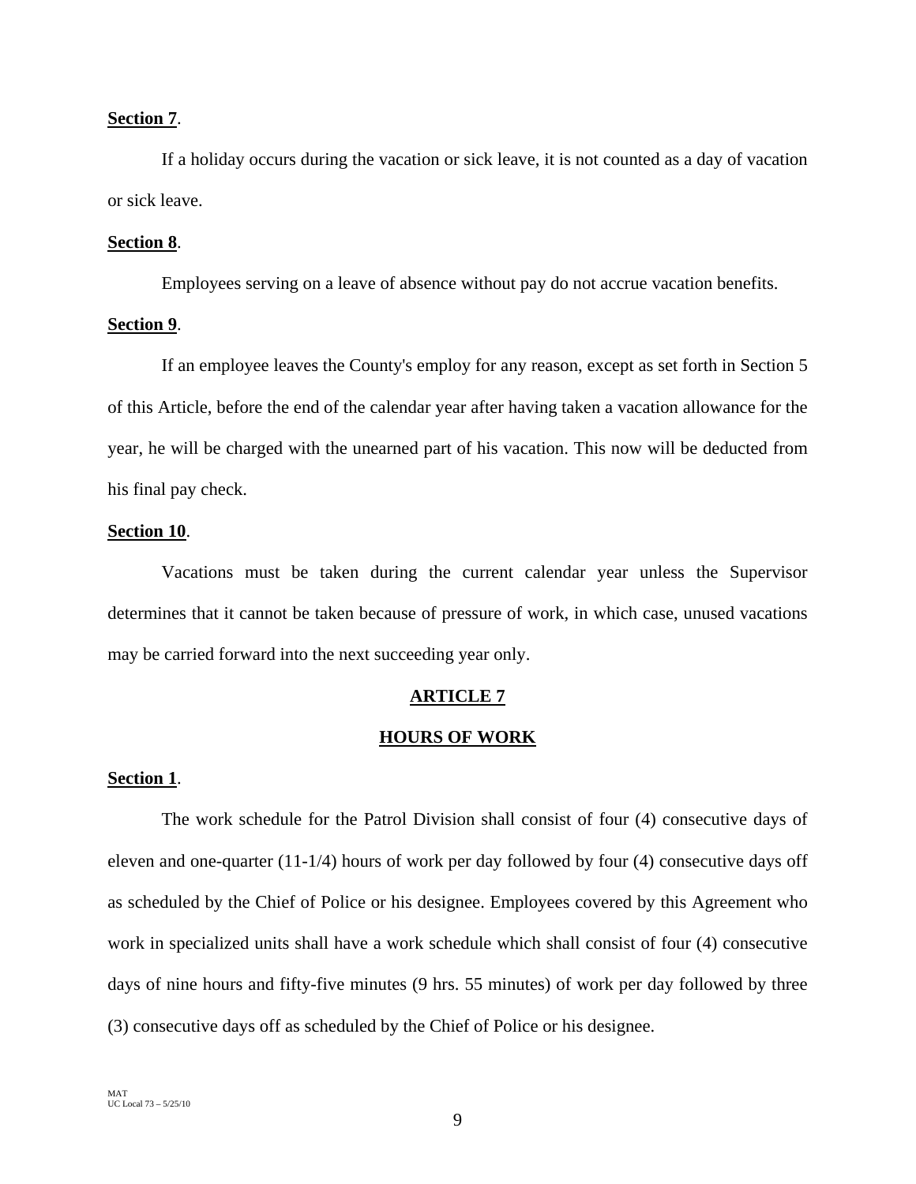**Section 7**.

If a holiday occurs during the vacation or sick leave, it is not counted as a day of vacation or sick leave.

**Section 8**.

Employees serving on a leave of absence without pay do not accrue vacation benefits.

**Section 9**.

If an employee leaves the County's employ for any reason, except as set forth in Section 5 of this Article, before the end of the calendar year after having taken a vacation allowance for the year, he will be charged with the unearned part of his vacation. This now will be deducted from his final pay check.

**Section 10**.

Vacations must be taken during the current calendar year unless the Supervisor determines that it cannot be taken because of pressure of work, in which case, unused vacations may be carried forward into the next succeeding year only.

## ARTICLE 7

## HOURS OF WORK

**Section 1**.

The work schedule for the Patrol Division shall consist of four (4) consecutive days of eleven and one-quarter (11-1/4) hours of work per day followed by four (4) consecutive days off as scheduled by the Chief of Police or his designee. Employees covered by this Agreement who work in specialized units shall have a work schedule which shall consist of four (4) consecutive days of nine hours and fifty-five minutes (9 hrs. 55 minutes) of work per day followed by three (3) consecutive days off as scheduled by the Chief of Police or his designee.

MAT
UC Local 73 – 5/25/10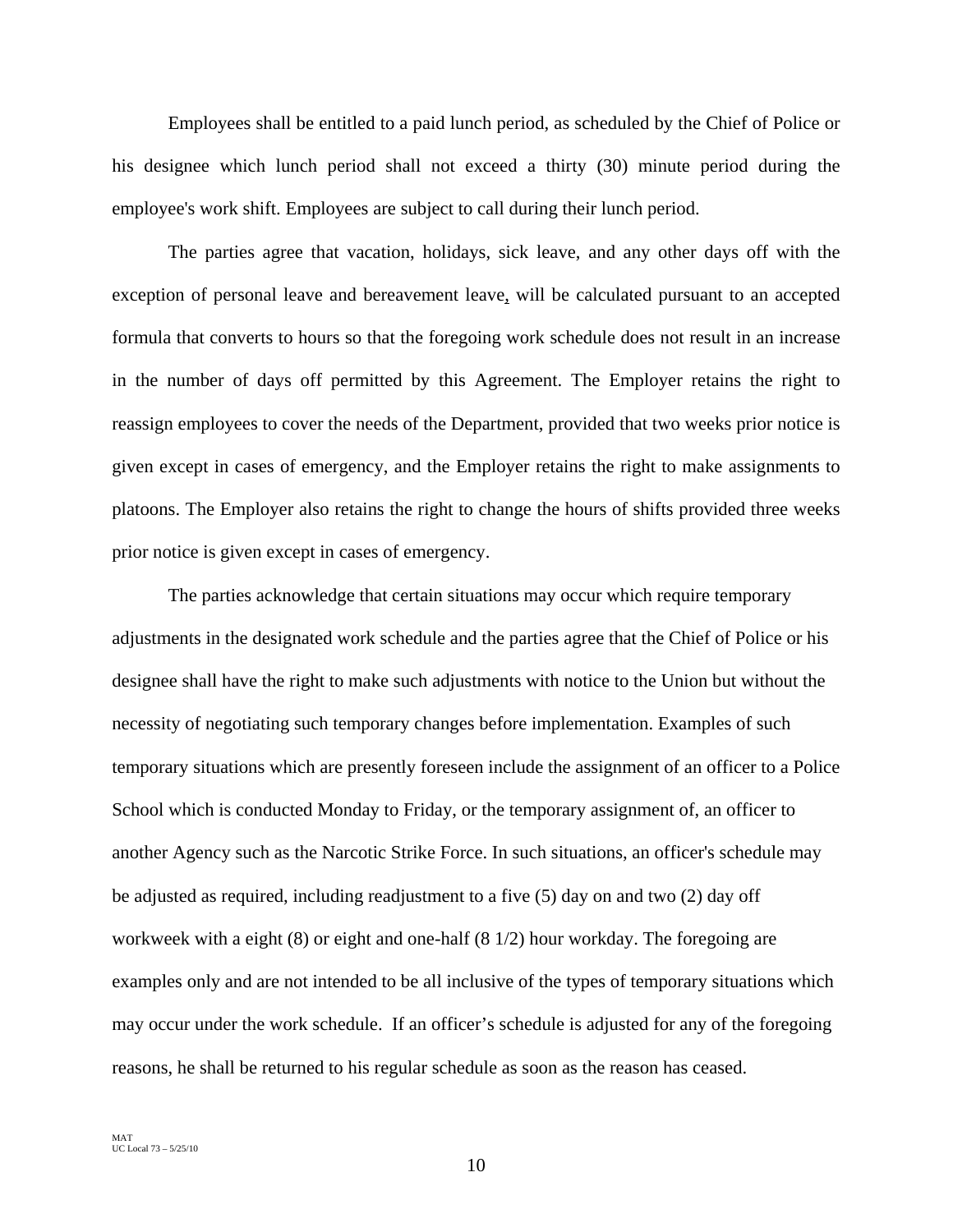Employees shall be entitled to a paid lunch period, as scheduled by the Chief of Police or his designee which lunch period shall not exceed a thirty (30) minute period during the employee's work shift. Employees are subject to call during their lunch period.

The parties agree that vacation, holidays, sick leave, and any other days off with the exception of personal leave and bereavement leave, will be calculated pursuant to an accepted formula that converts to hours so that the foregoing work schedule does not result in an increase in the number of days off permitted by this Agreement. The Employer retains the right to reassign employees to cover the needs of the Department, provided that two weeks prior notice is given except in cases of emergency, and the Employer retains the right to make assignments to platoons. The Employer also retains the right to change the hours of shifts provided three weeks prior notice is given except in cases of emergency.

The parties acknowledge that certain situations may occur which require temporary adjustments in the designated work schedule and the parties agree that the Chief of Police or his designee shall have the right to make such adjustments with notice to the Union but without the necessity of negotiating such temporary changes before implementation. Examples of such temporary situations which are presently foreseen include the assignment of an officer to a Police School which is conducted Monday to Friday, or the temporary assignment of, an officer to another Agency such as the Narcotic Strike Force. In such situations, an officer's schedule may be adjusted as required, including readjustment to a five (5) day on and two (2) day off workweek with a eight (8) or eight and one-half (8 1/2) hour workday. The foregoing are examples only and are not intended to be all inclusive of the types of temporary situations which may occur under the work schedule. If an officer's schedule is adjusted for any of the foregoing reasons, he shall be returned to his regular schedule as soon as the reason has ceased.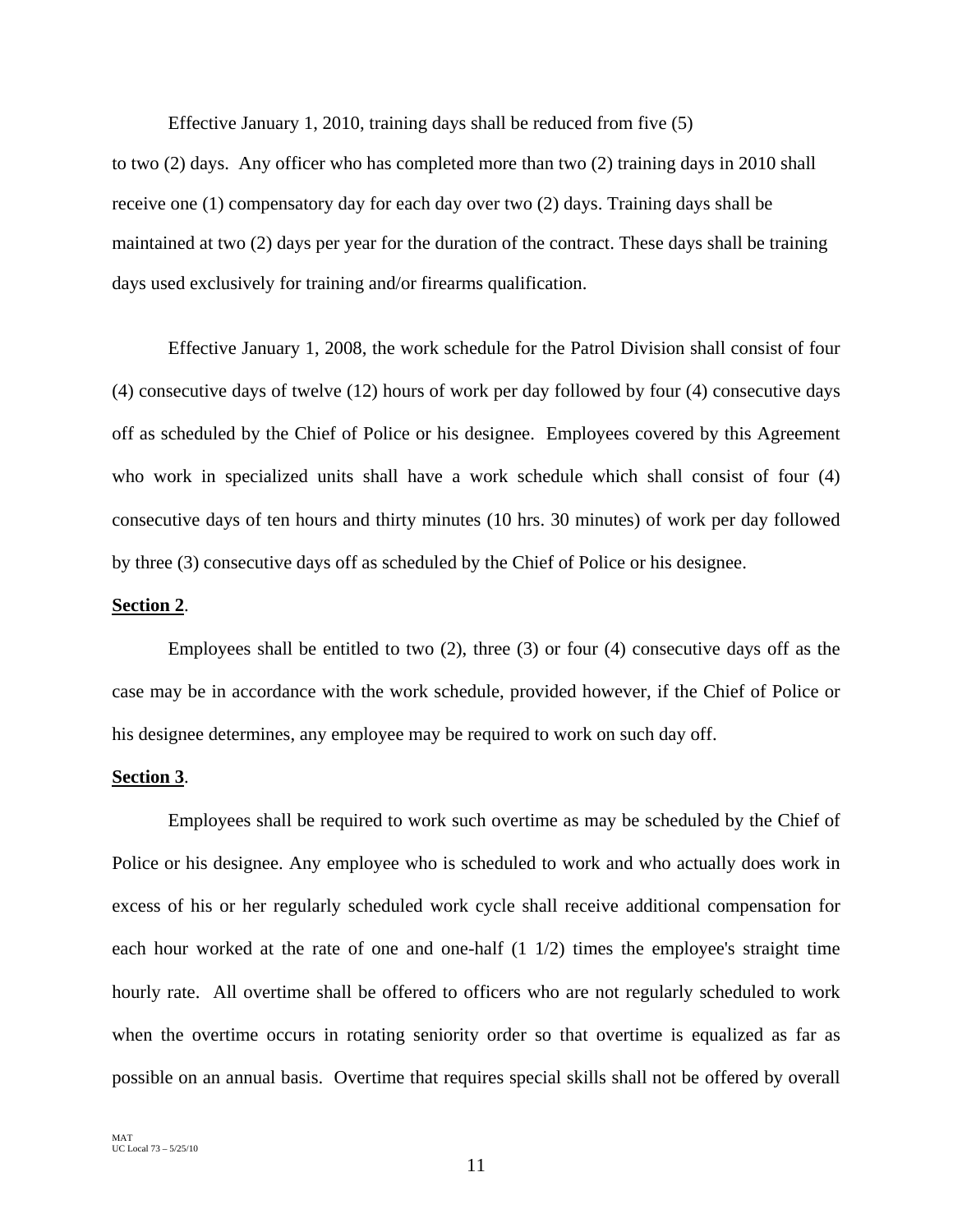Effective January 1, 2010, training days shall be reduced from five (5) to two (2) days. Any officer who has completed more than two (2) training days in 2010 shall receive one (1) compensatory day for each day over two (2) days. Training days shall be maintained at two (2) days per year for the duration of the contract. These days shall be training days used exclusively for training and/or firearms qualification.

Effective January 1, 2008, the work schedule for the Patrol Division shall consist of four (4) consecutive days of twelve (12) hours of work per day followed by four (4) consecutive days off as scheduled by the Chief of Police or his designee. Employees covered by this Agreement who work in specialized units shall have a work schedule which shall consist of four (4) consecutive days of ten hours and thirty minutes (10 hrs. 30 minutes) of work per day followed by three (3) consecutive days off as scheduled by the Chief of Police or his designee.

**Section 2**.

Employees shall be entitled to two (2), three (3) or four (4) consecutive days off as the case may be in accordance with the work schedule, provided however, if the Chief of Police or his designee determines, any employee may be required to work on such day off.

**Section 3**.

Employees shall be required to work such overtime as may be scheduled by the Chief of Police or his designee. Any employee who is scheduled to work and who actually does work in excess of his or her regularly scheduled work cycle shall receive additional compensation for each hour worked at the rate of one and one-half (1 1/2) times the employee's straight time hourly rate. All overtime shall be offered to officers who are not regularly scheduled to work when the overtime occurs in rotating seniority order so that overtime is equalized as far as possible on an annual basis. Overtime that requires special skills shall not be offered by overall

MAT
UC Local 73 – 5/25/10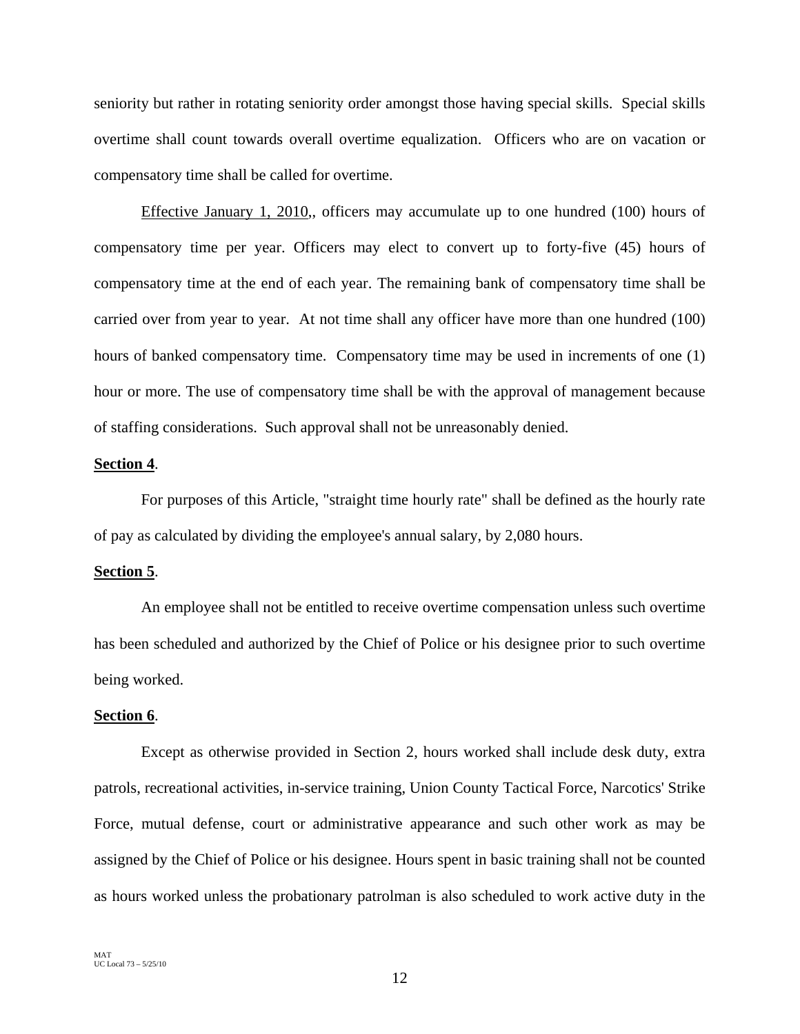seniority but rather in rotating seniority order amongst those having special skills. Special skills overtime shall count towards overall overtime equalization. Officers who are on vacation or compensatory time shall be called for overtime.

Effective January 1, 2010,, officers may accumulate up to one hundred (100) hours of compensatory time per year. Officers may elect to convert up to forty-five (45) hours of compensatory time at the end of each year. The remaining bank of compensatory time shall be carried over from year to year. At not time shall any officer have more than one hundred (100) hours of banked compensatory time. Compensatory time may be used in increments of one (1) hour or more. The use of compensatory time shall be with the approval of management because of staffing considerations. Such approval shall not be unreasonably denied.

**Section 4**.

For purposes of this Article, "straight time hourly rate" shall be defined as the hourly rate of pay as calculated by dividing the employee's annual salary, by 2,080 hours.

**Section 5**.

An employee shall not be entitled to receive overtime compensation unless such overtime has been scheduled and authorized by the Chief of Police or his designee prior to such overtime being worked.

**Section 6**.

Except as otherwise provided in Section 2, hours worked shall include desk duty, extra patrols, recreational activities, in-service training, Union County Tactical Force, Narcotics' Strike Force, mutual defense, court or administrative appearance and such other work as may be assigned by the Chief of Police or his designee. Hours spent in basic training shall not be counted as hours worked unless the probationary patrolman is also scheduled to work active duty in the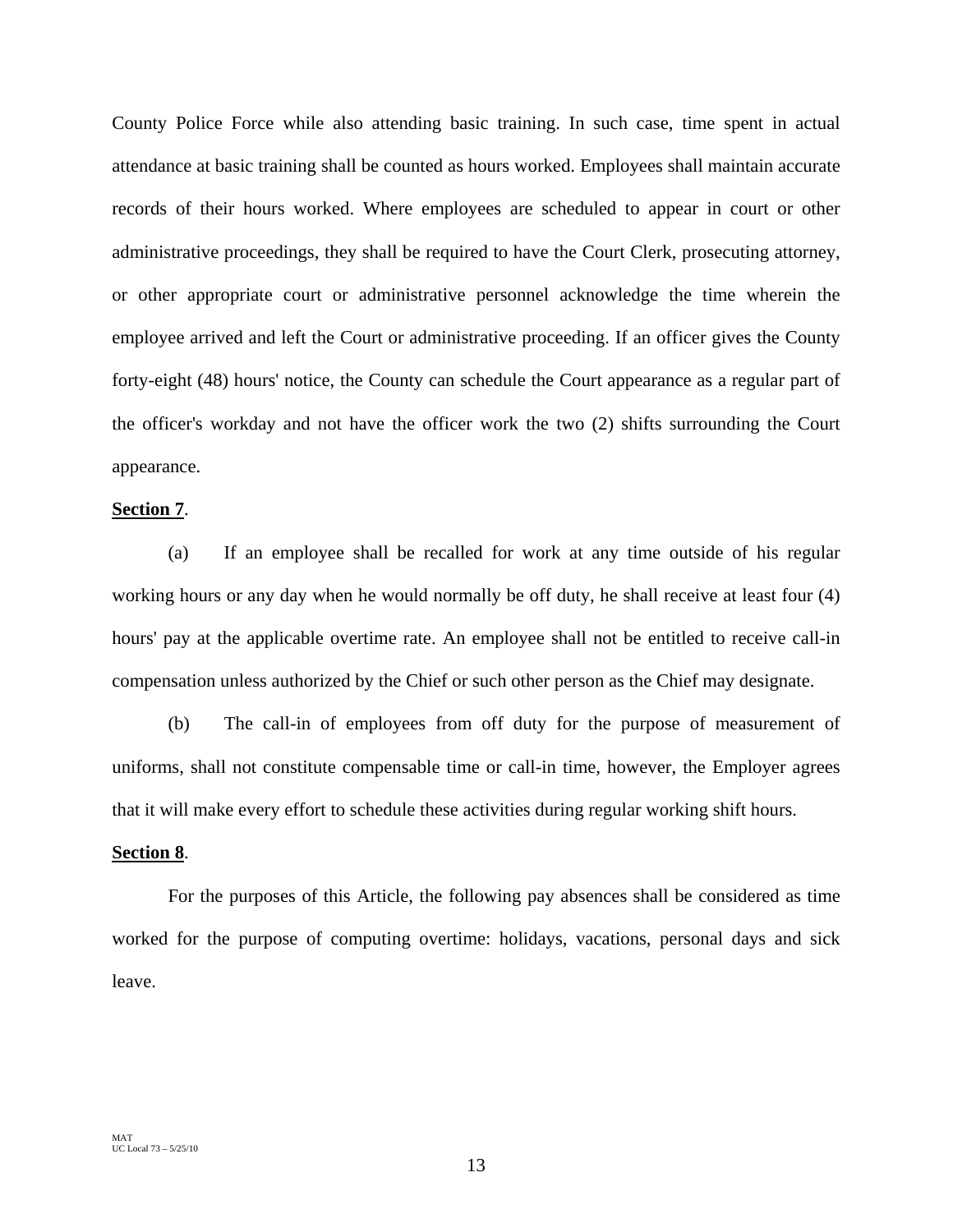County Police Force while also attending basic training. In such case, time spent in actual attendance at basic training shall be counted as hours worked. Employees shall maintain accurate records of their hours worked. Where employees are scheduled to appear in court or other administrative proceedings, they shall be required to have the Court Clerk, prosecuting attorney, or other appropriate court or administrative personnel acknowledge the time wherein the employee arrived and left the Court or administrative proceeding. If an officer gives the County forty-eight (48) hours' notice, the County can schedule the Court appearance as a regular part of the officer's workday and not have the officer work the two (2) shifts surrounding the Court appearance.

**Section 7**.

(a) If an employee shall be recalled for work at any time outside of his regular working hours or any day when he would normally be off duty, he shall receive at least four (4) hours' pay at the applicable overtime rate. An employee shall not be entitled to receive call-in compensation unless authorized by the Chief or such other person as the Chief may designate.

(b) The call-in of employees from off duty for the purpose of measurement of uniforms, shall not constitute compensable time or call-in time, however, the Employer agrees that it will make every effort to schedule these activities during regular working shift hours.

**Section 8**.

For the purposes of this Article, the following pay absences shall be considered as time worked for the purpose of computing overtime: holidays, vacations, personal days and sick leave.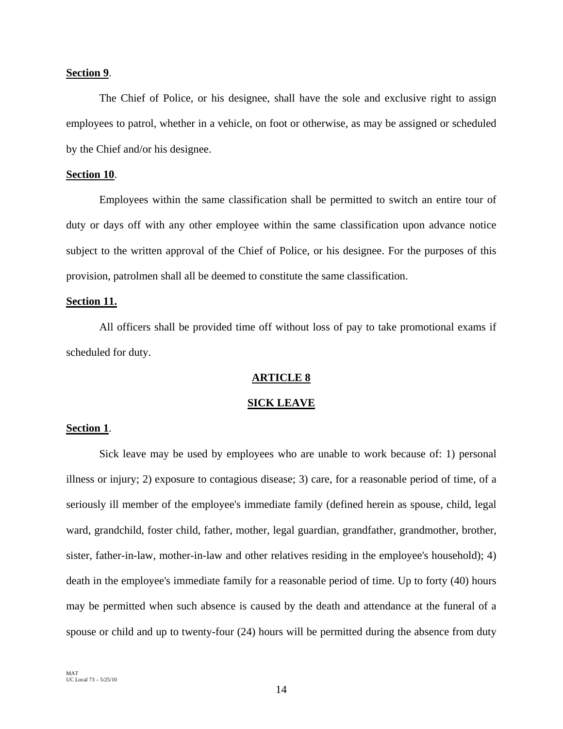**Section 9**.

The Chief of Police, or his designee, shall have the sole and exclusive right to assign employees to patrol, whether in a vehicle, on foot or otherwise, as may be assigned or scheduled by the Chief and/or his designee.

**Section 10**.

Employees within the same classification shall be permitted to switch an entire tour of duty or days off with any other employee within the same classification upon advance notice subject to the written approval of the Chief of Police, or his designee. For the purposes of this provision, patrolmen shall all be deemed to constitute the same classification.

**Section 11.**

All officers shall be provided time off without loss of pay to take promotional exams if scheduled for duty.

## ARTICLE 8

## SICK LEAVE

**Section 1**.

Sick leave may be used by employees who are unable to work because of: 1) personal illness or injury; 2) exposure to contagious disease; 3) care, for a reasonable period of time, of a seriously ill member of the employee's immediate family (defined herein as spouse, child, legal ward, grandchild, foster child, father, mother, legal guardian, grandfather, grandmother, brother, sister, father-in-law, mother-in-law and other relatives residing in the employee's household); 4) death in the employee's immediate family for a reasonable period of time. Up to forty (40) hours may be permitted when such absence is caused by the death and attendance at the funeral of a spouse or child and up to twenty-four (24) hours will be permitted during the absence from duty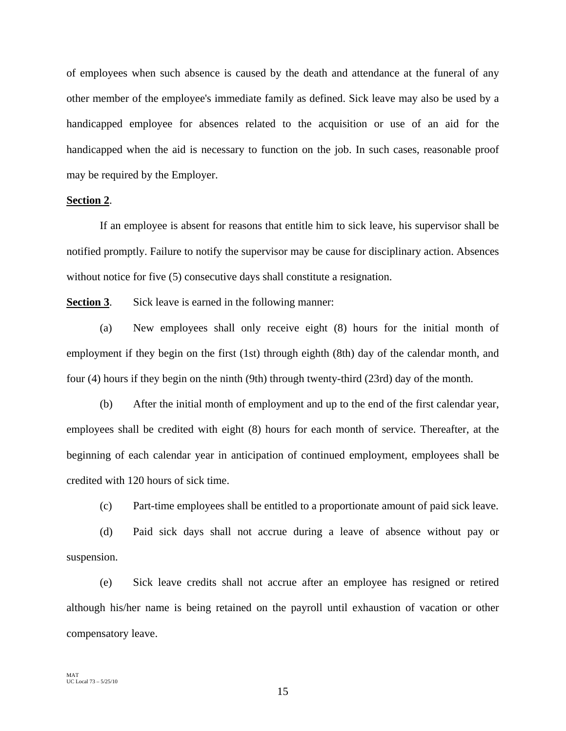of employees when such absence is caused by the death and attendance at the funeral of any other member of the employee's immediate family as defined. Sick leave may also be used by a handicapped employee for absences related to the acquisition or use of an aid for the handicapped when the aid is necessary to function on the job. In such cases, reasonable proof may be required by the Employer.

**Section 2**.

If an employee is absent for reasons that entitle him to sick leave, his supervisor shall be notified promptly. Failure to notify the supervisor may be cause for disciplinary action. Absences without notice for five (5) consecutive days shall constitute a resignation.

**Section 3**. Sick leave is earned in the following manner:

(a) New employees shall only receive eight (8) hours for the initial month of employment if they begin on the first (1st) through eighth (8th) day of the calendar month, and four (4) hours if they begin on the ninth (9th) through twenty-third (23rd) day of the month.

(b) After the initial month of employment and up to the end of the first calendar year, employees shall be credited with eight (8) hours for each month of service. Thereafter, at the beginning of each calendar year in anticipation of continued employment, employees shall be credited with 120 hours of sick time.

(c) Part-time employees shall be entitled to a proportionate amount of paid sick leave.

(d) Paid sick days shall not accrue during a leave of absence without pay or suspension.

(e) Sick leave credits shall not accrue after an employee has resigned or retired although his/her name is being retained on the payroll until exhaustion of vacation or other compensatory leave.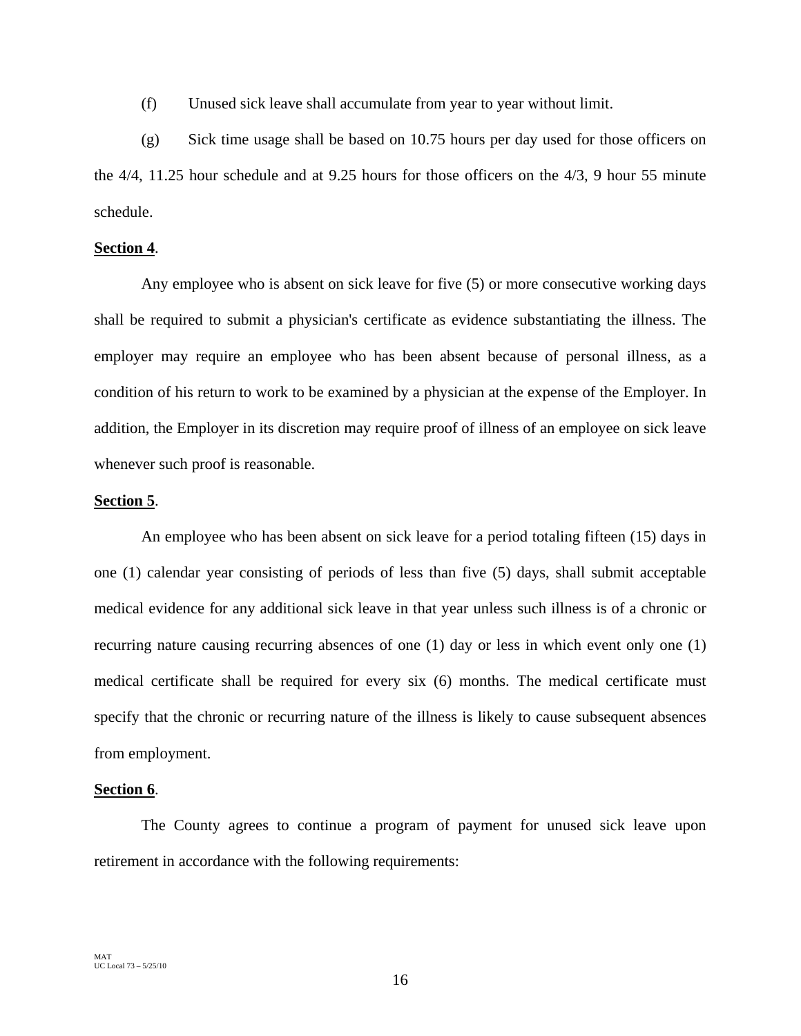(f) Unused sick leave shall accumulate from year to year without limit.

(g) Sick time usage shall be based on 10.75 hours per day used for those officers on the 4/4, 11.25 hour schedule and at 9.25 hours for those officers on the 4/3, 9 hour 55 minute schedule.

**Section 4**.

Any employee who is absent on sick leave for five (5) or more consecutive working days shall be required to submit a physician's certificate as evidence substantiating the illness. The employer may require an employee who has been absent because of personal illness, as a condition of his return to work to be examined by a physician at the expense of the Employer. In addition, the Employer in its discretion may require proof of illness of an employee on sick leave whenever such proof is reasonable.

**Section 5**.

An employee who has been absent on sick leave for a period totaling fifteen (15) days in one (1) calendar year consisting of periods of less than five (5) days, shall submit acceptable medical evidence for any additional sick leave in that year unless such illness is of a chronic or recurring nature causing recurring absences of one (1) day or less in which event only one (1) medical certificate shall be required for every six (6) months. The medical certificate must specify that the chronic or recurring nature of the illness is likely to cause subsequent absences from employment.

**Section 6**.

The County agrees to continue a program of payment for unused sick leave upon retirement in accordance with the following requirements: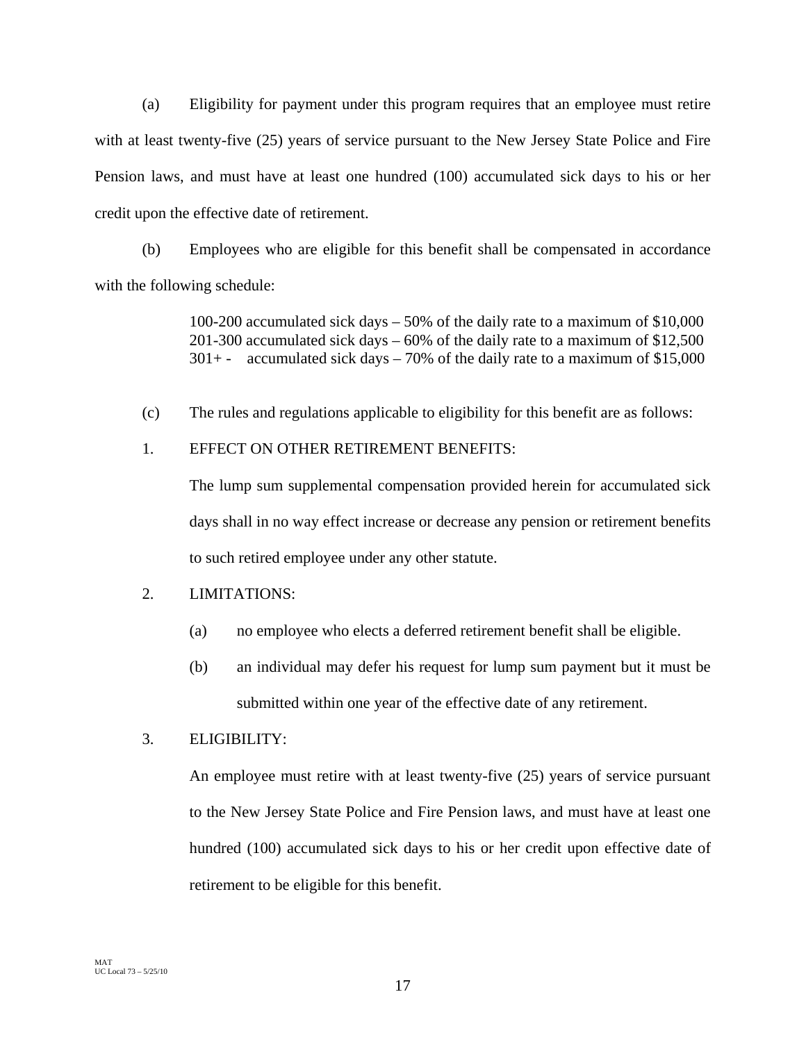(a) Eligibility for payment under this program requires that an employee must retire with at least twenty-five (25) years of service pursuant to the New Jersey State Police and Fire Pension laws, and must have at least one hundred (100) accumulated sick days to his or her credit upon the effective date of retirement.

(b) Employees who are eligible for this benefit shall be compensated in accordance with the following schedule:

> 100-200 accumulated sick days – 50% of the daily rate to a maximum of $10,000
> 201-300 accumulated sick days – 60% of the daily rate to a maximum of $12,500
> 301+ - accumulated sick days – 70% of the daily rate to a maximum of $15,000

(c) The rules and regulations applicable to eligibility for this benefit are as follows:

1. EFFECT ON OTHER RETIREMENT BENEFITS:

   The lump sum supplemental compensation provided herein for accumulated sick days shall in no way effect increase or decrease any pension or retirement benefits to such retired employee under any other statute.

2. LIMITATIONS:

   (a) no employee who elects a deferred retirement benefit shall be eligible.

   (b) an individual may defer his request for lump sum payment but it must be submitted within one year of the effective date of any retirement.

3. ELIGIBILITY:

   An employee must retire with at least twenty-five (25) years of service pursuant to the New Jersey State Police and Fire Pension laws, and must have at least one hundred (100) accumulated sick days to his or her credit upon effective date of retirement to be eligible for this benefit.

MAT
UC Local 73 – 5/25/10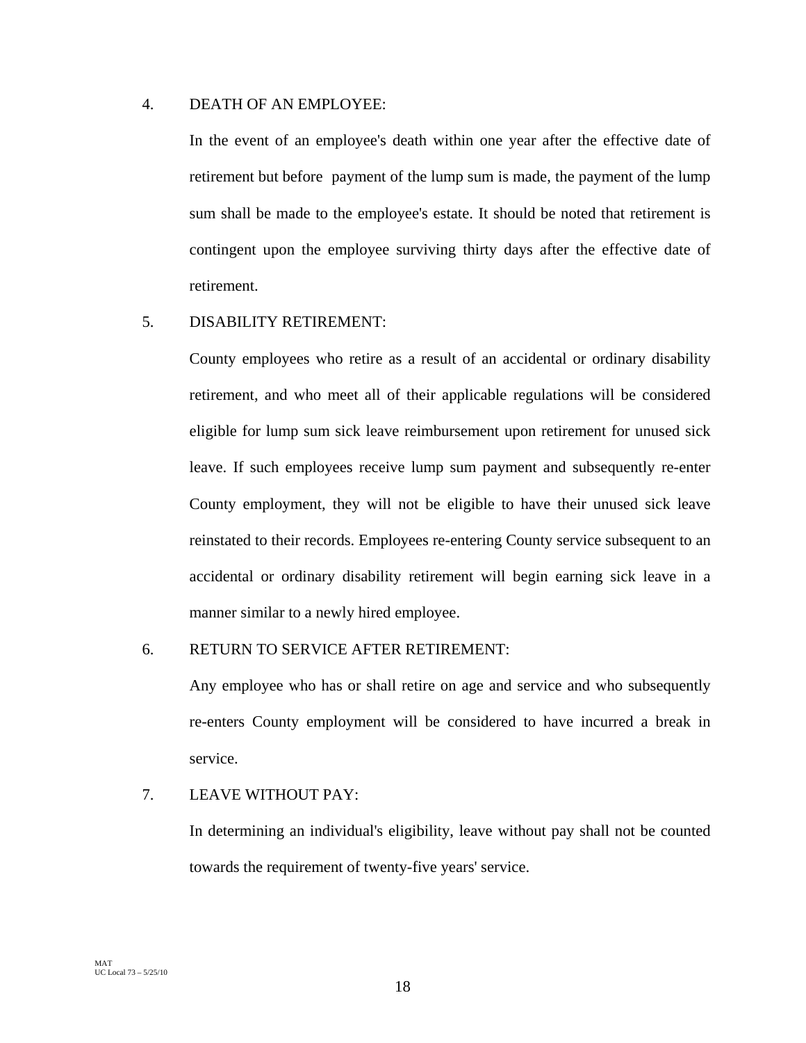4. DEATH OF AN EMPLOYEE:

   In the event of an employee's death within one year after the effective date of retirement but before payment of the lump sum is made, the payment of the lump sum shall be made to the employee's estate. It should be noted that retirement is contingent upon the employee surviving thirty days after the effective date of retirement.

5. DISABILITY RETIREMENT:

   County employees who retire as a result of an accidental or ordinary disability retirement, and who meet all of their applicable regulations will be considered eligible for lump sum sick leave reimbursement upon retirement for unused sick leave. If such employees receive lump sum payment and subsequently re-enter County employment, they will not be eligible to have their unused sick leave reinstated to their records. Employees re-entering County service subsequent to an accidental or ordinary disability retirement will begin earning sick leave in a manner similar to a newly hired employee.

6. RETURN TO SERVICE AFTER RETIREMENT:

   Any employee who has or shall retire on age and service and who subsequently re-enters County employment will be considered to have incurred a break in service.

7. LEAVE WITHOUT PAY:

   In determining an individual's eligibility, leave without pay shall not be counted towards the requirement of twenty-five years' service.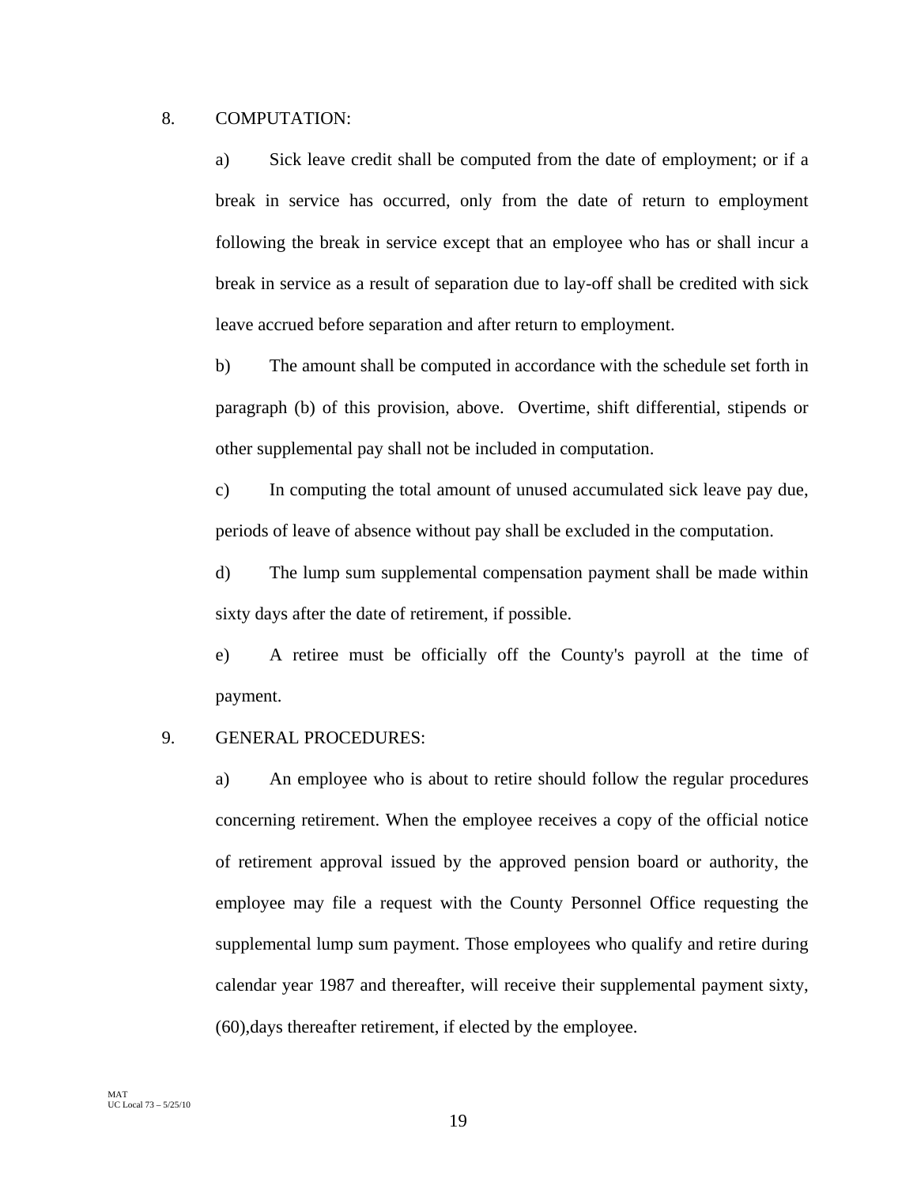8. COMPUTATION:

a) Sick leave credit shall be computed from the date of employment; or if a break in service has occurred, only from the date of return to employment following the break in service except that an employee who has or shall incur a break in service as a result of separation due to lay-off shall be credited with sick leave accrued before separation and after return to employment.

b) The amount shall be computed in accordance with the schedule set forth in paragraph (b) of this provision, above. Overtime, shift differential, stipends or other supplemental pay shall not be included in computation.

c) In computing the total amount of unused accumulated sick leave pay due, periods of leave of absence without pay shall be excluded in the computation.

d) The lump sum supplemental compensation payment shall be made within sixty days after the date of retirement, if possible.

e) A retiree must be officially off the County's payroll at the time of payment.

9. GENERAL PROCEDURES:

a) An employee who is about to retire should follow the regular procedures concerning retirement. When the employee receives a copy of the official notice of retirement approval issued by the approved pension board or authority, the employee may file a request with the County Personnel Office requesting the supplemental lump sum payment. Those employees who qualify and retire during calendar year 1987 and thereafter, will receive their supplemental payment sixty, (60),days thereafter retirement, if elected by the employee.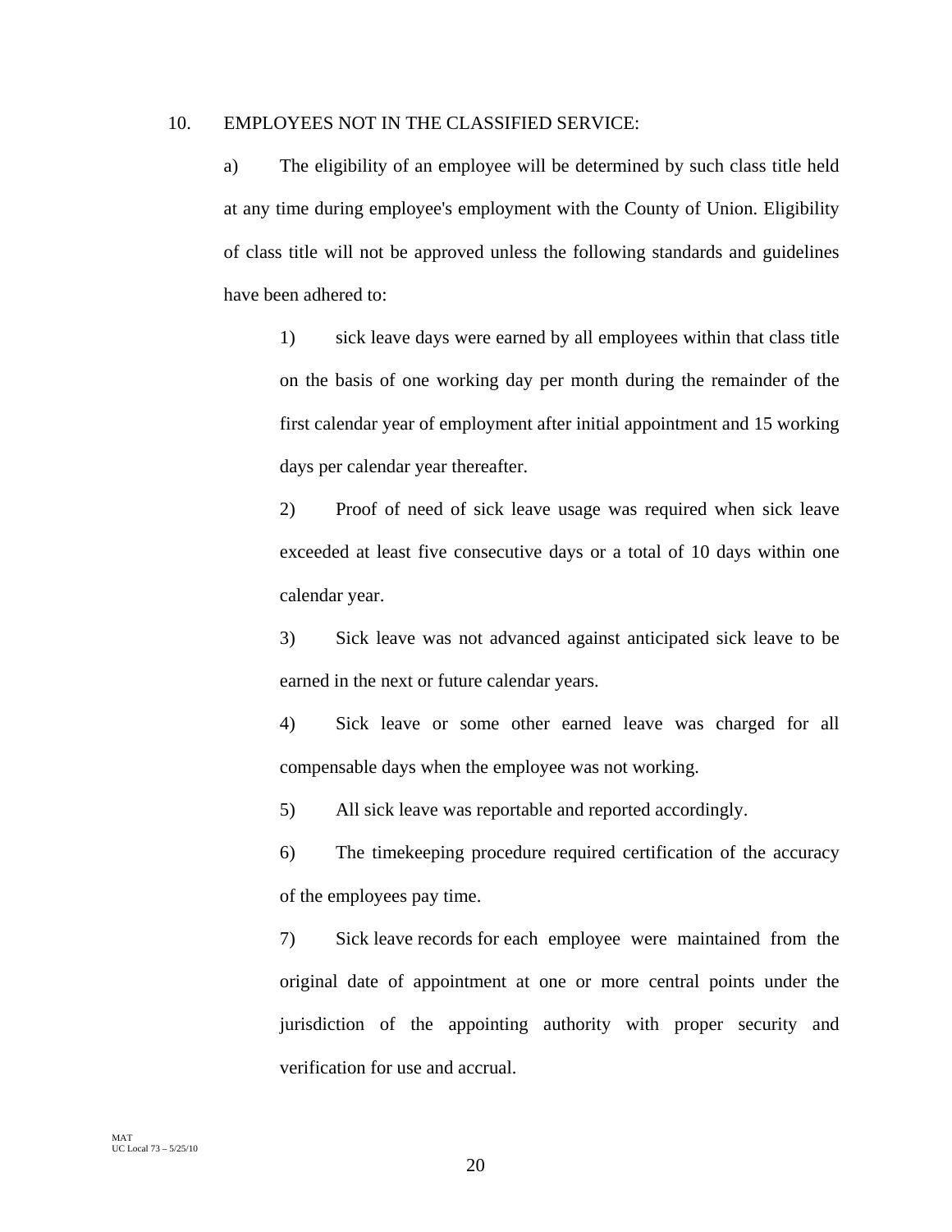10. EMPLOYEES NOT IN THE CLASSIFIED SERVICE:

a) The eligibility of an employee will be determined by such class title held at any time during employee's employment with the County of Union. Eligibility of class title will not be approved unless the following standards and guidelines have been adhered to:

1) sick leave days were earned by all employees within that class title on the basis of one working day per month during the remainder of the first calendar year of employment after initial appointment and 15 working days per calendar year thereafter.

2) Proof of need of sick leave usage was required when sick leave exceeded at least five consecutive days or a total of 10 days within one calendar year.

3) Sick leave was not advanced against anticipated sick leave to be earned in the next or future calendar years.

4) Sick leave or some other earned leave was charged for all compensable days when the employee was not working.

5) All sick leave was reportable and reported accordingly.

6) The timekeeping procedure required certification of the accuracy of the employees pay time.

7) Sick leave records for each employee were maintained from the original date of appointment at one or more central points under the jurisdiction of the appointing authority with proper security and verification for use and accrual.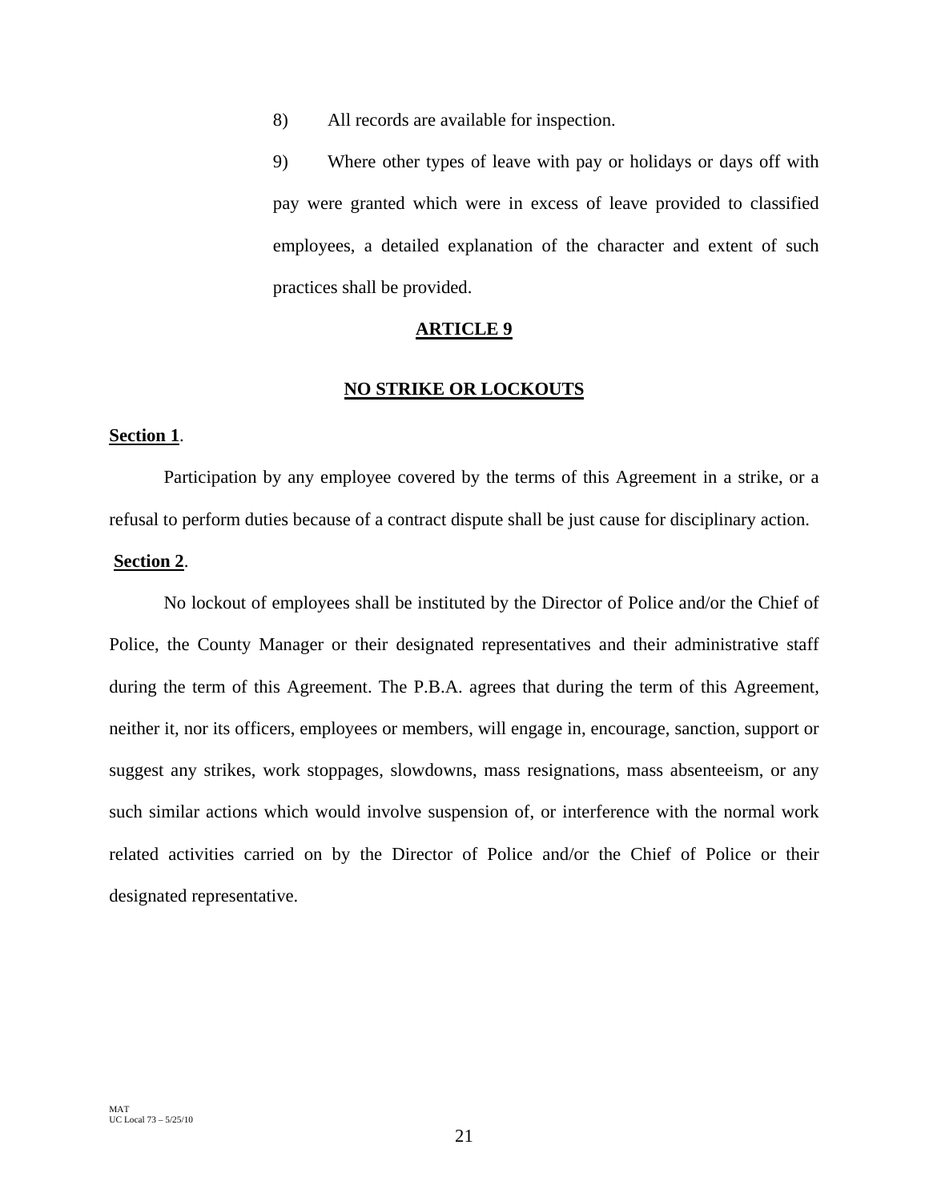8) All records are available for inspection.

9) Where other types of leave with pay or holidays or days off with pay were granted which were in excess of leave provided to classified employees, a detailed explanation of the character and extent of such practices shall be provided.

## ARTICLE 9

## NO STRIKE OR LOCKOUTS

**Section 1**.

Participation by any employee covered by the terms of this Agreement in a strike, or a refusal to perform duties because of a contract dispute shall be just cause for disciplinary action.

**Section 2**.

No lockout of employees shall be instituted by the Director of Police and/or the Chief of Police, the County Manager or their designated representatives and their administrative staff during the term of this Agreement. The P.B.A. agrees that during the term of this Agreement, neither it, nor its officers, employees or members, will engage in, encourage, sanction, support or suggest any strikes, work stoppages, slowdowns, mass resignations, mass absenteeism, or any such similar actions which would involve suspension of, or interference with the normal work related activities carried on by the Director of Police and/or the Chief of Police or their designated representative.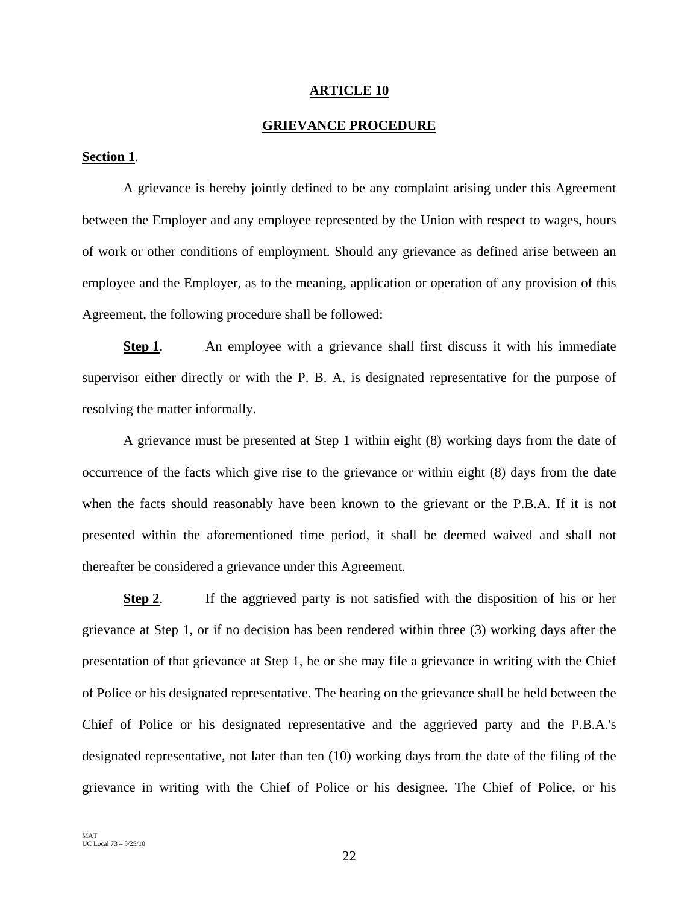## ARTICLE 10

## GRIEVANCE PROCEDURE

**Section 1**.

A grievance is hereby jointly defined to be any complaint arising under this Agreement between the Employer and any employee represented by the Union with respect to wages, hours of work or other conditions of employment. Should any grievance as defined arise between an employee and the Employer, as to the meaning, application or operation of any provision of this Agreement, the following procedure shall be followed:

**Step 1**. An employee with a grievance shall first discuss it with his immediate supervisor either directly or with the P. B. A. is designated representative for the purpose of resolving the matter informally.

A grievance must be presented at Step 1 within eight (8) working days from the date of occurrence of the facts which give rise to the grievance or within eight (8) days from the date when the facts should reasonably have been known to the grievant or the P.B.A. If it is not presented within the aforementioned time period, it shall be deemed waived and shall not thereafter be considered a grievance under this Agreement.

**Step 2**. If the aggrieved party is not satisfied with the disposition of his or her grievance at Step 1, or if no decision has been rendered within three (3) working days after the presentation of that grievance at Step 1, he or she may file a grievance in writing with the Chief of Police or his designated representative. The hearing on the grievance shall be held between the Chief of Police or his designated representative and the aggrieved party and the P.B.A.'s designated representative, not later than ten (10) working days from the date of the filing of the grievance in writing with the Chief of Police or his designee. The Chief of Police, or his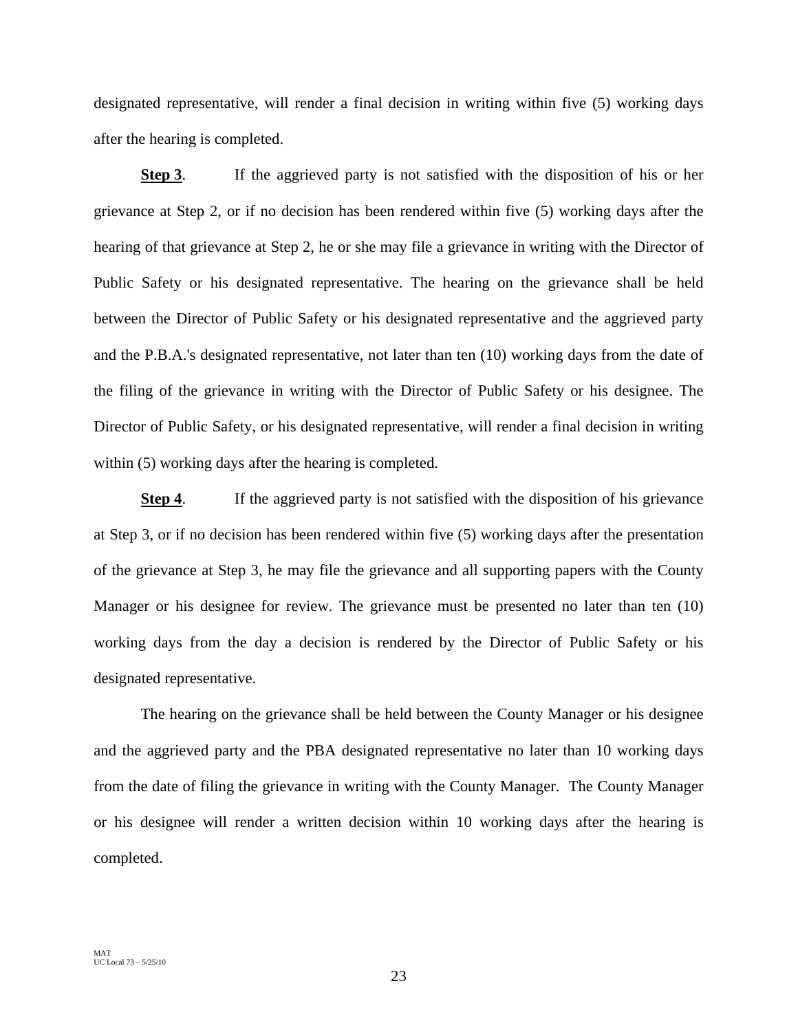designated representative, will render a final decision in writing within five (5) working days after the hearing is completed.

**Step 3**. If the aggrieved party is not satisfied with the disposition of his or her grievance at Step 2, or if no decision has been rendered within five (5) working days after the hearing of that grievance at Step 2, he or she may file a grievance in writing with the Director of Public Safety or his designated representative. The hearing on the grievance shall be held between the Director of Public Safety or his designated representative and the aggrieved party and the P.B.A.'s designated representative, not later than ten (10) working days from the date of the filing of the grievance in writing with the Director of Public Safety or his designee. The Director of Public Safety, or his designated representative, will render a final decision in writing within (5) working days after the hearing is completed.

**Step 4**. If the aggrieved party is not satisfied with the disposition of his grievance at Step 3, or if no decision has been rendered within five (5) working days after the presentation of the grievance at Step 3, he may file the grievance and all supporting papers with the County Manager or his designee for review. The grievance must be presented no later than ten (10) working days from the day a decision is rendered by the Director of Public Safety or his designated representative.

The hearing on the grievance shall be held between the County Manager or his designee and the aggrieved party and the PBA designated representative no later than 10 working days from the date of filing the grievance in writing with the County Manager. The County Manager or his designee will render a written decision within 10 working days after the hearing is completed.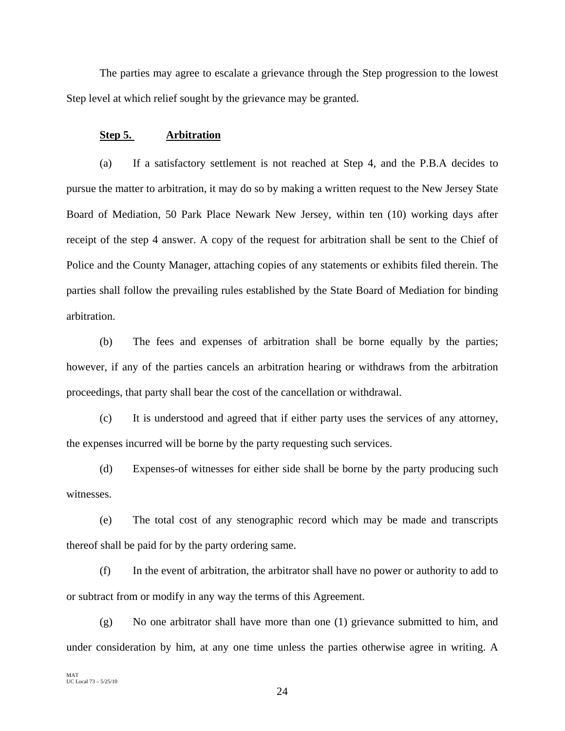The parties may agree to escalate a grievance through the Step progression to the lowest Step level at which relief sought by the grievance may be granted.

**Step 5. Arbitration**

(a) If a satisfactory settlement is not reached at Step 4, and the P.B.A decides to pursue the matter to arbitration, it may do so by making a written request to the New Jersey State Board of Mediation, 50 Park Place Newark New Jersey, within ten (10) working days after receipt of the step 4 answer. A copy of the request for arbitration shall be sent to the Chief of Police and the County Manager, attaching copies of any statements or exhibits filed therein. The parties shall follow the prevailing rules established by the State Board of Mediation for binding arbitration.

(b) The fees and expenses of arbitration shall be borne equally by the parties; however, if any of the parties cancels an arbitration hearing or withdraws from the arbitration proceedings, that party shall bear the cost of the cancellation or withdrawal.

(c) It is understood and agreed that if either party uses the services of any attorney, the expenses incurred will be borne by the party requesting such services.

(d) Expenses-of witnesses for either side shall be borne by the party producing such witnesses.

(e) The total cost of any stenographic record which may be made and transcripts thereof shall be paid for by the party ordering same.

(f) In the event of arbitration, the arbitrator shall have no power or authority to add to or subtract from or modify in any way the terms of this Agreement.

(g) No one arbitrator shall have more than one (1) grievance submitted to him, and under consideration by him, at any one time unless the parties otherwise agree in writing. A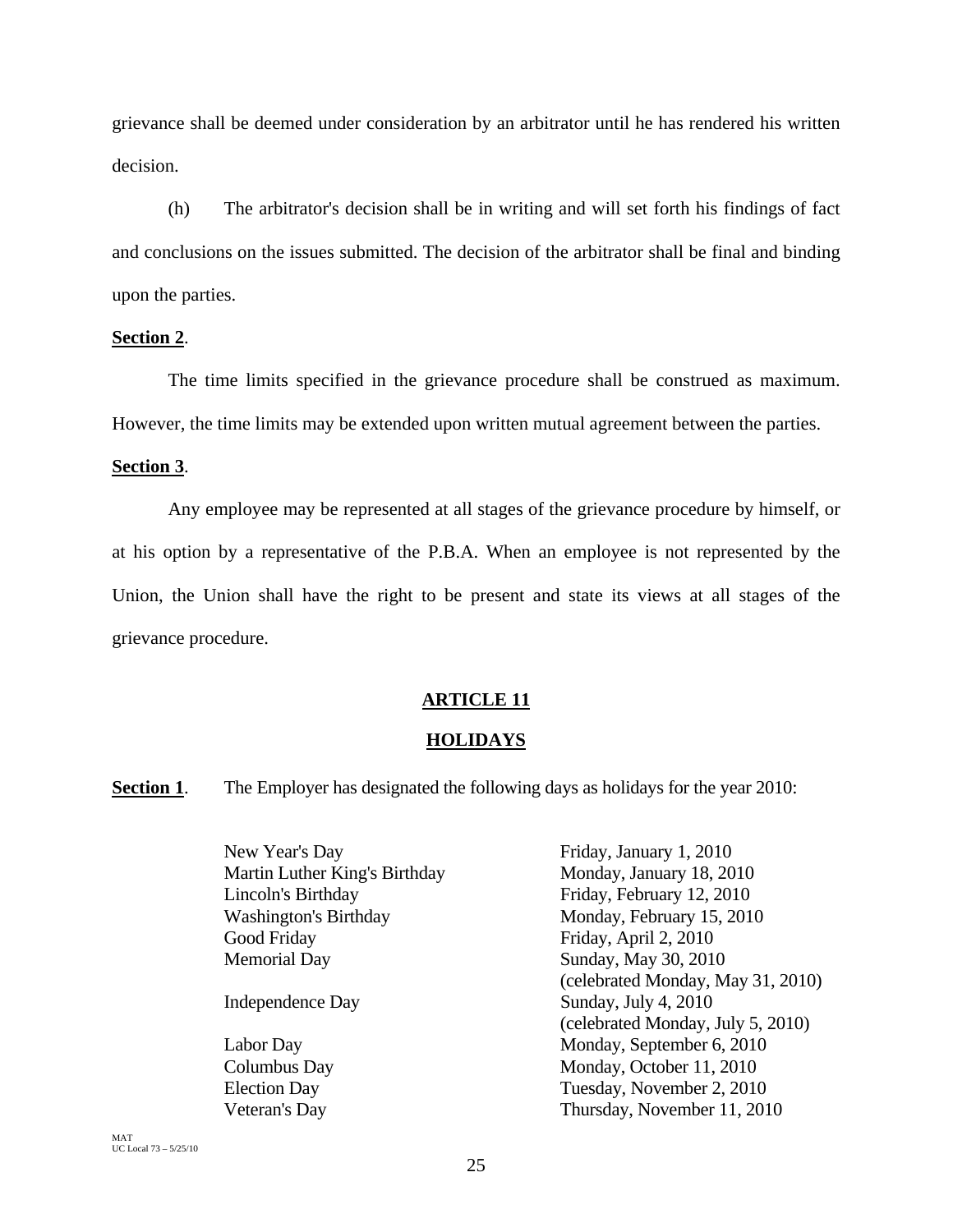grievance shall be deemed under consideration by an arbitrator until he has rendered his written decision.

(h) The arbitrator's decision shall be in writing and will set forth his findings of fact and conclusions on the issues submitted. The decision of the arbitrator shall be final and binding upon the parties.

**Section 2**.

The time limits specified in the grievance procedure shall be construed as maximum. However, the time limits may be extended upon written mutual agreement between the parties.

**Section 3**.

Any employee may be represented at all stages of the grievance procedure by himself, or at his option by a representative of the P.B.A. When an employee is not represented by the Union, the Union shall have the right to be present and state its views at all stages of the grievance procedure.

## ARTICLE 11

## HOLIDAYS

**Section 1**. The Employer has designated the following days as holidays for the year 2010:

| | |
|---|---|
| New Year's Day | Friday, January 1, 2010 |
| Martin Luther King's Birthday | Monday, January 18, 2010 |
| Lincoln's Birthday | Friday, February 12, 2010 |
| Washington's Birthday | Monday, February 15, 2010 |
| Good Friday | Friday, April 2, 2010 |
| Memorial Day | Sunday, May 30, 2010 (celebrated Monday, May 31, 2010) |
| Independence Day | Sunday, July 4, 2010 (celebrated Monday, July 5, 2010) |
| Labor Day | Monday, September 6, 2010 |
| Columbus Day | Monday, October 11, 2010 |
| Election Day | Tuesday, November 2, 2010 |
| Veteran's Day | Thursday, November 11, 2010 |

MAT
UC Local 73 – 5/25/10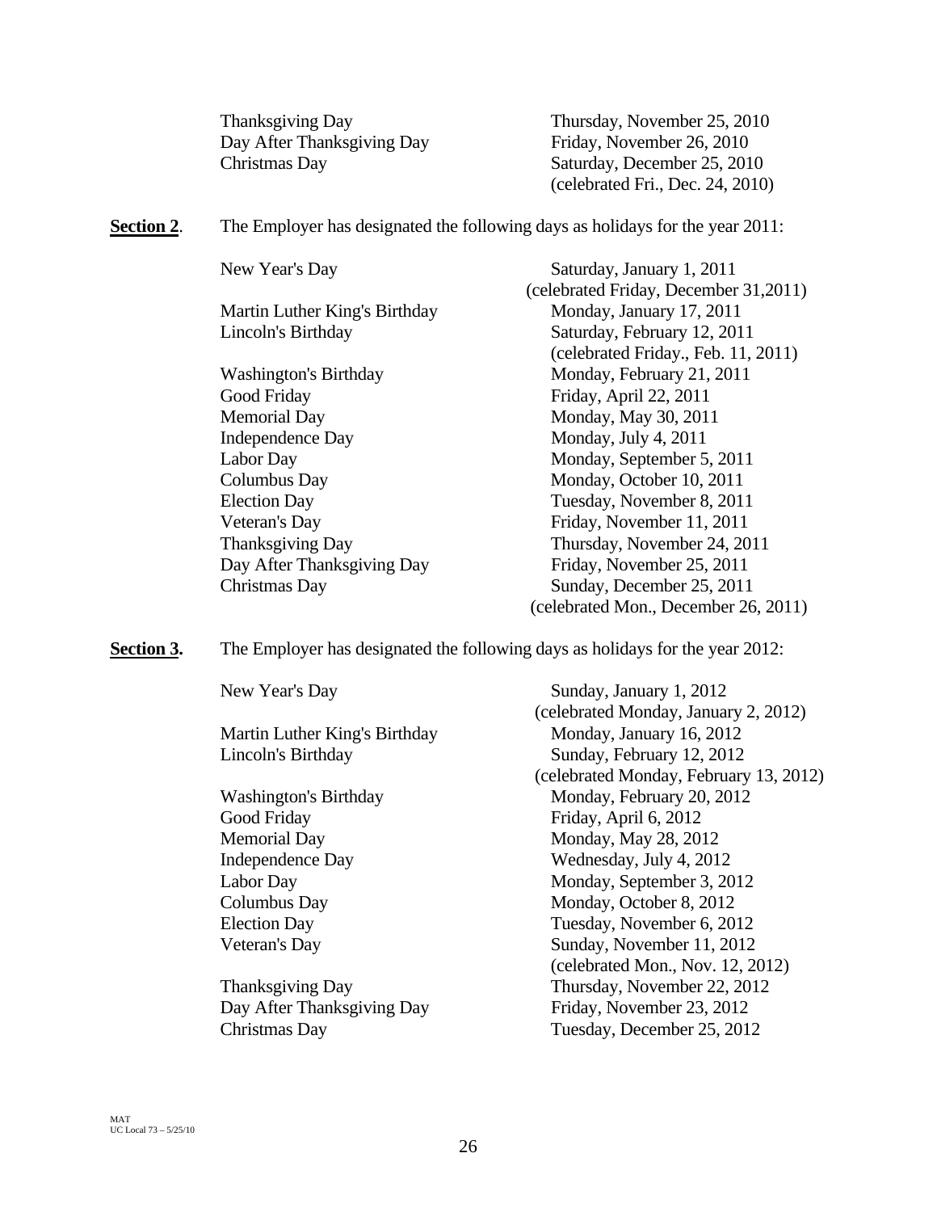| | |
|---|---|
| Thanksgiving Day | Thursday, November 25, 2010 |
| Day After Thanksgiving Day | Friday, November 26, 2010 |
| Christmas Day | Saturday, December 25, 2010 (celebrated Fri., Dec. 24, 2010) |

**Section 2**. The Employer has designated the following days as holidays for the year 2011:

| | |
|---|---|
| New Year's Day | Saturday, January 1, 2011 (celebrated Friday, December 31,2011) |
| Martin Luther King's Birthday | Monday, January 17, 2011 |
| Lincoln's Birthday | Saturday, February 12, 2011 (celebrated Friday., Feb. 11, 2011) |
| Washington's Birthday | Monday, February 21, 2011 |
| Good Friday | Friday, April 22, 2011 |
| Memorial Day | Monday, May 30, 2011 |
| Independence Day | Monday, July 4, 2011 |
| Labor Day | Monday, September 5, 2011 |
| Columbus Day | Monday, October 10, 2011 |
| Election Day | Tuesday, November 8, 2011 |
| Veteran's Day | Friday, November 11, 2011 |
| Thanksgiving Day | Thursday, November 24, 2011 |
| Day After Thanksgiving Day | Friday, November 25, 2011 |
| Christmas Day | Sunday, December 25, 2011 (celebrated Mon., December 26, 2011) |

**Section 3.** The Employer has designated the following days as holidays for the year 2012:

| | |
|---|---|
| New Year's Day | Sunday, January 1, 2012 (celebrated Monday, January 2, 2012) |
| Martin Luther King's Birthday | Monday, January 16, 2012 |
| Lincoln's Birthday | Sunday, February 12, 2012 (celebrated Monday, February 13, 2012) |
| Washington's Birthday | Monday, February 20, 2012 |
| Good Friday | Friday, April 6, 2012 |
| Memorial Day | Monday, May 28, 2012 |
| Independence Day | Wednesday, July 4, 2012 |
| Labor Day | Monday, September 3, 2012 |
| Columbus Day | Monday, October 8, 2012 |
| Election Day | Tuesday, November 6, 2012 |
| Veteran's Day | Sunday, November 11, 2012 (celebrated Mon., Nov. 12, 2012) |
| Thanksgiving Day | Thursday, November 22, 2012 |
| Day After Thanksgiving Day | Friday, November 23, 2012 |
| Christmas Day | Tuesday, December 25, 2012 |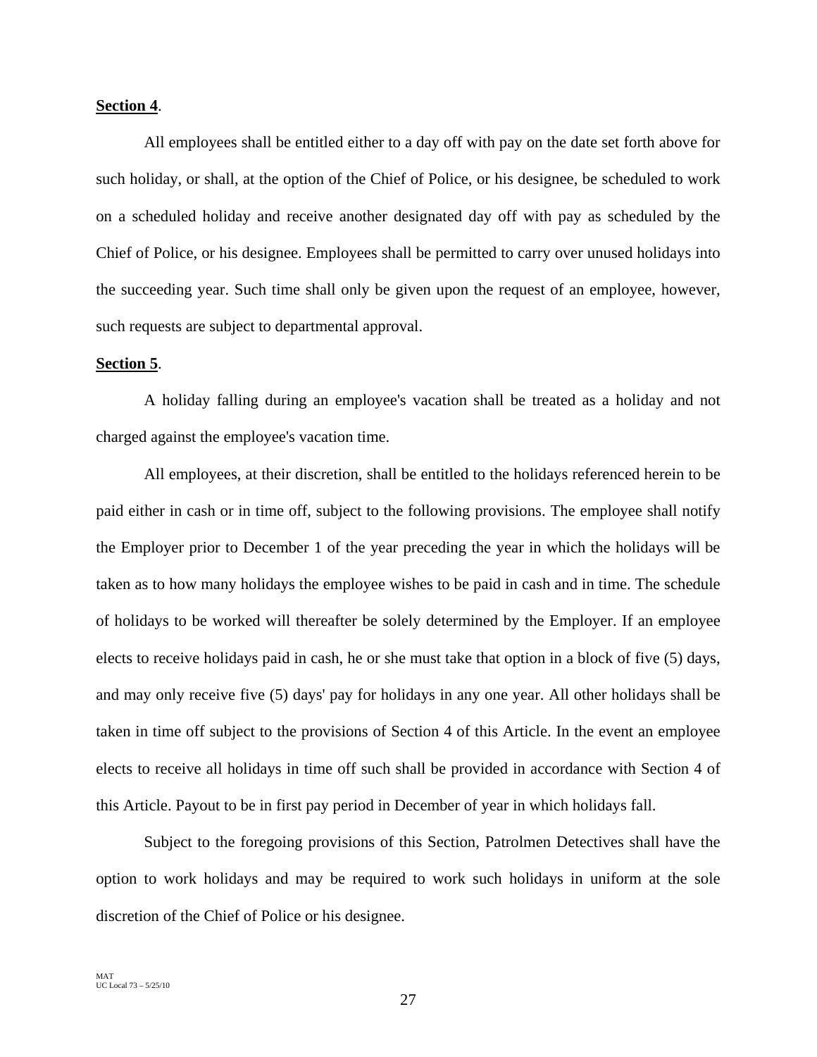**Section 4**.

All employees shall be entitled either to a day off with pay on the date set forth above for such holiday, or shall, at the option of the Chief of Police, or his designee, be scheduled to work on a scheduled holiday and receive another designated day off with pay as scheduled by the Chief of Police, or his designee. Employees shall be permitted to carry over unused holidays into the succeeding year. Such time shall only be given upon the request of an employee, however, such requests are subject to departmental approval.

**Section 5**.

A holiday falling during an employee's vacation shall be treated as a holiday and not charged against the employee's vacation time.

All employees, at their discretion, shall be entitled to the holidays referenced herein to be paid either in cash or in time off, subject to the following provisions. The employee shall notify the Employer prior to December 1 of the year preceding the year in which the holidays will be taken as to how many holidays the employee wishes to be paid in cash and in time. The schedule of holidays to be worked will thereafter be solely determined by the Employer. If an employee elects to receive holidays paid in cash, he or she must take that option in a block of five (5) days, and may only receive five (5) days' pay for holidays in any one year. All other holidays shall be taken in time off subject to the provisions of Section 4 of this Article. In the event an employee elects to receive all holidays in time off such shall be provided in accordance with Section 4 of this Article. Payout to be in first pay period in December of year in which holidays fall.

Subject to the foregoing provisions of this Section, Patrolmen Detectives shall have the option to work holidays and may be required to work such holidays in uniform at the sole discretion of the Chief of Police or his designee.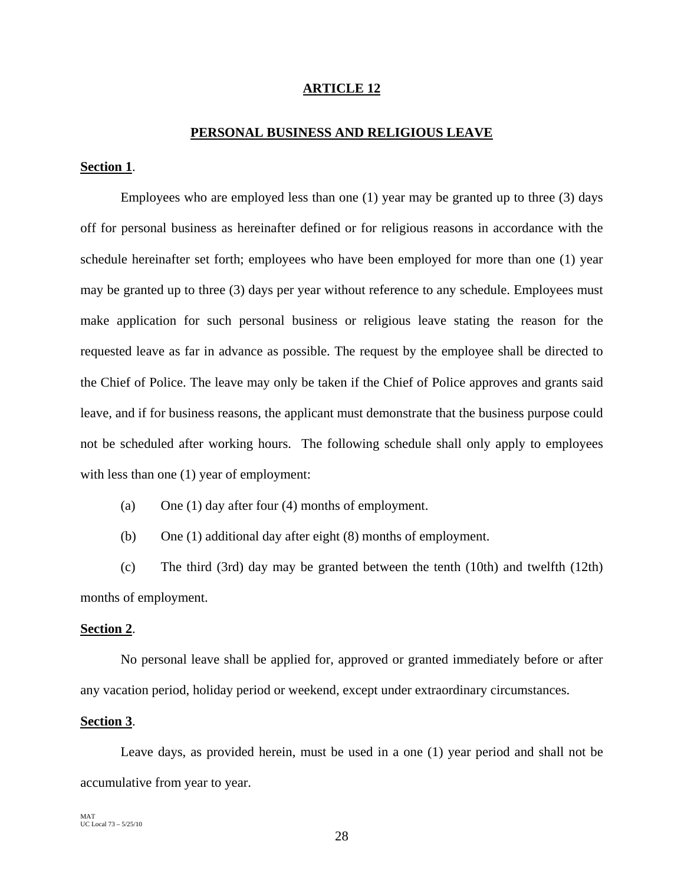# ARTICLE 12

## PERSONAL BUSINESS AND RELIGIOUS LEAVE

**Section 1**.

Employees who are employed less than one (1) year may be granted up to three (3) days off for personal business as hereinafter defined or for religious reasons in accordance with the schedule hereinafter set forth; employees who have been employed for more than one (1) year may be granted up to three (3) days per year without reference to any schedule. Employees must make application for such personal business or religious leave stating the reason for the requested leave as far in advance as possible. The request by the employee shall be directed to the Chief of Police. The leave may only be taken if the Chief of Police approves and grants said leave, and if for business reasons, the applicant must demonstrate that the business purpose could not be scheduled after working hours. The following schedule shall only apply to employees with less than one (1) year of employment:

(a) One (1) day after four (4) months of employment.

(b) One (1) additional day after eight (8) months of employment.

(c) The third (3rd) day may be granted between the tenth (10th) and twelfth (12th) months of employment.

**Section 2**.

No personal leave shall be applied for, approved or granted immediately before or after any vacation period, holiday period or weekend, except under extraordinary circumstances.

**Section 3**.

Leave days, as provided herein, must be used in a one (1) year period and shall not be accumulative from year to year.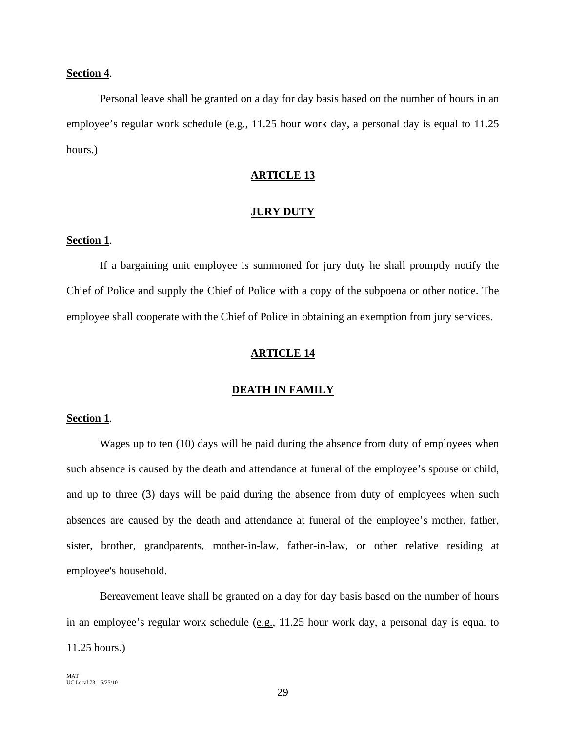**Section 4**.

Personal leave shall be granted on a day for day basis based on the number of hours in an employee's regular work schedule (e.g., 11.25 hour work day, a personal day is equal to 11.25 hours.)

## ARTICLE 13

## JURY DUTY

**Section 1**.

If a bargaining unit employee is summoned for jury duty he shall promptly notify the Chief of Police and supply the Chief of Police with a copy of the subpoena or other notice. The employee shall cooperate with the Chief of Police in obtaining an exemption from jury services.

## ARTICLE 14

## DEATH IN FAMILY

**Section 1**.

Wages up to ten (10) days will be paid during the absence from duty of employees when such absence is caused by the death and attendance at funeral of the employee's spouse or child, and up to three (3) days will be paid during the absence from duty of employees when such absences are caused by the death and attendance at funeral of the employee's mother, father, sister, brother, grandparents, mother-in-law, father-in-law, or other relative residing at employee's household.

Bereavement leave shall be granted on a day for day basis based on the number of hours in an employee's regular work schedule (e.g., 11.25 hour work day, a personal day is equal to 11.25 hours.)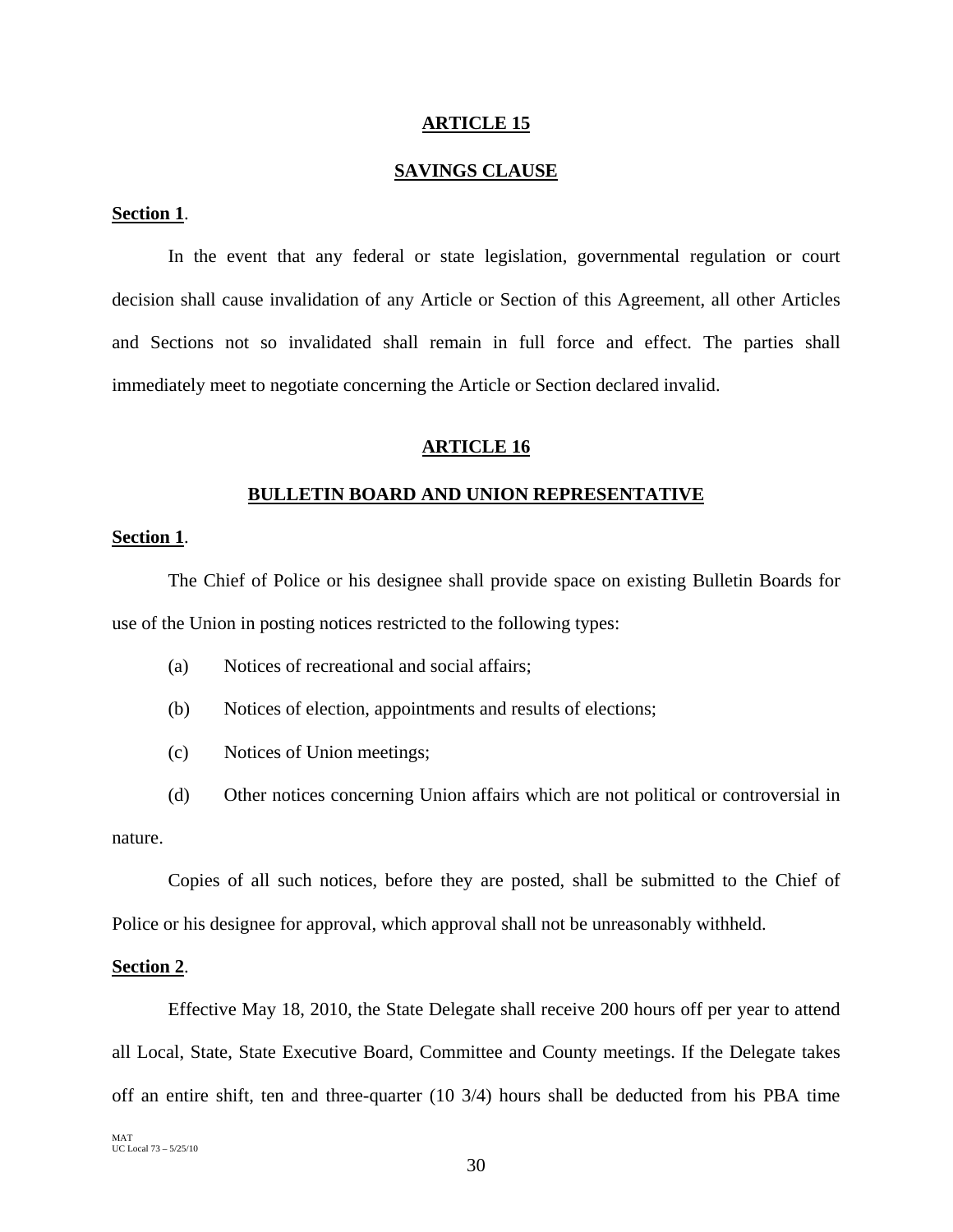## ARTICLE 15

## SAVINGS CLAUSE

**Section 1**.

In the event that any federal or state legislation, governmental regulation or court decision shall cause invalidation of any Article or Section of this Agreement, all other Articles and Sections not so invalidated shall remain in full force and effect. The parties shall immediately meet to negotiate concerning the Article or Section declared invalid.

## ARTICLE 16

## BULLETIN BOARD AND UNION REPRESENTATIVE

**Section 1**.

The Chief of Police or his designee shall provide space on existing Bulletin Boards for use of the Union in posting notices restricted to the following types:

(a) Notices of recreational and social affairs;

(b) Notices of election, appointments and results of elections;

(c) Notices of Union meetings;

(d) Other notices concerning Union affairs which are not political or controversial in nature.

Copies of all such notices, before they are posted, shall be submitted to the Chief of Police or his designee for approval, which approval shall not be unreasonably withheld.

**Section 2**.

Effective May 18, 2010, the State Delegate shall receive 200 hours off per year to attend all Local, State, State Executive Board, Committee and County meetings. If the Delegate takes off an entire shift, ten and three-quarter (10 3/4) hours shall be deducted from his PBA time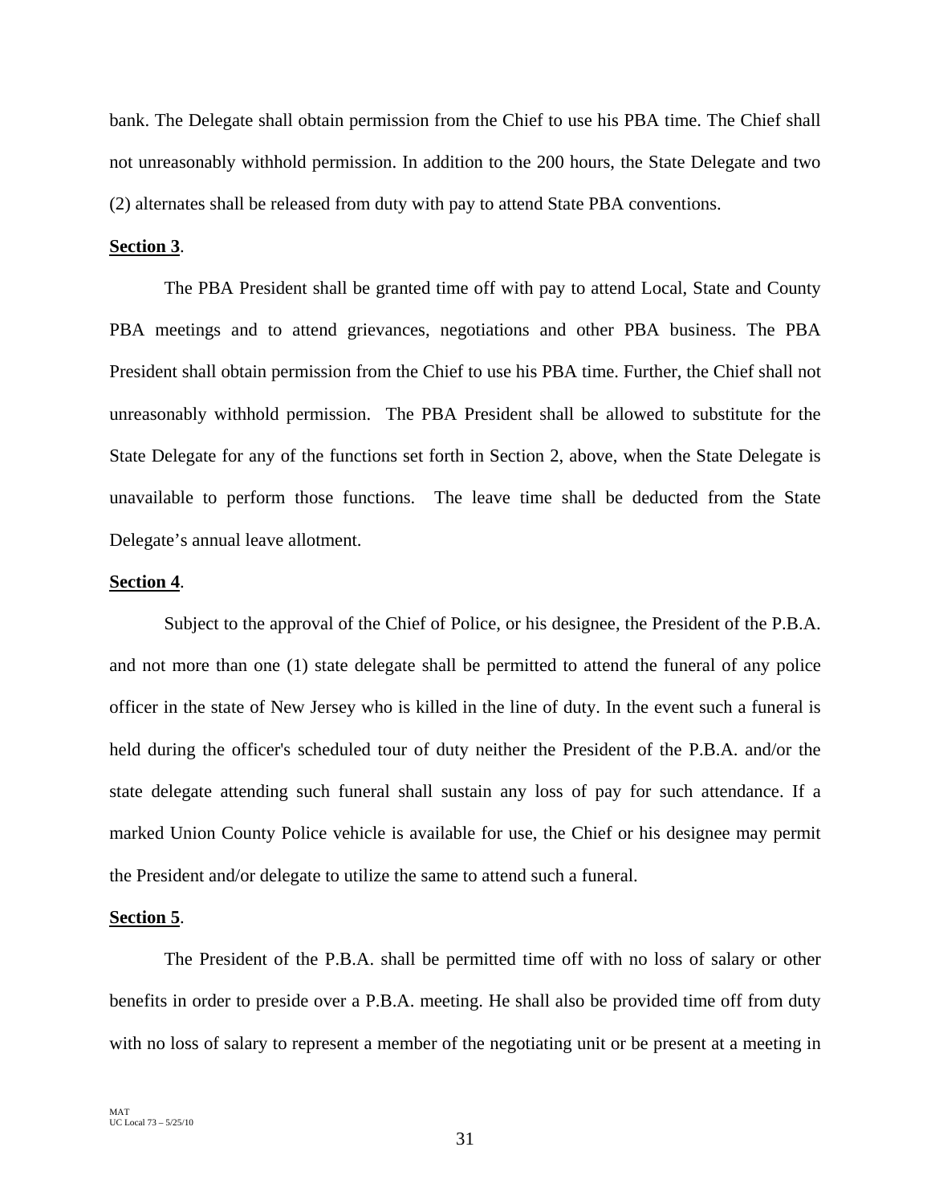bank. The Delegate shall obtain permission from the Chief to use his PBA time. The Chief shall not unreasonably withhold permission. In addition to the 200 hours, the State Delegate and two (2) alternates shall be released from duty with pay to attend State PBA conventions.

**Section 3**.

The PBA President shall be granted time off with pay to attend Local, State and County PBA meetings and to attend grievances, negotiations and other PBA business. The PBA President shall obtain permission from the Chief to use his PBA time. Further, the Chief shall not unreasonably withhold permission. The PBA President shall be allowed to substitute for the State Delegate for any of the functions set forth in Section 2, above, when the State Delegate is unavailable to perform those functions. The leave time shall be deducted from the State Delegate's annual leave allotment.

**Section 4**.

Subject to the approval of the Chief of Police, or his designee, the President of the P.B.A. and not more than one (1) state delegate shall be permitted to attend the funeral of any police officer in the state of New Jersey who is killed in the line of duty. In the event such a funeral is held during the officer's scheduled tour of duty neither the President of the P.B.A. and/or the state delegate attending such funeral shall sustain any loss of pay for such attendance. If a marked Union County Police vehicle is available for use, the Chief or his designee may permit the President and/or delegate to utilize the same to attend such a funeral.

**Section 5**.

The President of the P.B.A. shall be permitted time off with no loss of salary or other benefits in order to preside over a P.B.A. meeting. He shall also be provided time off from duty with no loss of salary to represent a member of the negotiating unit or be present at a meeting in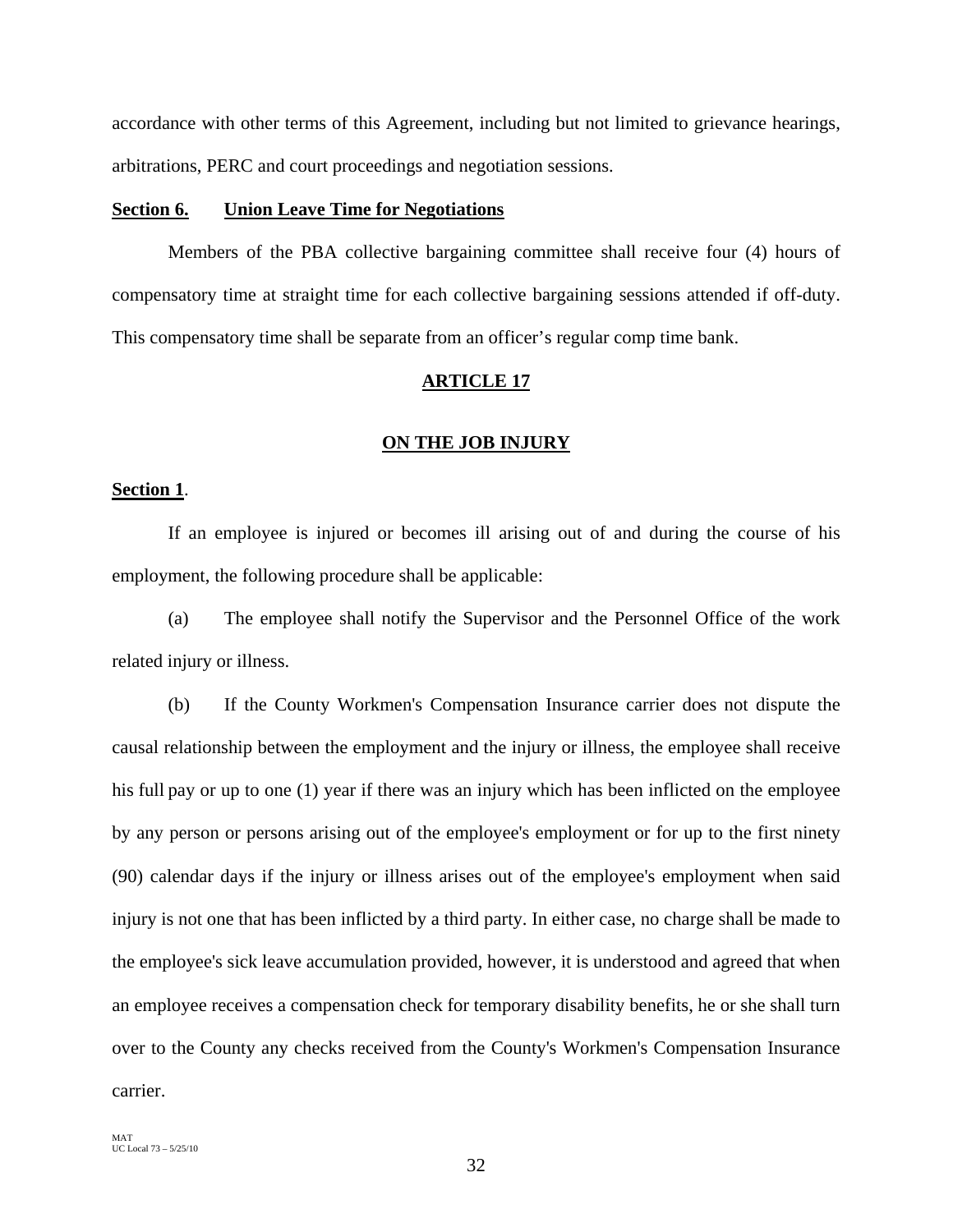accordance with other terms of this Agreement, including but not limited to grievance hearings, arbitrations, PERC and court proceedings and negotiation sessions.

**Section 6. Union Leave Time for Negotiations**

Members of the PBA collective bargaining committee shall receive four (4) hours of compensatory time at straight time for each collective bargaining sessions attended if off-duty. This compensatory time shall be separate from an officer's regular comp time bank.

## ARTICLE 17

## ON THE JOB INJURY

**Section 1**.

If an employee is injured or becomes ill arising out of and during the course of his employment, the following procedure shall be applicable:

(a) The employee shall notify the Supervisor and the Personnel Office of the work related injury or illness.

(b) If the County Workmen's Compensation Insurance carrier does not dispute the causal relationship between the employment and the injury or illness, the employee shall receive his full pay or up to one (1) year if there was an injury which has been inflicted on the employee by any person or persons arising out of the employee's employment or for up to the first ninety (90) calendar days if the injury or illness arises out of the employee's employment when said injury is not one that has been inflicted by a third party. In either case, no charge shall be made to the employee's sick leave accumulation provided, however, it is understood and agreed that when an employee receives a compensation check for temporary disability benefits, he or she shall turn over to the County any checks received from the County's Workmen's Compensation Insurance carrier.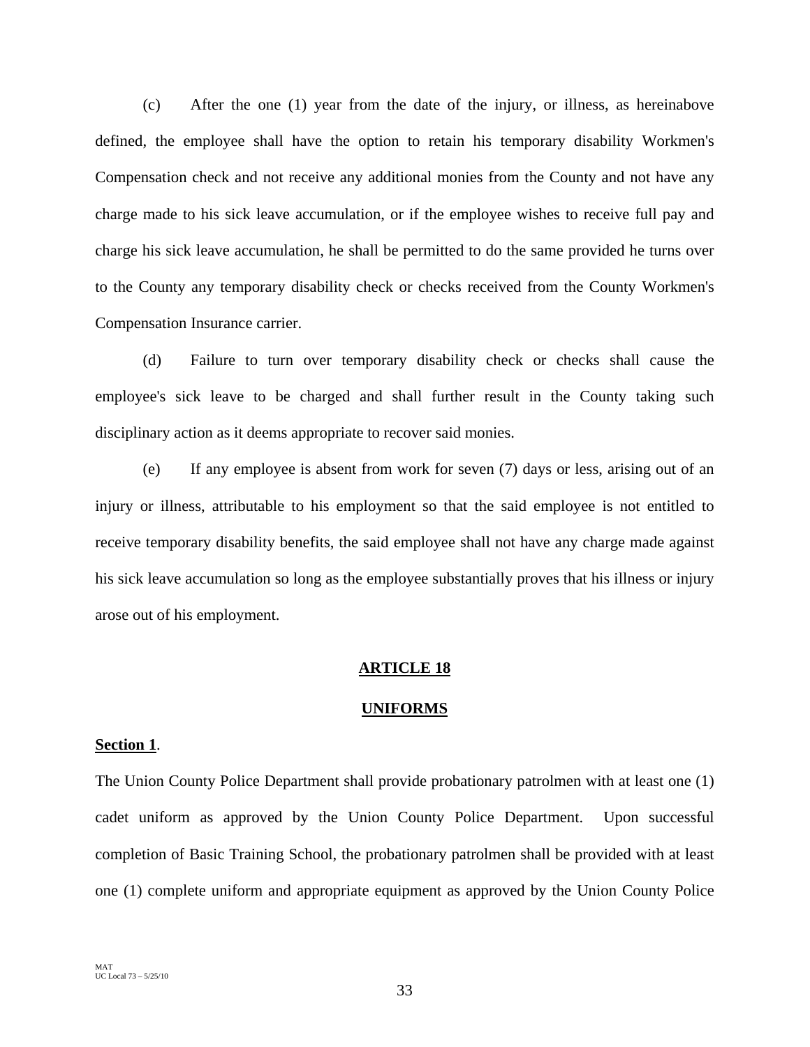(c) After the one (1) year from the date of the injury, or illness, as hereinabove defined, the employee shall have the option to retain his temporary disability Workmen's Compensation check and not receive any additional monies from the County and not have any charge made to his sick leave accumulation, or if the employee wishes to receive full pay and charge his sick leave accumulation, he shall be permitted to do the same provided he turns over to the County any temporary disability check or checks received from the County Workmen's Compensation Insurance carrier.

(d) Failure to turn over temporary disability check or checks shall cause the employee's sick leave to be charged and shall further result in the County taking such disciplinary action as it deems appropriate to recover said monies.

(e) If any employee is absent from work for seven (7) days or less, arising out of an injury or illness, attributable to his employment so that the said employee is not entitled to receive temporary disability benefits, the said employee shall not have any charge made against his sick leave accumulation so long as the employee substantially proves that his illness or injury arose out of his employment.

## ARTICLE 18

## UNIFORMS

**Section 1**.

The Union County Police Department shall provide probationary patrolmen with at least one (1) cadet uniform as approved by the Union County Police Department. Upon successful completion of Basic Training School, the probationary patrolmen shall be provided with at least one (1) complete uniform and appropriate equipment as approved by the Union County Police

MAT
UC Local 73 – 5/25/10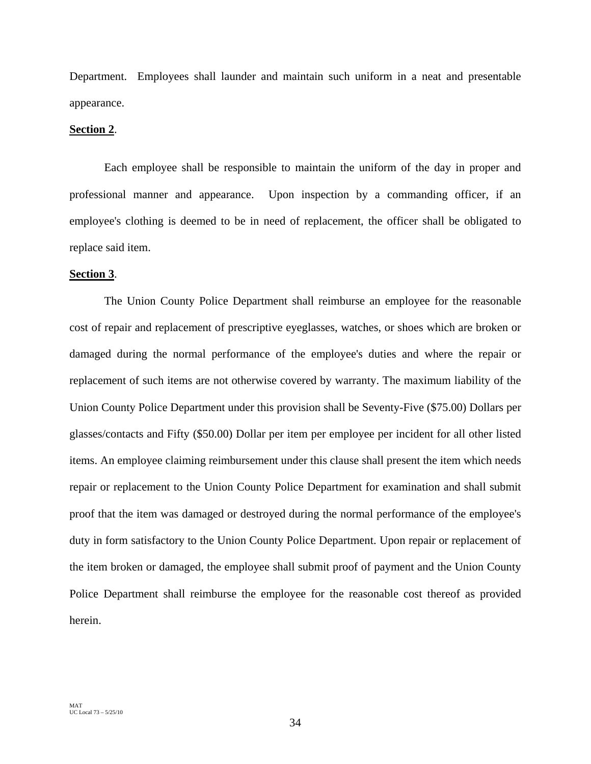Department. Employees shall launder and maintain such uniform in a neat and presentable appearance.

**Section 2**.

Each employee shall be responsible to maintain the uniform of the day in proper and professional manner and appearance. Upon inspection by a commanding officer, if an employee's clothing is deemed to be in need of replacement, the officer shall be obligated to replace said item.

**Section 3**.

The Union County Police Department shall reimburse an employee for the reasonable cost of repair and replacement of prescriptive eyeglasses, watches, or shoes which are broken or damaged during the normal performance of the employee's duties and where the repair or replacement of such items are not otherwise covered by warranty. The maximum liability of the Union County Police Department under this provision shall be Seventy-Five ($75.00) Dollars per glasses/contacts and Fifty ($50.00) Dollar per item per employee per incident for all other listed items. An employee claiming reimbursement under this clause shall present the item which needs repair or replacement to the Union County Police Department for examination and shall submit proof that the item was damaged or destroyed during the normal performance of the employee's duty in form satisfactory to the Union County Police Department. Upon repair or replacement of the item broken or damaged, the employee shall submit proof of payment and the Union County Police Department shall reimburse the employee for the reasonable cost thereof as provided herein.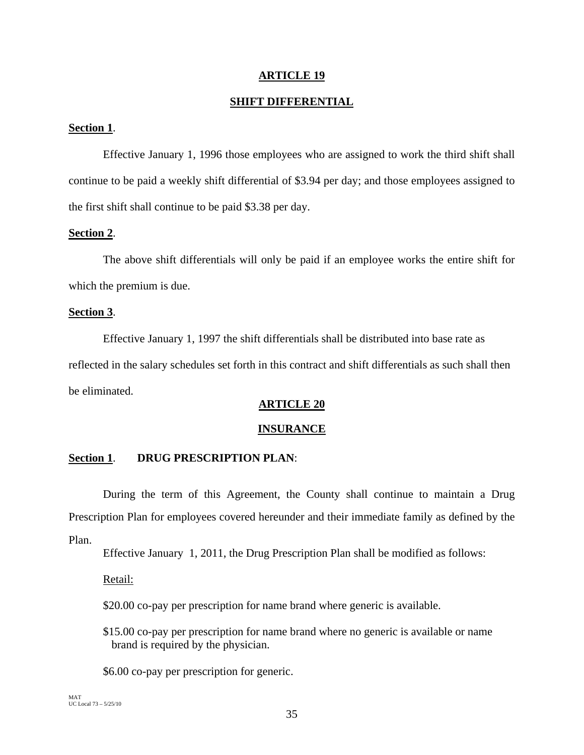## ARTICLE 19

## SHIFT DIFFERENTIAL

**Section 1**.

Effective January 1, 1996 those employees who are assigned to work the third shift shall continue to be paid a weekly shift differential of $3.94 per day; and those employees assigned to the first shift shall continue to be paid $3.38 per day.

**Section 2**.

The above shift differentials will only be paid if an employee works the entire shift for which the premium is due.

**Section 3**.

Effective January 1, 1997 the shift differentials shall be distributed into base rate as reflected in the salary schedules set forth in this contract and shift differentials as such shall then be eliminated.

## ARTICLE 20

## INSURANCE

**Section 1**. **DRUG PRESCRIPTION PLAN**:

During the term of this Agreement, the County shall continue to maintain a Drug Prescription Plan for employees covered hereunder and their immediate family as defined by the Plan.

Effective January 1, 2011, the Drug Prescription Plan shall be modified as follows:

Retail:

$20.00 co-pay per prescription for name brand where generic is available.

$15.00 co-pay per prescription for name brand where no generic is available or name brand is required by the physician.

$6.00 co-pay per prescription for generic.

MAT
UC Local 73 – 5/25/10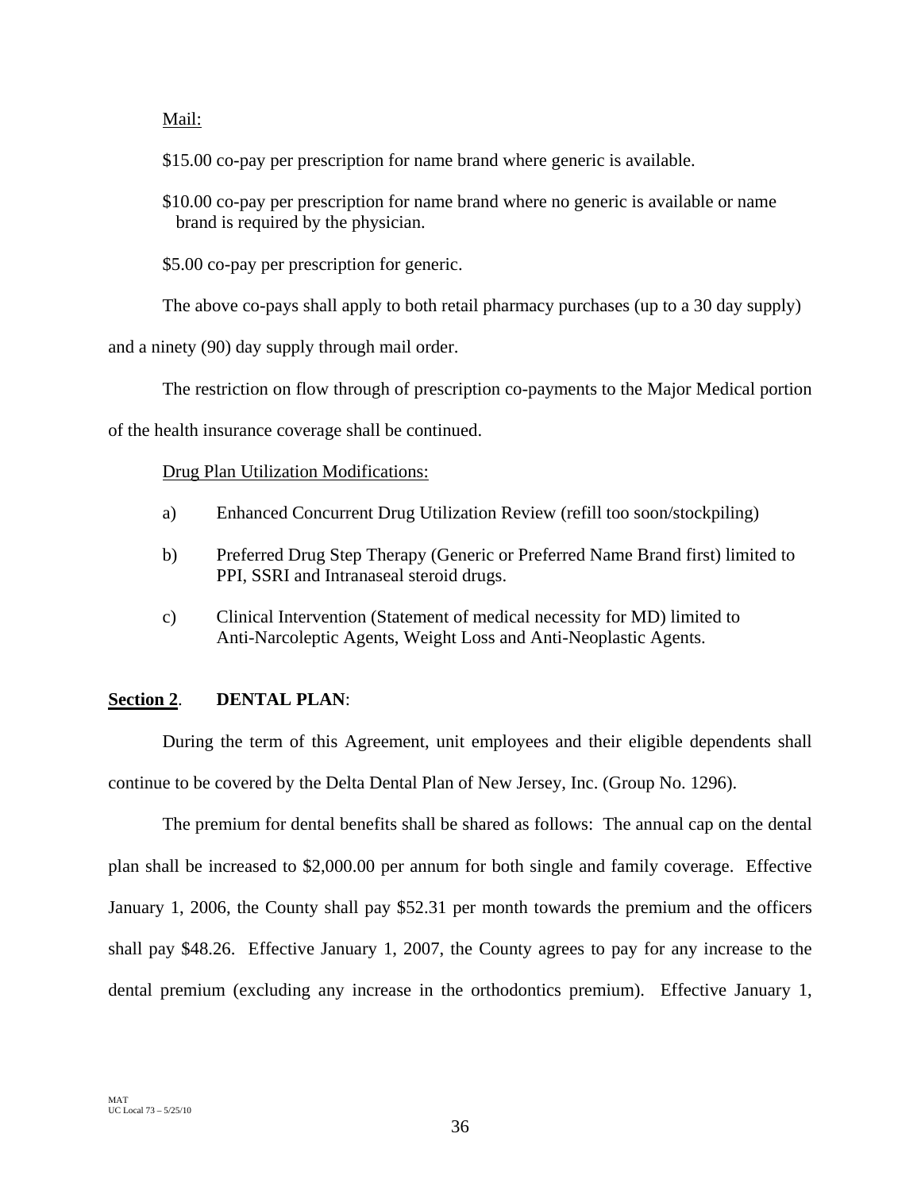Mail:

$15.00 co-pay per prescription for name brand where generic is available.

$10.00 co-pay per prescription for name brand where no generic is available or name brand is required by the physician.

$5.00 co-pay per prescription for generic.

The above co-pays shall apply to both retail pharmacy purchases (up to a 30 day supply) and a ninety (90) day supply through mail order.

The restriction on flow through of prescription co-payments to the Major Medical portion of the health insurance coverage shall be continued.

Drug Plan Utilization Modifications:

a) Enhanced Concurrent Drug Utilization Review (refill too soon/stockpiling)

b) Preferred Drug Step Therapy (Generic or Preferred Name Brand first) limited to PPI, SSRI and Intranaseal steroid drugs.

c) Clinical Intervention (Statement of medical necessity for MD) limited to Anti-Narcoleptic Agents, Weight Loss and Anti-Neoplastic Agents.

**Section 2**. **DENTAL PLAN**:

During the term of this Agreement, unit employees and their eligible dependents shall continue to be covered by the Delta Dental Plan of New Jersey, Inc. (Group No. 1296).

The premium for dental benefits shall be shared as follows: The annual cap on the dental plan shall be increased to $2,000.00 per annum for both single and family coverage. Effective January 1, 2006, the County shall pay $52.31 per month towards the premium and the officers shall pay $48.26. Effective January 1, 2007, the County agrees to pay for any increase to the dental premium (excluding any increase in the orthodontics premium). Effective January 1,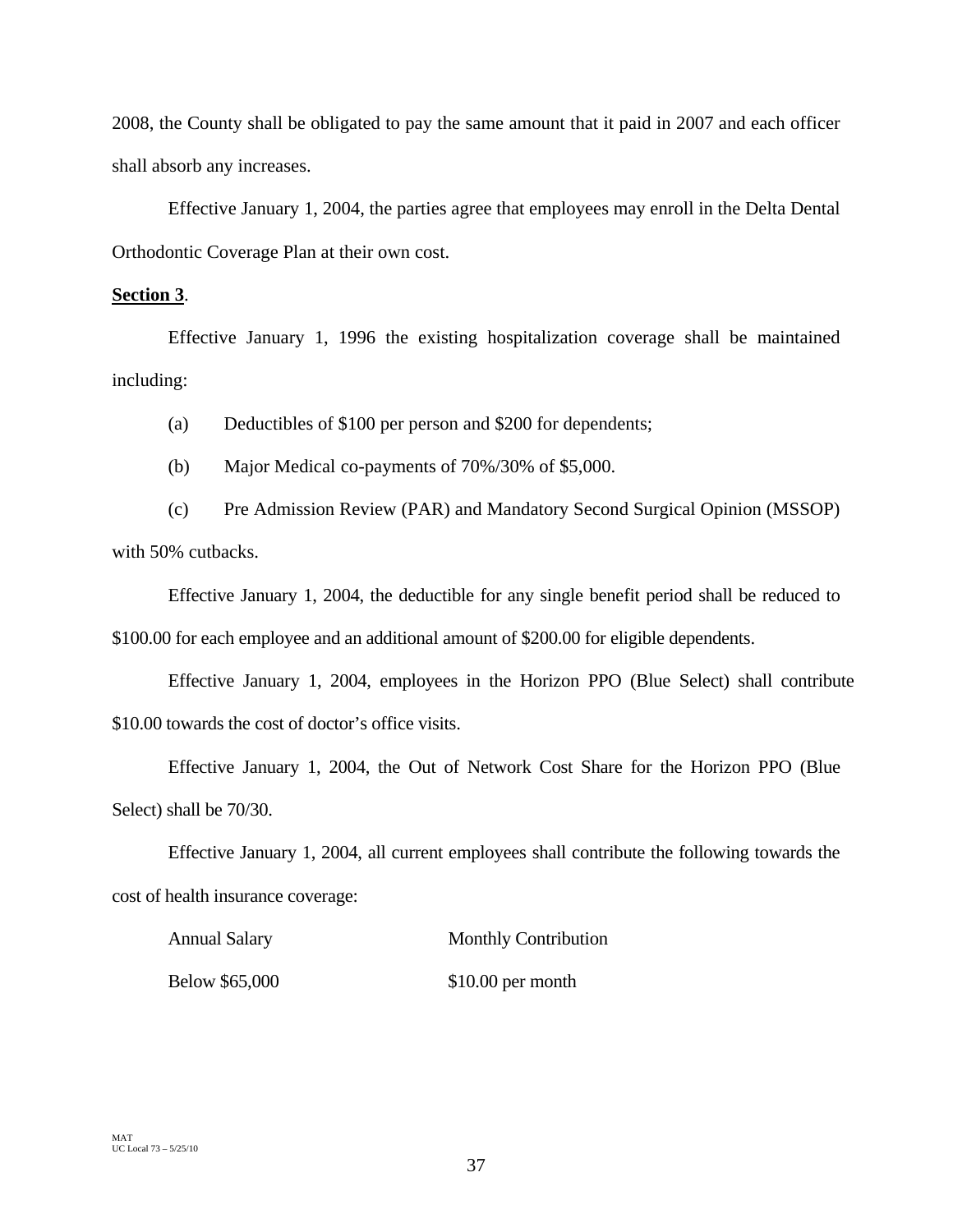2008, the County shall be obligated to pay the same amount that it paid in 2007 and each officer shall absorb any increases.

Effective January 1, 2004, the parties agree that employees may enroll in the Delta Dental Orthodontic Coverage Plan at their own cost.

**Section 3**.

Effective January 1, 1996 the existing hospitalization coverage shall be maintained including:

(a) Deductibles of $100 per person and $200 for dependents;

(b) Major Medical co-payments of 70%/30% of $5,000.

(c) Pre Admission Review (PAR) and Mandatory Second Surgical Opinion (MSSOP) with 50% cutbacks.

Effective January 1, 2004, the deductible for any single benefit period shall be reduced to $100.00 for each employee and an additional amount of $200.00 for eligible dependents.

Effective January 1, 2004, employees in the Horizon PPO (Blue Select) shall contribute $10.00 towards the cost of doctor's office visits.

Effective January 1, 2004, the Out of Network Cost Share for the Horizon PPO (Blue Select) shall be 70/30.

Effective January 1, 2004, all current employees shall contribute the following towards the cost of health insurance coverage:

| Annual Salary | Monthly Contribution |
| --- | --- |
| Below $65,000 | $10.00 per month |

MAT
UC Local 73 – 5/25/10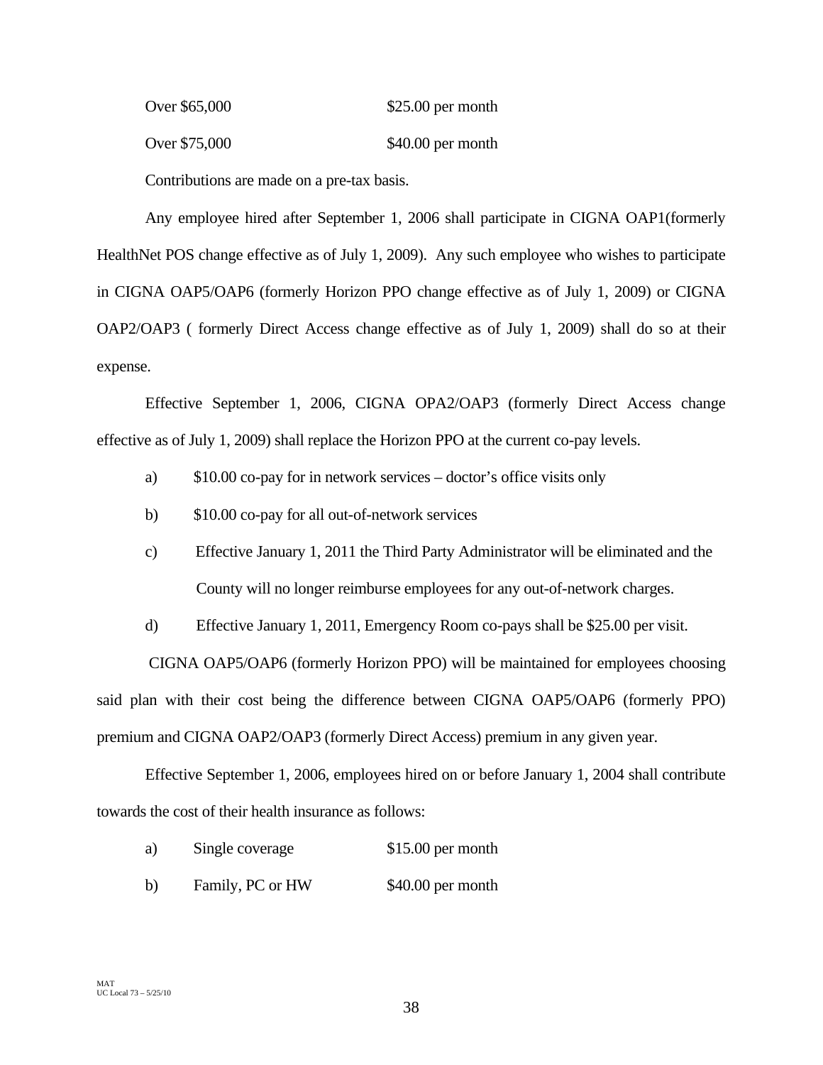| | |
|---|---|
| Over $65,000 | $25.00 per month |
| Over $75,000 | $40.00 per month |

Contributions are made on a pre-tax basis.

Any employee hired after September 1, 2006 shall participate in CIGNA OAP1(formerly HealthNet POS change effective as of July 1, 2009). Any such employee who wishes to participate in CIGNA OAP5/OAP6 (formerly Horizon PPO change effective as of July 1, 2009) or CIGNA OAP2/OAP3 ( formerly Direct Access change effective as of July 1, 2009) shall do so at their expense.

Effective September 1, 2006, CIGNA OPA2/OAP3 (formerly Direct Access change effective as of July 1, 2009) shall replace the Horizon PPO at the current co-pay levels.

a) $10.00 co-pay for in network services – doctor's office visits only

b) $10.00 co-pay for all out-of-network services

c) Effective January 1, 2011 the Third Party Administrator will be eliminated and the County will no longer reimburse employees for any out-of-network charges.

d) Effective January 1, 2011, Emergency Room co-pays shall be $25.00 per visit.

CIGNA OAP5/OAP6 (formerly Horizon PPO) will be maintained for employees choosing said plan with their cost being the difference between CIGNA OAP5/OAP6 (formerly PPO) premium and CIGNA OAP2/OAP3 (formerly Direct Access) premium in any given year.

Effective September 1, 2006, employees hired on or before January 1, 2004 shall contribute towards the cost of their health insurance as follows:

| | | |
|---|---|---|
| a) | Single coverage | $15.00 per month |
| b) | Family, PC or HW | $40.00 per month |

MAT
UC Local 73 – 5/25/10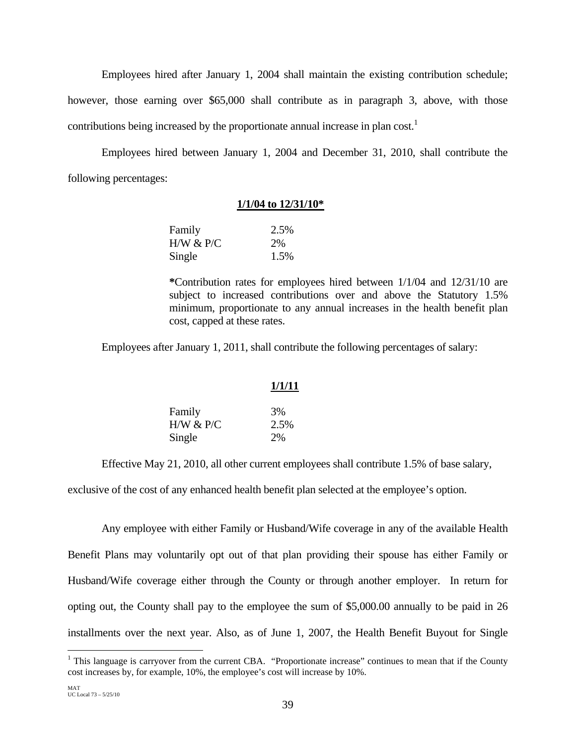Employees hired after January 1, 2004 shall maintain the existing contribution schedule; however, those earning over $65,000 shall contribute as in paragraph 3, above, with those contributions being increased by the proportionate annual increase in plan cost.[1]

Employees hired between January 1, 2004 and December 31, 2010, shall contribute the following percentages:

| | **1/1/04 to 12/31/10*** |
|---|---|
| Family | 2.5% |
| H/W & P/C | 2% |
| Single | 1.5% |

**\***Contribution rates for employees hired between 1/1/04 and 12/31/10 are subject to increased contributions over and above the Statutory 1.5% minimum, proportionate to any annual increases in the health benefit plan cost, capped at these rates.

Employees after January 1, 2011, shall contribute the following percentages of salary:

| | **1/1/11** |
|---|---|
| Family | 3% |
| H/W & P/C | 2.5% |
| Single | 2% |

Effective May 21, 2010, all other current employees shall contribute 1.5% of base salary, exclusive of the cost of any enhanced health benefit plan selected at the employee's option.

Any employee with either Family or Husband/Wife coverage in any of the available Health Benefit Plans may voluntarily opt out of that plan providing their spouse has either Family or Husband/Wife coverage either through the County or through another employer. In return for opting out, the County shall pay to the employee the sum of $5,000.00 annually to be paid in 26 installments over the next year. Also, as of June 1, 2007, the Health Benefit Buyout for Single

---

[1] This language is carryover from the current CBA. "Proportionate increase" continues to mean that if the County cost increases by, for example, 10%, the employee's cost will increase by 10%.

MAT
UC Local 73 – 5/25/10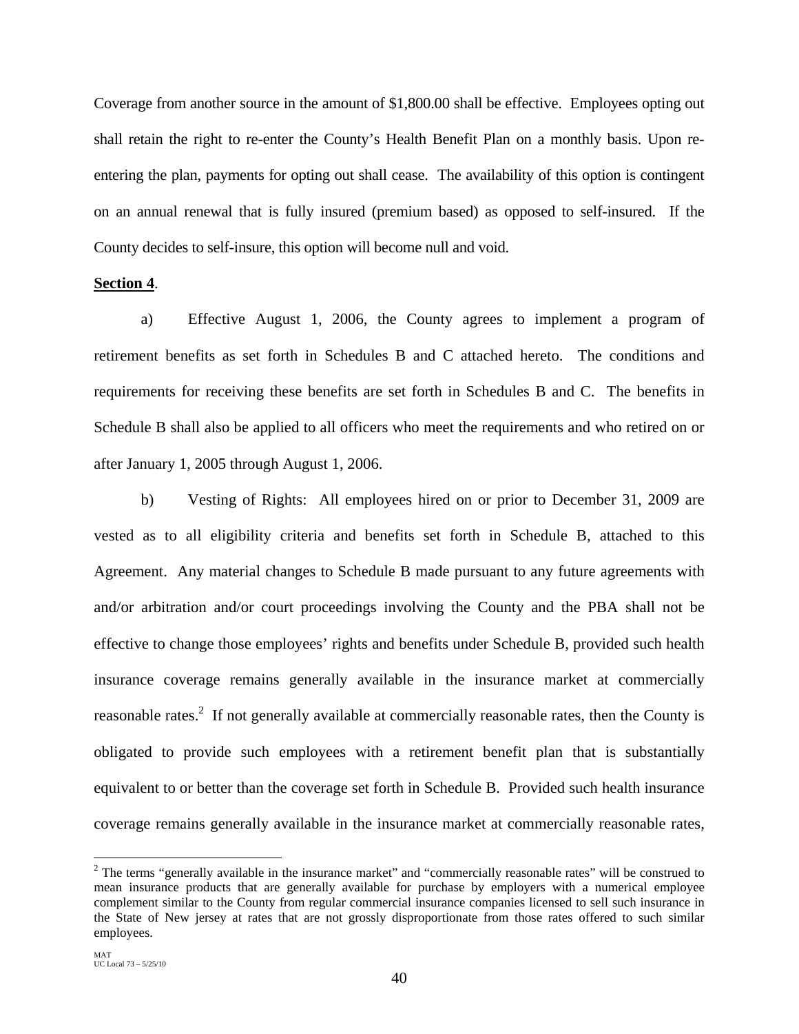Coverage from another source in the amount of $1,800.00 shall be effective. Employees opting out shall retain the right to re-enter the County's Health Benefit Plan on a monthly basis. Upon re-entering the plan, payments for opting out shall cease. The availability of this option is contingent on an annual renewal that is fully insured (premium based) as opposed to self-insured. If the County decides to self-insure, this option will become null and void.

**Section 4**.

a) Effective August 1, 2006, the County agrees to implement a program of retirement benefits as set forth in Schedules B and C attached hereto. The conditions and requirements for receiving these benefits are set forth in Schedules B and C. The benefits in Schedule B shall also be applied to all officers who meet the requirements and who retired on or after January 1, 2005 through August 1, 2006.

b) Vesting of Rights: All employees hired on or prior to December 31, 2009 are vested as to all eligibility criteria and benefits set forth in Schedule B, attached to this Agreement. Any material changes to Schedule B made pursuant to any future agreements with and/or arbitration and/or court proceedings involving the County and the PBA shall not be effective to change those employees' rights and benefits under Schedule B, provided such health insurance coverage remains generally available in the insurance market at commercially reasonable rates.[2] If not generally available at commercially reasonable rates, then the County is obligated to provide such employees with a retirement benefit plan that is substantially equivalent to or better than the coverage set forth in Schedule B. Provided such health insurance coverage remains generally available in the insurance market at commercially reasonable rates,

[2] The terms "generally available in the insurance market" and "commercially reasonable rates" will be construed to mean insurance products that are generally available for purchase by employers with a numerical employee complement similar to the County from regular commercial insurance companies licensed to sell such insurance in the State of New jersey at rates that are not grossly disproportionate from those rates offered to such similar employees.

MAT
UC Local 73 – 5/25/10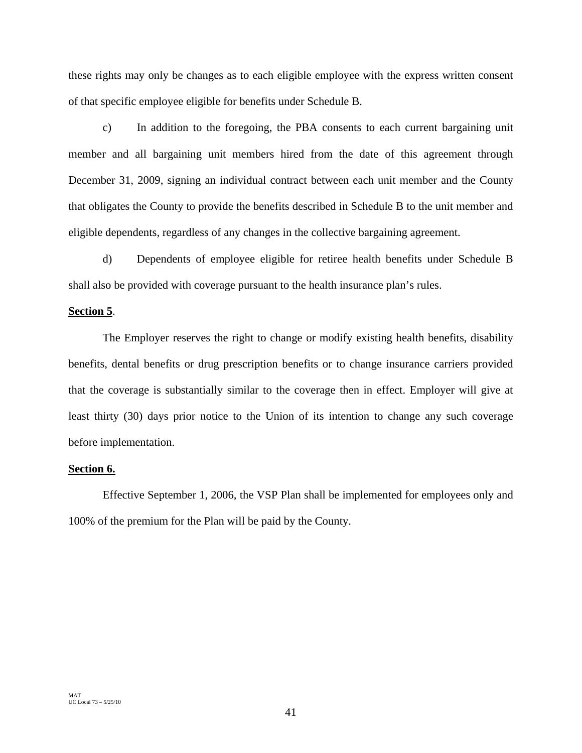these rights may only be changes as to each eligible employee with the express written consent of that specific employee eligible for benefits under Schedule B.

c) In addition to the foregoing, the PBA consents to each current bargaining unit member and all bargaining unit members hired from the date of this agreement through December 31, 2009, signing an individual contract between each unit member and the County that obligates the County to provide the benefits described in Schedule B to the unit member and eligible dependents, regardless of any changes in the collective bargaining agreement.

d) Dependents of employee eligible for retiree health benefits under Schedule B shall also be provided with coverage pursuant to the health insurance plan's rules.

**Section 5**.

The Employer reserves the right to change or modify existing health benefits, disability benefits, dental benefits or drug prescription benefits or to change insurance carriers provided that the coverage is substantially similar to the coverage then in effect. Employer will give at least thirty (30) days prior notice to the Union of its intention to change any such coverage before implementation.

**Section 6.**

Effective September 1, 2006, the VSP Plan shall be implemented for employees only and 100% of the premium for the Plan will be paid by the County.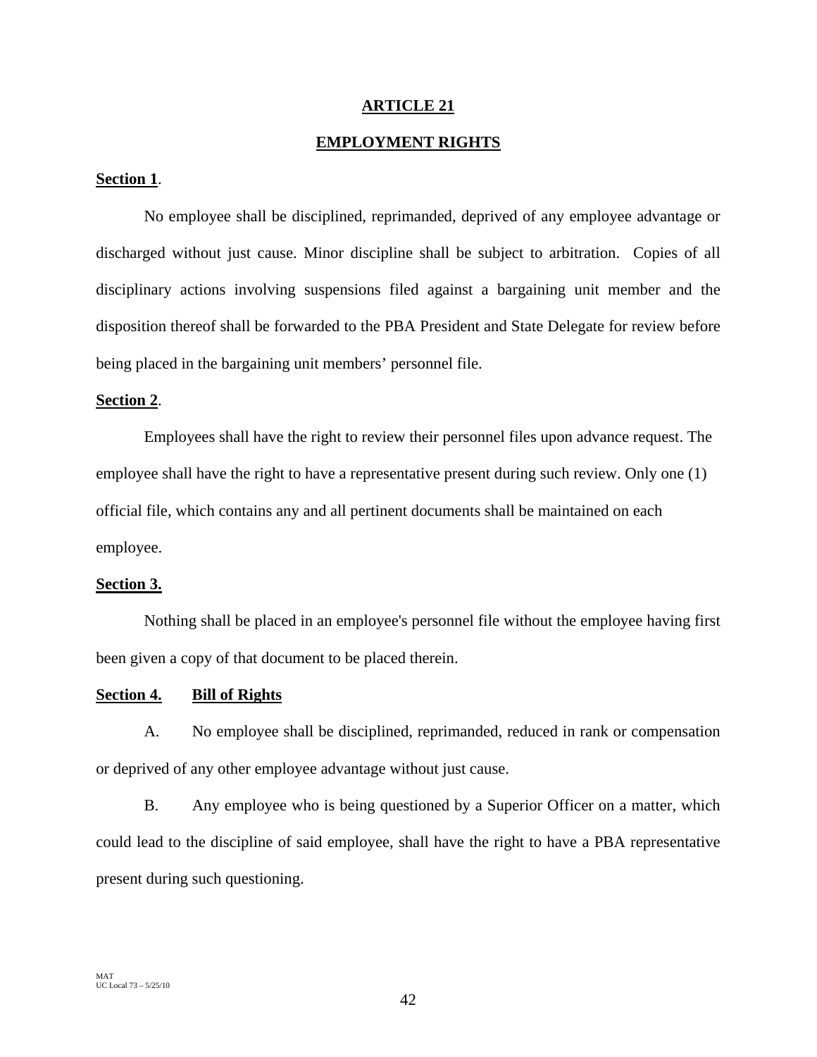## ARTICLE 21

## EMPLOYMENT RIGHTS

**Section 1**.

No employee shall be disciplined, reprimanded, deprived of any employee advantage or discharged without just cause. Minor discipline shall be subject to arbitration. Copies of all disciplinary actions involving suspensions filed against a bargaining unit member and the disposition thereof shall be forwarded to the PBA President and State Delegate for review before being placed in the bargaining unit members' personnel file.

**Section 2**.

Employees shall have the right to review their personnel files upon advance request. The employee shall have the right to have a representative present during such review. Only one (1) official file, which contains any and all pertinent documents shall be maintained on each employee.

**Section 3.**

Nothing shall be placed in an employee's personnel file without the employee having first been given a copy of that document to be placed therein.

**Section 4. Bill of Rights**

A. No employee shall be disciplined, reprimanded, reduced in rank or compensation or deprived of any other employee advantage without just cause.

B. Any employee who is being questioned by a Superior Officer on a matter, which could lead to the discipline of said employee, shall have the right to have a PBA representative present during such questioning.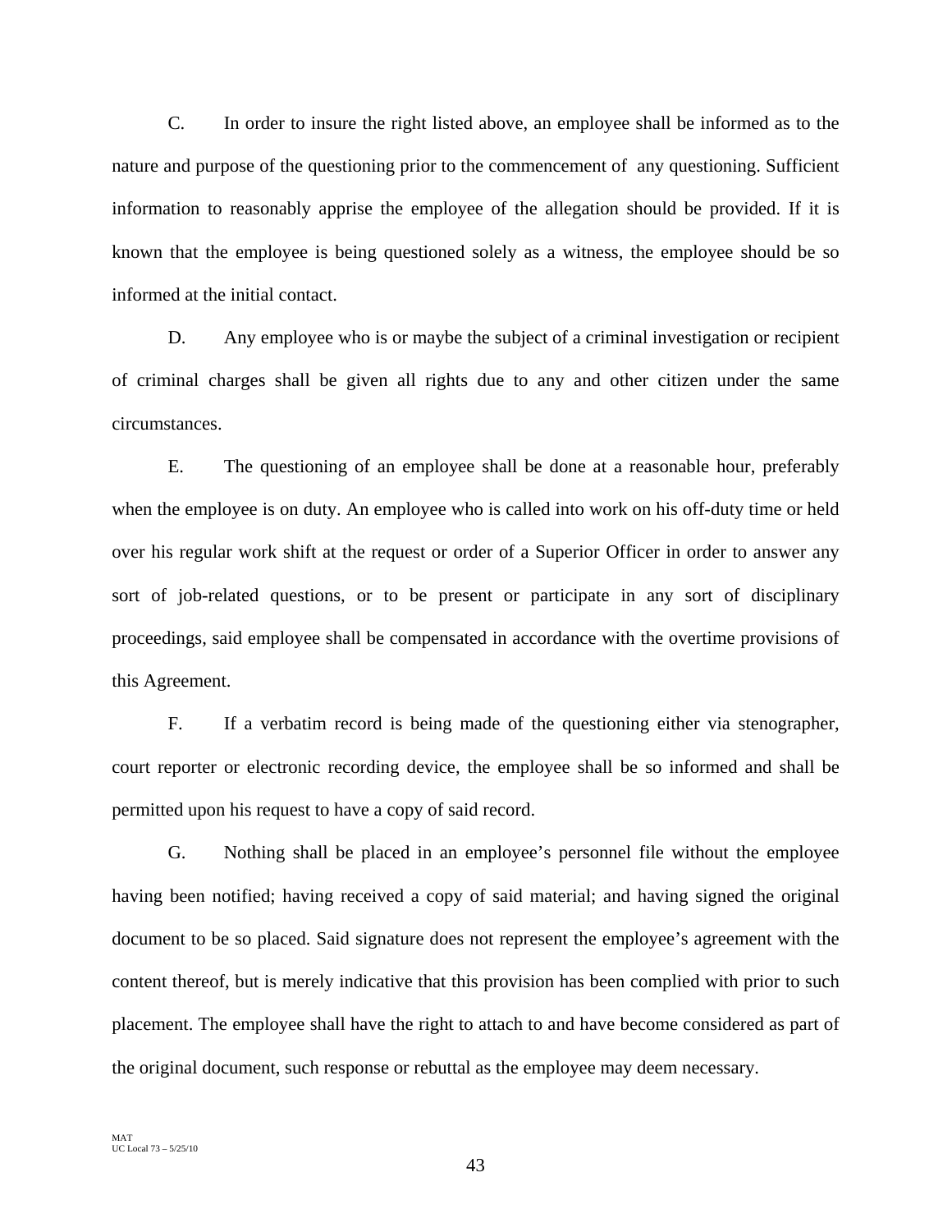C. In order to insure the right listed above, an employee shall be informed as to the nature and purpose of the questioning prior to the commencement of any questioning. Sufficient information to reasonably apprise the employee of the allegation should be provided. If it is known that the employee is being questioned solely as a witness, the employee should be so informed at the initial contact.

D. Any employee who is or maybe the subject of a criminal investigation or recipient of criminal charges shall be given all rights due to any and other citizen under the same circumstances.

E. The questioning of an employee shall be done at a reasonable hour, preferably when the employee is on duty. An employee who is called into work on his off-duty time or held over his regular work shift at the request or order of a Superior Officer in order to answer any sort of job-related questions, or to be present or participate in any sort of disciplinary proceedings, said employee shall be compensated in accordance with the overtime provisions of this Agreement.

F. If a verbatim record is being made of the questioning either via stenographer, court reporter or electronic recording device, the employee shall be so informed and shall be permitted upon his request to have a copy of said record.

G. Nothing shall be placed in an employee's personnel file without the employee having been notified; having received a copy of said material; and having signed the original document to be so placed. Said signature does not represent the employee's agreement with the content thereof, but is merely indicative that this provision has been complied with prior to such placement. The employee shall have the right to attach to and have become considered as part of the original document, such response or rebuttal as the employee may deem necessary.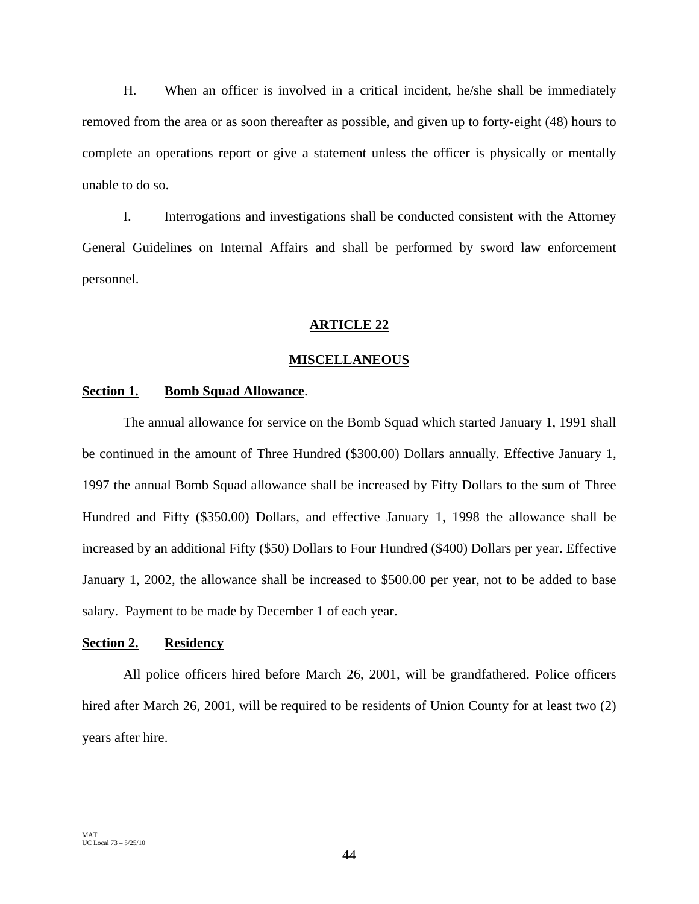H. When an officer is involved in a critical incident, he/she shall be immediately removed from the area or as soon thereafter as possible, and given up to forty-eight (48) hours to complete an operations report or give a statement unless the officer is physically or mentally unable to do so.

I. Interrogations and investigations shall be conducted consistent with the Attorney General Guidelines on Internal Affairs and shall be performed by sword law enforcement personnel.

## ARTICLE 22

## MISCELLANEOUS

**Section 1. Bomb Squad Allowance**.

The annual allowance for service on the Bomb Squad which started January 1, 1991 shall be continued in the amount of Three Hundred ($300.00) Dollars annually. Effective January 1, 1997 the annual Bomb Squad allowance shall be increased by Fifty Dollars to the sum of Three Hundred and Fifty ($350.00) Dollars, and effective January 1, 1998 the allowance shall be increased by an additional Fifty ($50) Dollars to Four Hundred ($400) Dollars per year. Effective January 1, 2002, the allowance shall be increased to $500.00 per year, not to be added to base salary. Payment to be made by December 1 of each year.

**Section 2. Residency**

All police officers hired before March 26, 2001, will be grandfathered. Police officers hired after March 26, 2001, will be required to be residents of Union County for at least two (2) years after hire.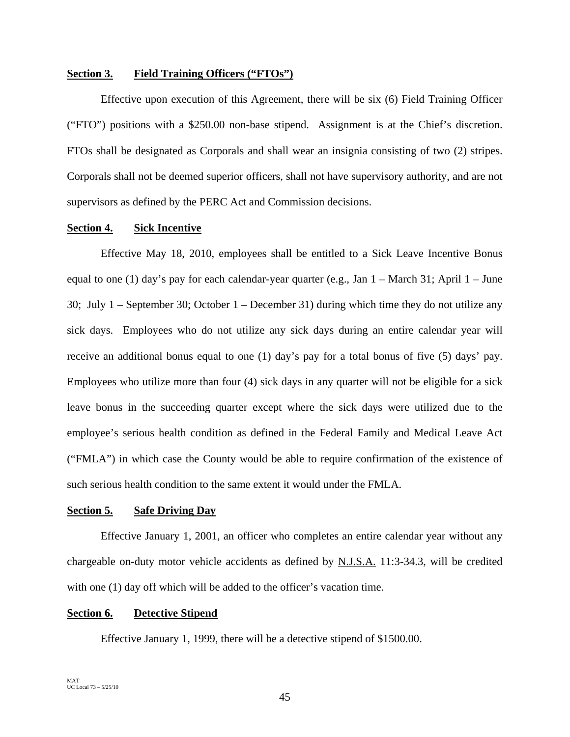**Section 3. Field Training Officers ("FTOs")**

Effective upon execution of this Agreement, there will be six (6) Field Training Officer ("FTO") positions with a $250.00 non-base stipend. Assignment is at the Chief's discretion. FTOs shall be designated as Corporals and shall wear an insignia consisting of two (2) stripes. Corporals shall not be deemed superior officers, shall not have supervisory authority, and are not supervisors as defined by the PERC Act and Commission decisions.

**Section 4. Sick Incentive**

Effective May 18, 2010, employees shall be entitled to a Sick Leave Incentive Bonus equal to one (1) day's pay for each calendar-year quarter (e.g., Jan 1 – March 31; April 1 – June 30; July 1 – September 30; October 1 – December 31) during which time they do not utilize any sick days. Employees who do not utilize any sick days during an entire calendar year will receive an additional bonus equal to one (1) day's pay for a total bonus of five (5) days' pay. Employees who utilize more than four (4) sick days in any quarter will not be eligible for a sick leave bonus in the succeeding quarter except where the sick days were utilized due to the employee's serious health condition as defined in the Federal Family and Medical Leave Act ("FMLA") in which case the County would be able to require confirmation of the existence of such serious health condition to the same extent it would under the FMLA.

**Section 5. Safe Driving Day**

Effective January 1, 2001, an officer who completes an entire calendar year without any chargeable on-duty motor vehicle accidents as defined by N.J.S.A. 11:3-34.3, will be credited with one (1) day off which will be added to the officer's vacation time.

**Section 6. Detective Stipend**

Effective January 1, 1999, there will be a detective stipend of $1500.00.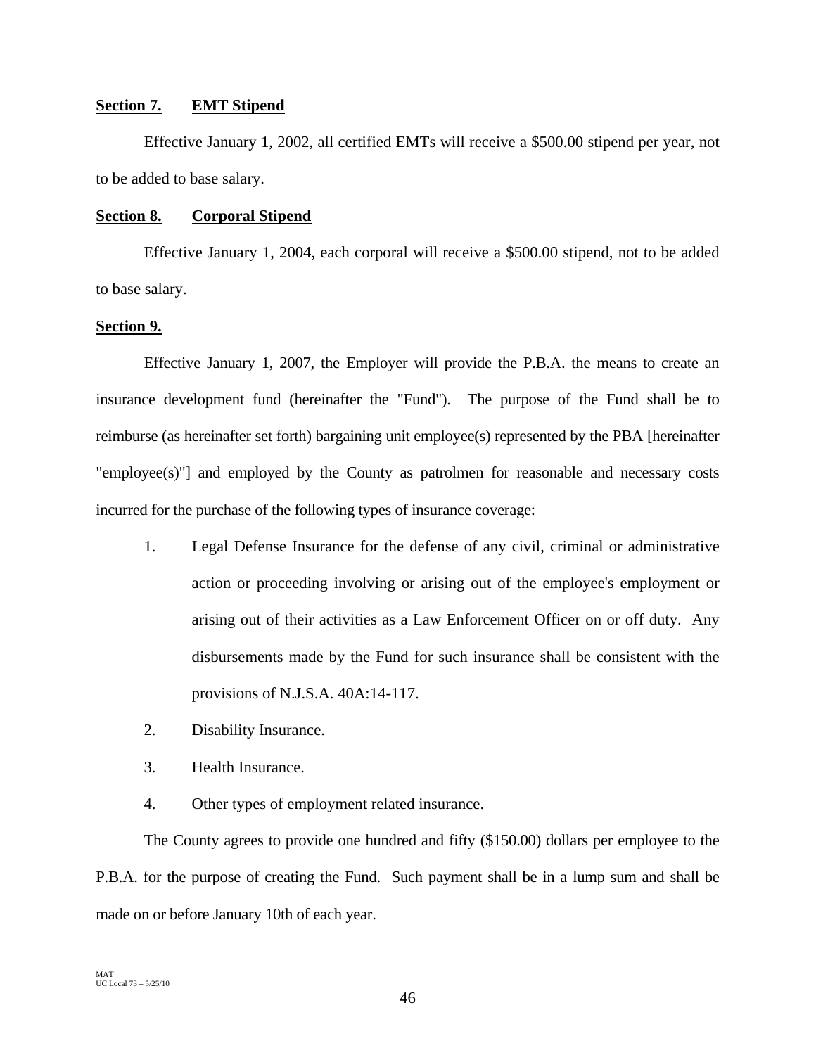**Section 7. EMT Stipend**

Effective January 1, 2002, all certified EMTs will receive a $500.00 stipend per year, not to be added to base salary.

**Section 8. Corporal Stipend**

Effective January 1, 2004, each corporal will receive a $500.00 stipend, not to be added to base salary.

**Section 9.**

Effective January 1, 2007, the Employer will provide the P.B.A. the means to create an insurance development fund (hereinafter the "Fund"). The purpose of the Fund shall be to reimburse (as hereinafter set forth) bargaining unit employee(s) represented by the PBA [hereinafter "employee(s)"] and employed by the County as patrolmen for reasonable and necessary costs incurred for the purchase of the following types of insurance coverage:

1. Legal Defense Insurance for the defense of any civil, criminal or administrative action or proceeding involving or arising out of the employee's employment or arising out of their activities as a Law Enforcement Officer on or off duty. Any disbursements made by the Fund for such insurance shall be consistent with the provisions of N.J.S.A. 40A:14-117.
2. Disability Insurance.
3. Health Insurance.
4. Other types of employment related insurance.

The County agrees to provide one hundred and fifty ($150.00) dollars per employee to the P.B.A. for the purpose of creating the Fund. Such payment shall be in a lump sum and shall be made on or before January 10th of each year.

MAT
UC Local 73 – 5/25/10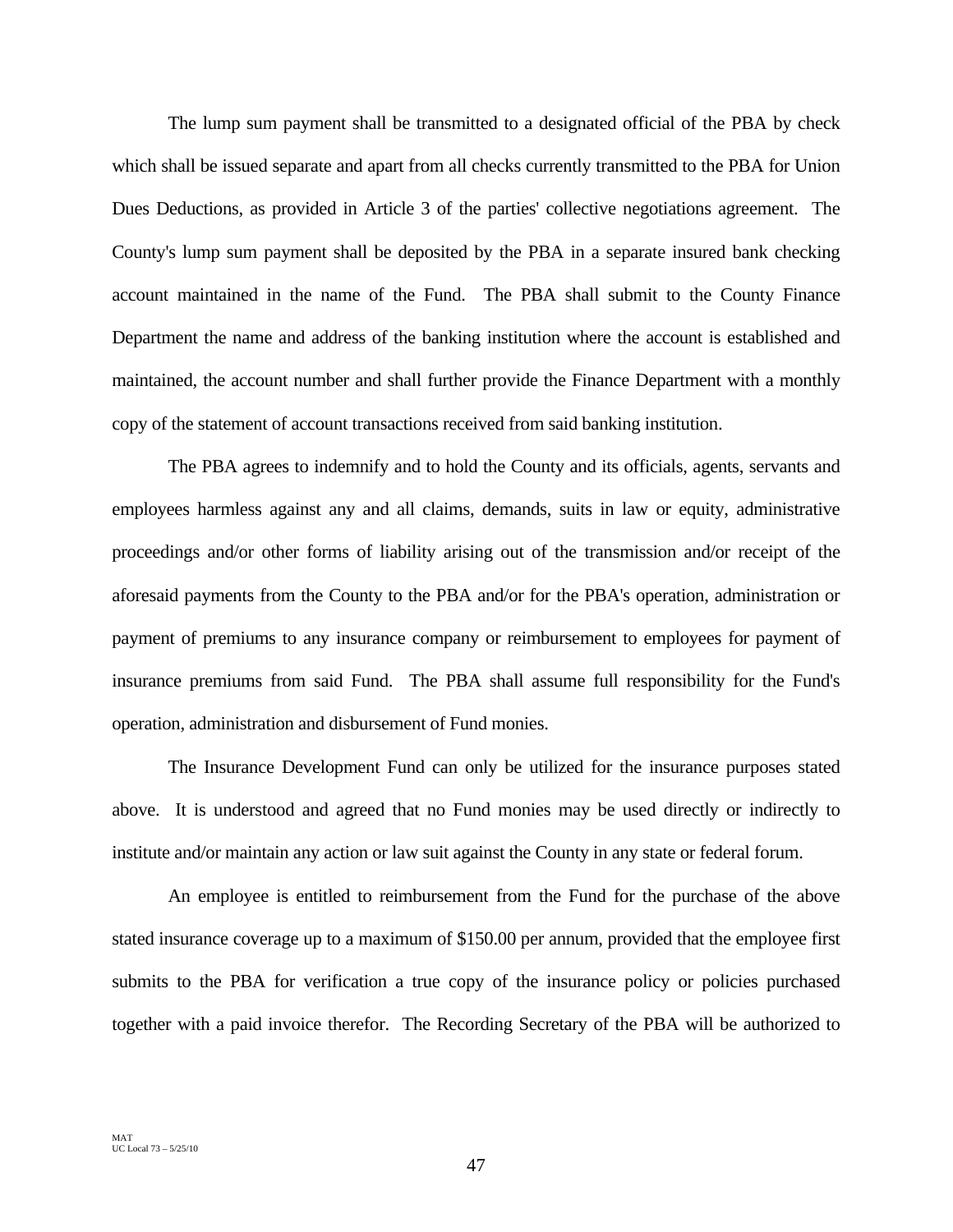The lump sum payment shall be transmitted to a designated official of the PBA by check which shall be issued separate and apart from all checks currently transmitted to the PBA for Union Dues Deductions, as provided in Article 3 of the parties' collective negotiations agreement. The County's lump sum payment shall be deposited by the PBA in a separate insured bank checking account maintained in the name of the Fund. The PBA shall submit to the County Finance Department the name and address of the banking institution where the account is established and maintained, the account number and shall further provide the Finance Department with a monthly copy of the statement of account transactions received from said banking institution.

The PBA agrees to indemnify and to hold the County and its officials, agents, servants and employees harmless against any and all claims, demands, suits in law or equity, administrative proceedings and/or other forms of liability arising out of the transmission and/or receipt of the aforesaid payments from the County to the PBA and/or for the PBA's operation, administration or payment of premiums to any insurance company or reimbursement to employees for payment of insurance premiums from said Fund. The PBA shall assume full responsibility for the Fund's operation, administration and disbursement of Fund monies.

The Insurance Development Fund can only be utilized for the insurance purposes stated above. It is understood and agreed that no Fund monies may be used directly or indirectly to institute and/or maintain any action or law suit against the County in any state or federal forum.

An employee is entitled to reimbursement from the Fund for the purchase of the above stated insurance coverage up to a maximum of $150.00 per annum, provided that the employee first submits to the PBA for verification a true copy of the insurance policy or policies purchased together with a paid invoice therefor. The Recording Secretary of the PBA will be authorized to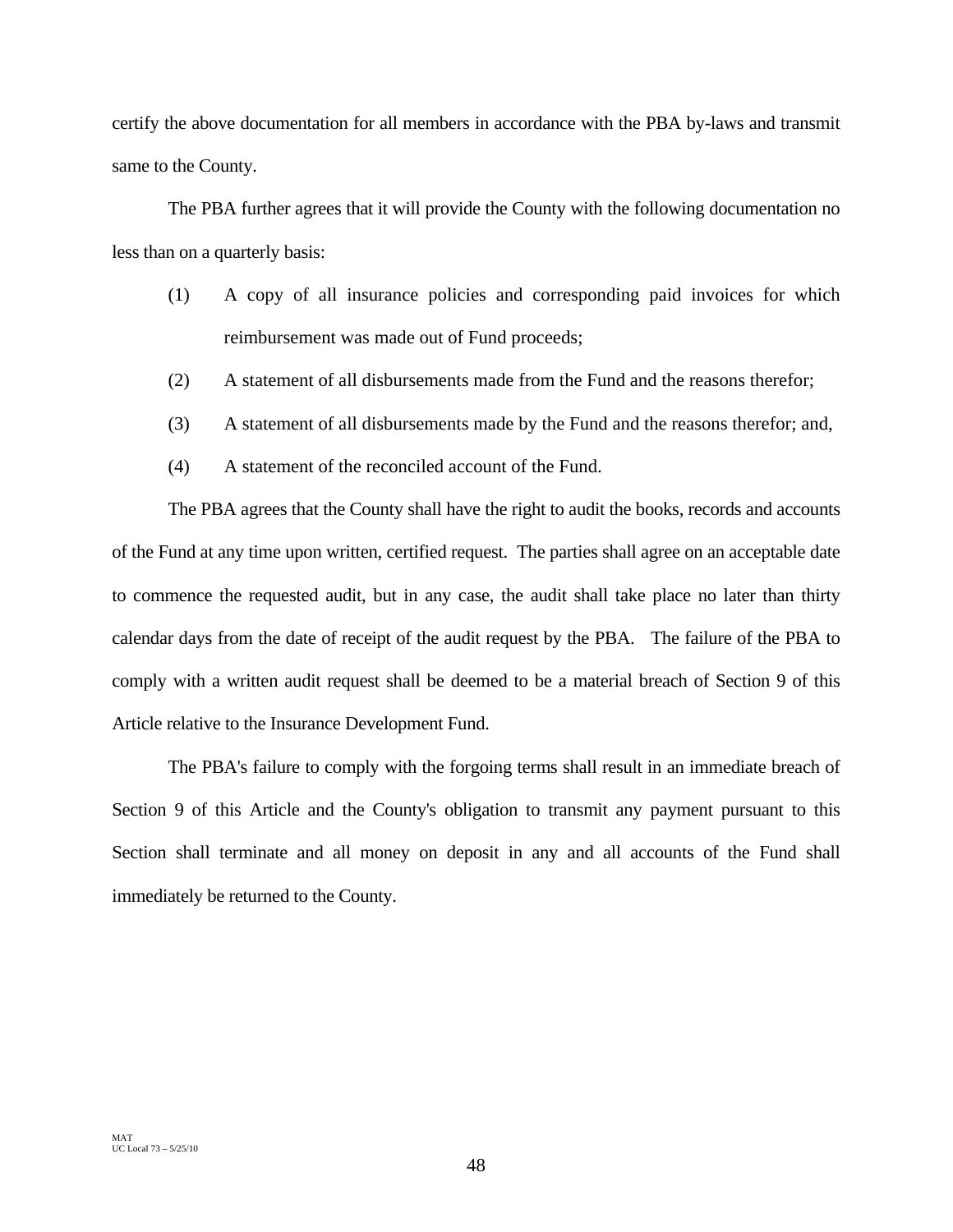certify the above documentation for all members in accordance with the PBA by-laws and transmit same to the County.

The PBA further agrees that it will provide the County with the following documentation no less than on a quarterly basis:

(1) A copy of all insurance policies and corresponding paid invoices for which reimbursement was made out of Fund proceeds;

(2) A statement of all disbursements made from the Fund and the reasons therefor;

(3) A statement of all disbursements made by the Fund and the reasons therefor; and,

(4) A statement of the reconciled account of the Fund.

The PBA agrees that the County shall have the right to audit the books, records and accounts of the Fund at any time upon written, certified request. The parties shall agree on an acceptable date to commence the requested audit, but in any case, the audit shall take place no later than thirty calendar days from the date of receipt of the audit request by the PBA. The failure of the PBA to comply with a written audit request shall be deemed to be a material breach of Section 9 of this Article relative to the Insurance Development Fund.

The PBA's failure to comply with the forgoing terms shall result in an immediate breach of Section 9 of this Article and the County's obligation to transmit any payment pursuant to this Section shall terminate and all money on deposit in any and all accounts of the Fund shall immediately be returned to the County.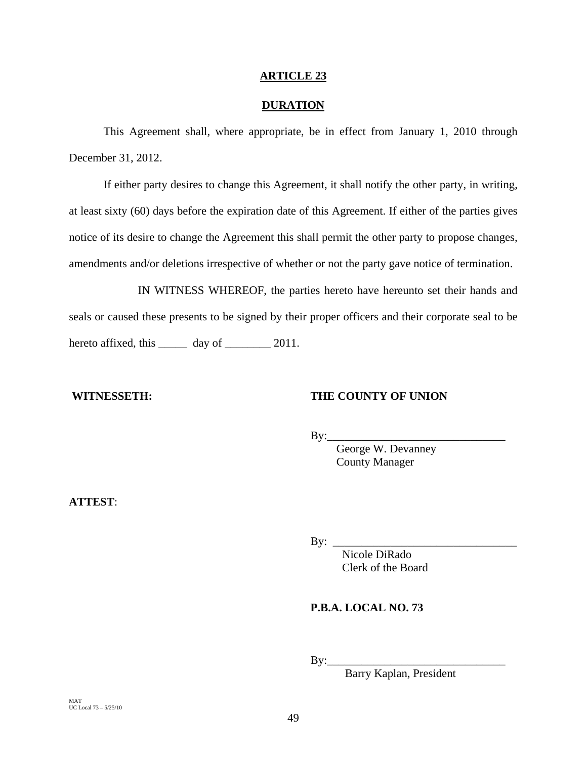## ARTICLE 23

## DURATION

This Agreement shall, where appropriate, be in effect from January 1, 2010 through December 31, 2012.

If either party desires to change this Agreement, it shall notify the other party, in writing, at least sixty (60) days before the expiration date of this Agreement. If either of the parties gives notice of its desire to change the Agreement this shall permit the other party to propose changes, amendments and/or deletions irrespective of whether or not the party gave notice of termination.

IN WITNESS WHEREOF, the parties hereto have hereunto set their hands and seals or caused these presents to be signed by their proper officers and their corporate seal to be hereto affixed, this _____ day of ________ 2011.

**WITNESSETH:**

**THE COUNTY OF UNION**

By:_______________________________
George W. Devanney
County Manager

**ATTEST**:

By: _______________________________
Nicole DiRado
Clerk of the Board

**P.B.A. LOCAL NO. 73**

By:_______________________________
Barry Kaplan, President

MAT
UC Local 73 – 5/25/10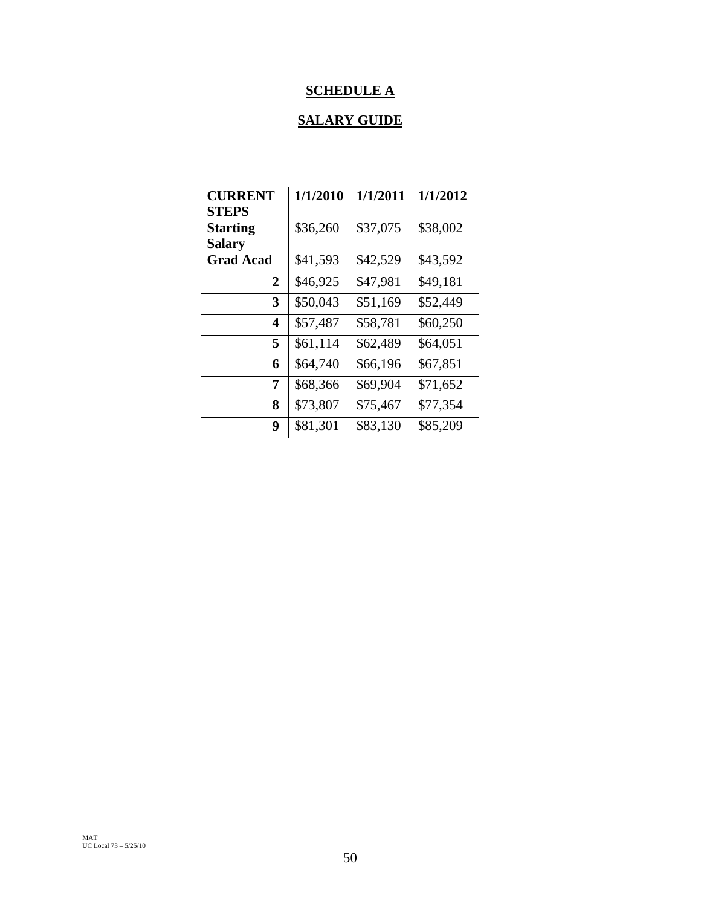## SCHEDULE A

## SALARY GUIDE

| CURRENT STEPS | 1/1/2010 | 1/1/2011 | 1/1/2012 |
|---|---|---|---|
| **Starting Salary** | $36,260 | $37,075 | $38,002 |
| **Grad Acad** | $41,593 | $42,529 | $43,592 |
| **2** | $46,925 | $47,981 | $49,181 |
| **3** | $50,043 | $51,169 | $52,449 |
| **4** | $57,487 | $58,781 | $60,250 |
| **5** | $61,114 | $62,489 | $64,051 |
| **6** | $64,740 | $66,196 | $67,851 |
| **7** | $68,366 | $69,904 | $71,652 |
| **8** | $73,807 | $75,467 | $77,354 |
| **9** | $81,301 | $83,130 | $85,209 |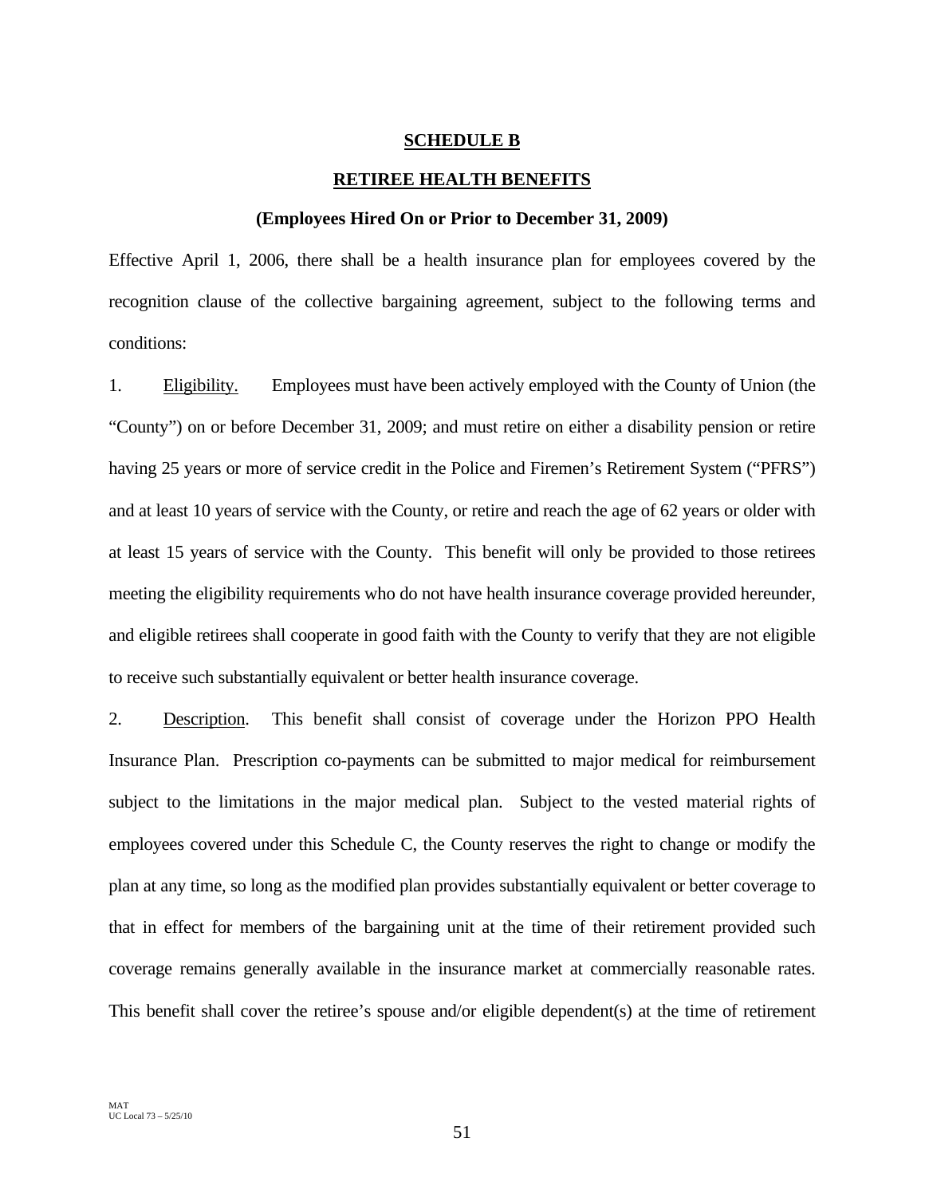## SCHEDULE B

## RETIREE HEALTH BENEFITS

### (Employees Hired On or Prior to December 31, 2009)

Effective April 1, 2006, there shall be a health insurance plan for employees covered by the recognition clause of the collective bargaining agreement, subject to the following terms and conditions:

1. Eligibility. Employees must have been actively employed with the County of Union (the "County") on or before December 31, 2009; and must retire on either a disability pension or retire having 25 years or more of service credit in the Police and Firemen's Retirement System ("PFRS") and at least 10 years of service with the County, or retire and reach the age of 62 years or older with at least 15 years of service with the County. This benefit will only be provided to those retirees meeting the eligibility requirements who do not have health insurance coverage provided hereunder, and eligible retirees shall cooperate in good faith with the County to verify that they are not eligible to receive such substantially equivalent or better health insurance coverage.

2. Description. This benefit shall consist of coverage under the Horizon PPO Health Insurance Plan. Prescription co-payments can be submitted to major medical for reimbursement subject to the limitations in the major medical plan. Subject to the vested material rights of employees covered under this Schedule C, the County reserves the right to change or modify the plan at any time, so long as the modified plan provides substantially equivalent or better coverage to that in effect for members of the bargaining unit at the time of their retirement provided such coverage remains generally available in the insurance market at commercially reasonable rates. This benefit shall cover the retiree's spouse and/or eligible dependent(s) at the time of retirement

MAT
UC Local 73 – 5/25/10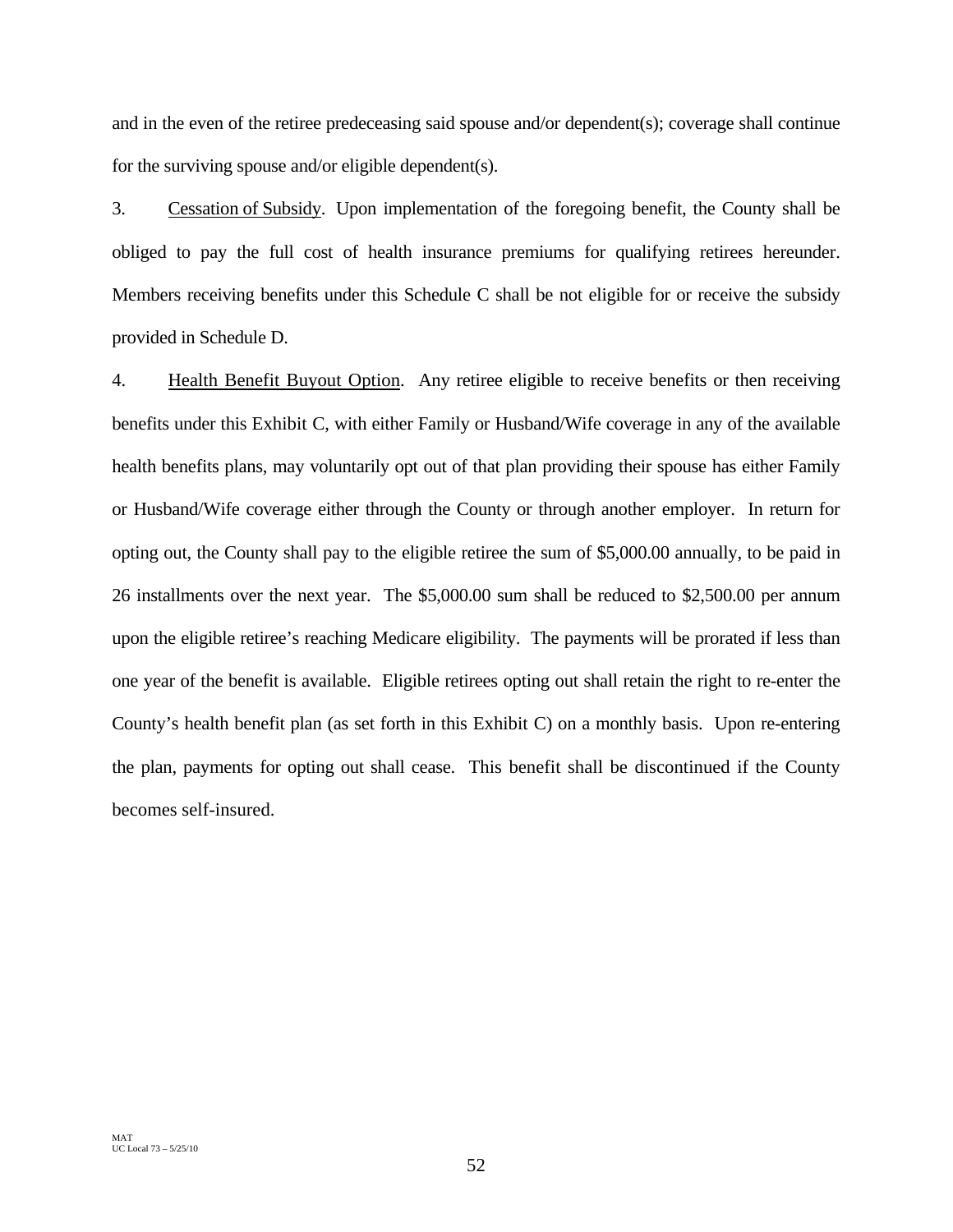and in the even of the retiree predeceasing said spouse and/or dependent(s); coverage shall continue for the surviving spouse and/or eligible dependent(s).

3. Cessation of Subsidy. Upon implementation of the foregoing benefit, the County shall be obliged to pay the full cost of health insurance premiums for qualifying retirees hereunder. Members receiving benefits under this Schedule C shall be not eligible for or receive the subsidy provided in Schedule D.

4. Health Benefit Buyout Option. Any retiree eligible to receive benefits or then receiving benefits under this Exhibit C, with either Family or Husband/Wife coverage in any of the available health benefits plans, may voluntarily opt out of that plan providing their spouse has either Family or Husband/Wife coverage either through the County or through another employer. In return for opting out, the County shall pay to the eligible retiree the sum of $5,000.00 annually, to be paid in 26 installments over the next year. The $5,000.00 sum shall be reduced to $2,500.00 per annum upon the eligible retiree's reaching Medicare eligibility. The payments will be prorated if less than one year of the benefit is available. Eligible retirees opting out shall retain the right to re-enter the County's health benefit plan (as set forth in this Exhibit C) on a monthly basis. Upon re-entering the plan, payments for opting out shall cease. This benefit shall be discontinued if the County becomes self-insured.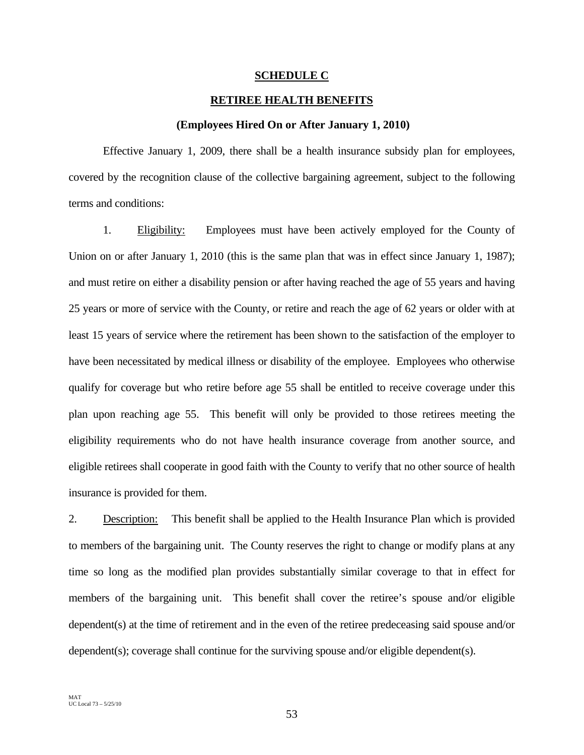# SCHEDULE C

## RETIREE HEALTH BENEFITS

### (Employees Hired On or After January 1, 2010)

Effective January 1, 2009, there shall be a health insurance subsidy plan for employees, covered by the recognition clause of the collective bargaining agreement, subject to the following terms and conditions:

1. Eligibility: Employees must have been actively employed for the County of Union on or after January 1, 2010 (this is the same plan that was in effect since January 1, 1987); and must retire on either a disability pension or after having reached the age of 55 years and having 25 years or more of service with the County, or retire and reach the age of 62 years or older with at least 15 years of service where the retirement has been shown to the satisfaction of the employer to have been necessitated by medical illness or disability of the employee. Employees who otherwise qualify for coverage but who retire before age 55 shall be entitled to receive coverage under this plan upon reaching age 55. This benefit will only be provided to those retirees meeting the eligibility requirements who do not have health insurance coverage from another source, and eligible retirees shall cooperate in good faith with the County to verify that no other source of health insurance is provided for them.

2. Description: This benefit shall be applied to the Health Insurance Plan which is provided to members of the bargaining unit. The County reserves the right to change or modify plans at any time so long as the modified plan provides substantially similar coverage to that in effect for members of the bargaining unit. This benefit shall cover the retiree's spouse and/or eligible dependent(s) at the time of retirement and in the even of the retiree predeceasing said spouse and/or dependent(s); coverage shall continue for the surviving spouse and/or eligible dependent(s).

MAT
UC Local 73 – 5/25/10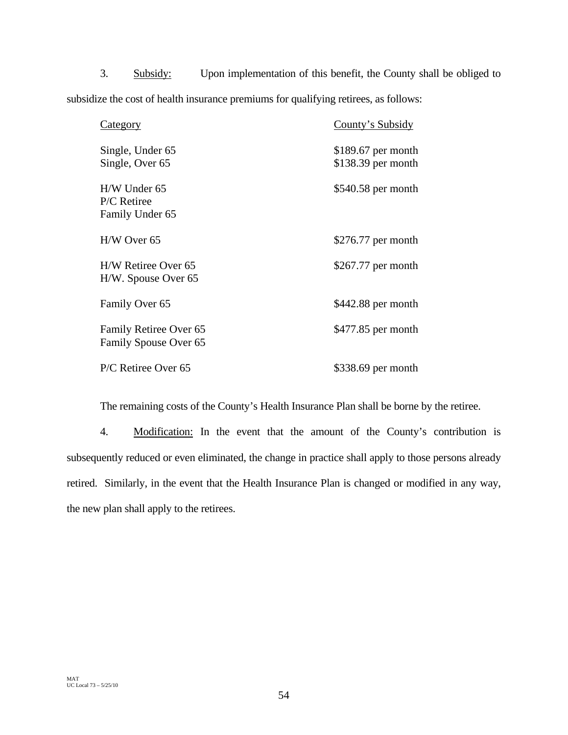3. <u>Subsidy:</u> Upon implementation of this benefit, the County shall be obliged to subsidize the cost of health insurance premiums for qualifying retirees, as follows:

| Category | County's Subsidy |
|---|---|
| Single, Under 65 | $189.67 per month |
| Single, Over 65 | $138.39 per month |
| H/W Under 65<br>P/C Retiree<br>Family Under 65 | $540.58 per month |
| H/W Over 65 | $276.77 per month |
| H/W Retiree Over 65<br>H/W. Spouse Over 65 | $267.77 per month |
| Family Over 65 | $442.88 per month |
| Family Retiree Over 65<br>Family Spouse Over 65 | $477.85 per month |
| P/C Retiree Over 65 | $338.69 per month |

The remaining costs of the County's Health Insurance Plan shall be borne by the retiree.

4. <u>Modification:</u> In the event that the amount of the County's contribution is subsequently reduced or even eliminated, the change in practice shall apply to those persons already retired. Similarly, in the event that the Health Insurance Plan is changed or modified in any way, the new plan shall apply to the retirees.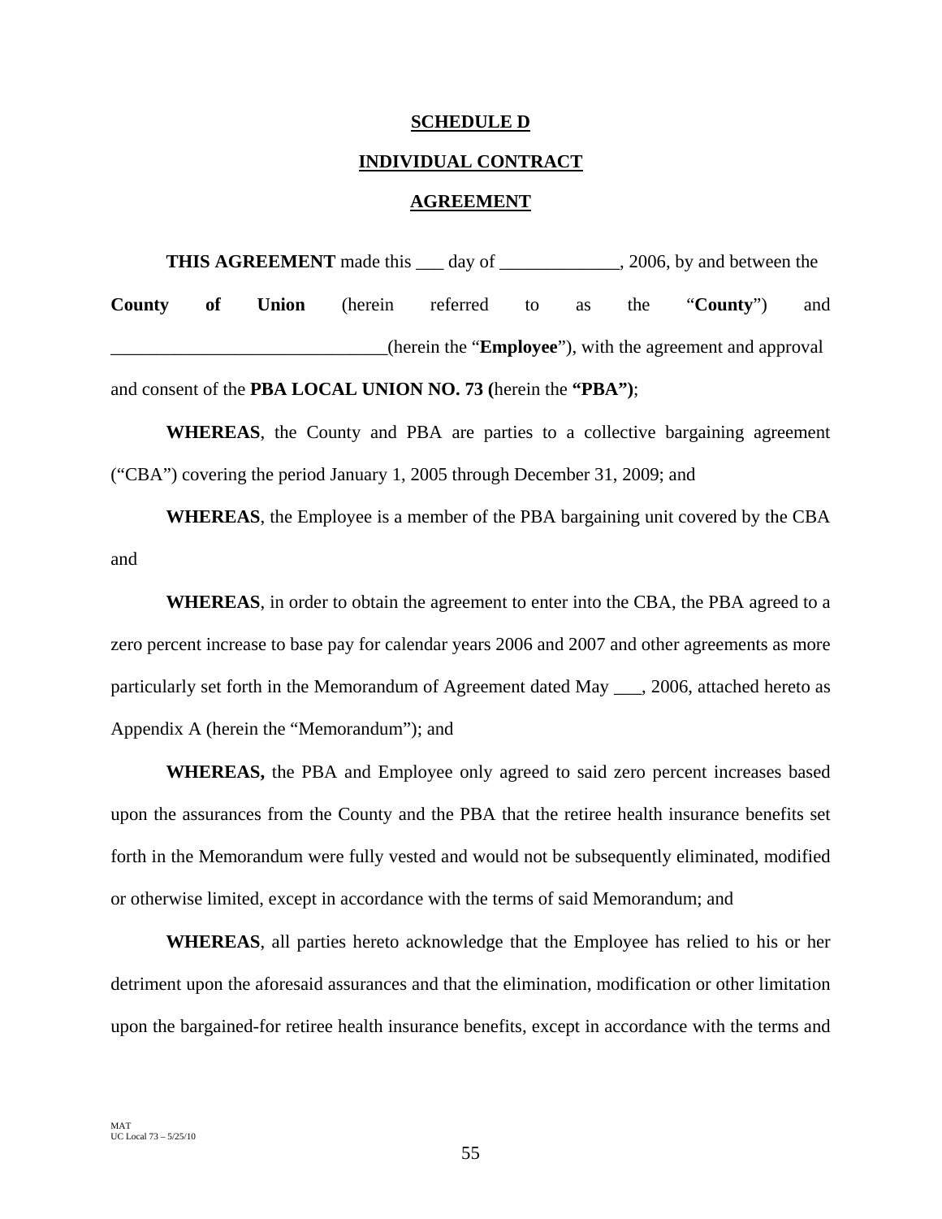**SCHEDULE D**

**INDIVIDUAL CONTRACT**

**AGREEMENT**

**THIS AGREEMENT** made this ___ day of _____________, 2006, by and between the **County of Union** (herein referred to as the "**County**") and ______________________________(herein the "**Employee**"), with the agreement and approval and consent of the **PBA LOCAL UNION NO. 73 (**herein the **"PBA")**;

**WHEREAS**, the County and PBA are parties to a collective bargaining agreement ("CBA") covering the period January 1, 2005 through December 31, 2009; and

**WHEREAS**, the Employee is a member of the PBA bargaining unit covered by the CBA and

**WHEREAS**, in order to obtain the agreement to enter into the CBA, the PBA agreed to a zero percent increase to base pay for calendar years 2006 and 2007 and other agreements as more particularly set forth in the Memorandum of Agreement dated May ___, 2006, attached hereto as Appendix A (herein the "Memorandum"); and

**WHEREAS,** the PBA and Employee only agreed to said zero percent increases based upon the assurances from the County and the PBA that the retiree health insurance benefits set forth in the Memorandum were fully vested and would not be subsequently eliminated, modified or otherwise limited, except in accordance with the terms of said Memorandum; and

**WHEREAS**, all parties hereto acknowledge that the Employee has relied to his or her detriment upon the aforesaid assurances and that the elimination, modification or other limitation upon the bargained-for retiree health insurance benefits, except in accordance with the terms and

MAT
UC Local 73 – 5/25/10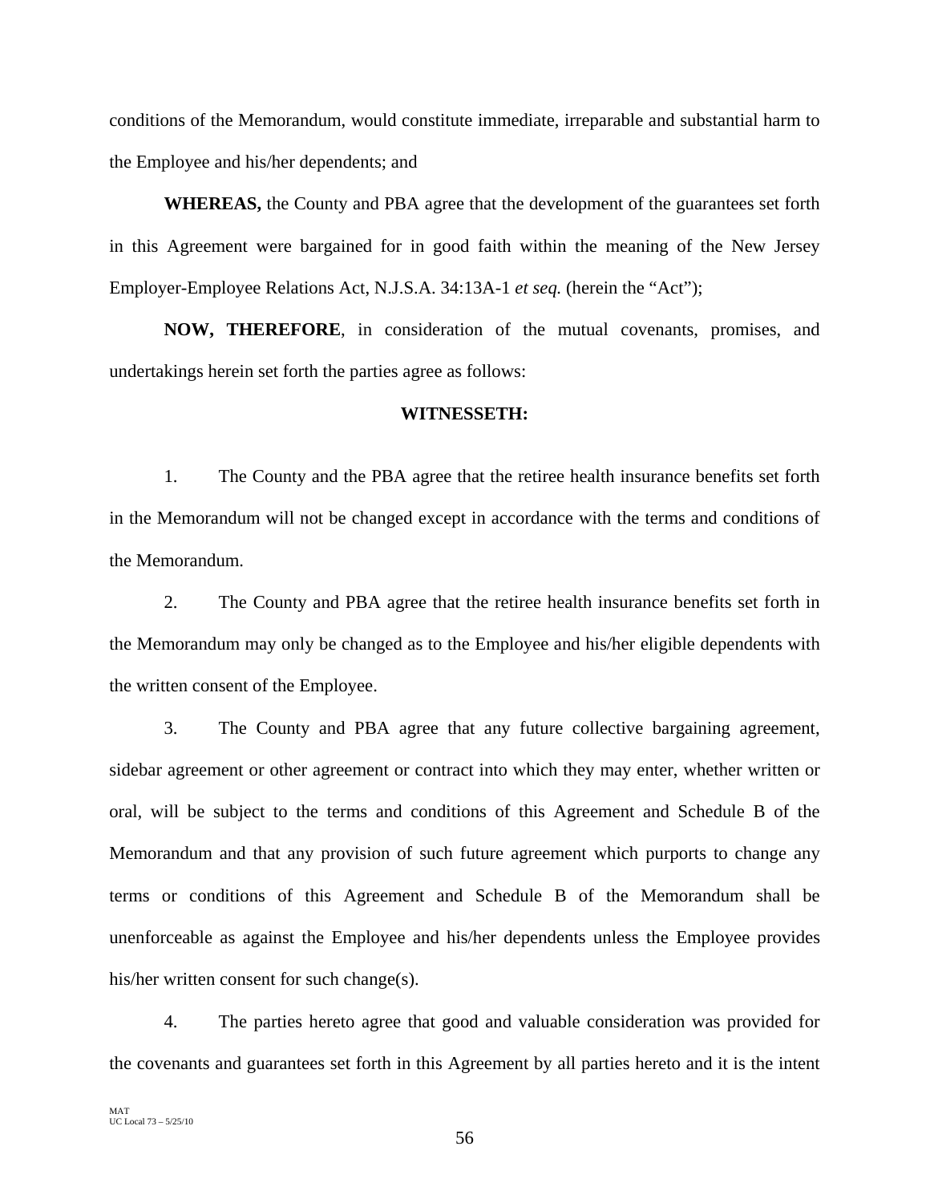conditions of the Memorandum, would constitute immediate, irreparable and substantial harm to the Employee and his/her dependents; and

**WHEREAS,** the County and PBA agree that the development of the guarantees set forth in this Agreement were bargained for in good faith within the meaning of the New Jersey Employer-Employee Relations Act, N.J.S.A. 34:13A-1 *et seq.* (herein the "Act");

**NOW, THEREFORE**, in consideration of the mutual covenants, promises, and undertakings herein set forth the parties agree as follows:

**WITNESSETH:**

1. The County and the PBA agree that the retiree health insurance benefits set forth in the Memorandum will not be changed except in accordance with the terms and conditions of the Memorandum.

2. The County and PBA agree that the retiree health insurance benefits set forth in the Memorandum may only be changed as to the Employee and his/her eligible dependents with the written consent of the Employee.

3. The County and PBA agree that any future collective bargaining agreement, sidebar agreement or other agreement or contract into which they may enter, whether written or oral, will be subject to the terms and conditions of this Agreement and Schedule B of the Memorandum and that any provision of such future agreement which purports to change any terms or conditions of this Agreement and Schedule B of the Memorandum shall be unenforceable as against the Employee and his/her dependents unless the Employee provides his/her written consent for such change(s).

4. The parties hereto agree that good and valuable consideration was provided for the covenants and guarantees set forth in this Agreement by all parties hereto and it is the intent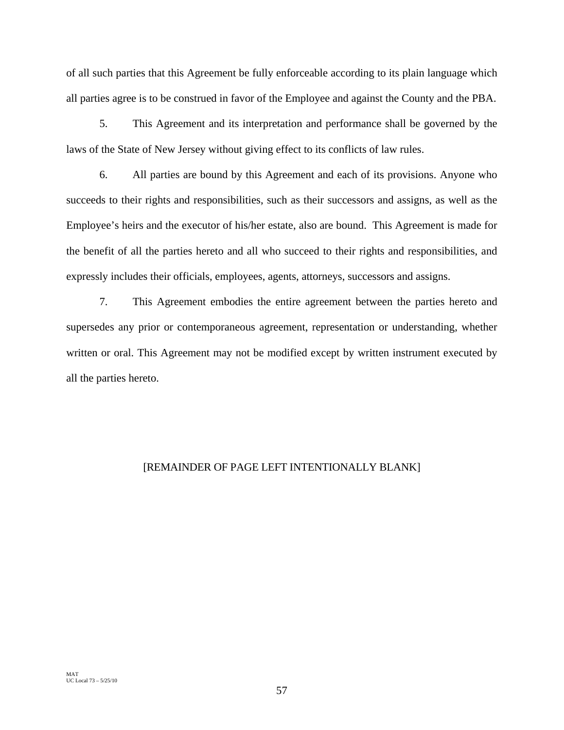of all such parties that this Agreement be fully enforceable according to its plain language which all parties agree is to be construed in favor of the Employee and against the County and the PBA.

5. This Agreement and its interpretation and performance shall be governed by the laws of the State of New Jersey without giving effect to its conflicts of law rules.

6. All parties are bound by this Agreement and each of its provisions. Anyone who succeeds to their rights and responsibilities, such as their successors and assigns, as well as the Employee's heirs and the executor of his/her estate, also are bound. This Agreement is made for the benefit of all the parties hereto and all who succeed to their rights and responsibilities, and expressly includes their officials, employees, agents, attorneys, successors and assigns.

7. This Agreement embodies the entire agreement between the parties hereto and supersedes any prior or contemporaneous agreement, representation or understanding, whether written or oral. This Agreement may not be modified except by written instrument executed by all the parties hereto.

[REMAINDER OF PAGE LEFT INTENTIONALLY BLANK]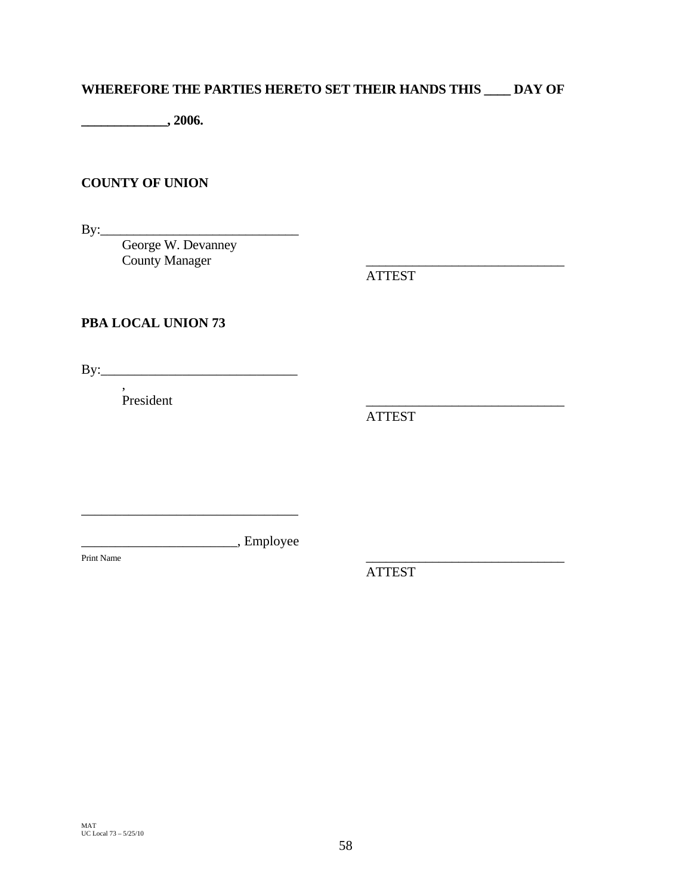**WHEREFORE THE PARTIES HERETO SET THEIR HANDS THIS ____ DAY OF**

**_____________, 2006.**

**COUNTY OF UNION**

By:______________________________
George W. Devanney
County Manager

______________________________
ATTEST

**PBA LOCAL UNION 73**

By:______________________________
,
President

______________________________
ATTEST

________________________________

_______________________, Employee
Print Name

______________________________
ATTEST

MAT
UC Local 73 – 5/25/10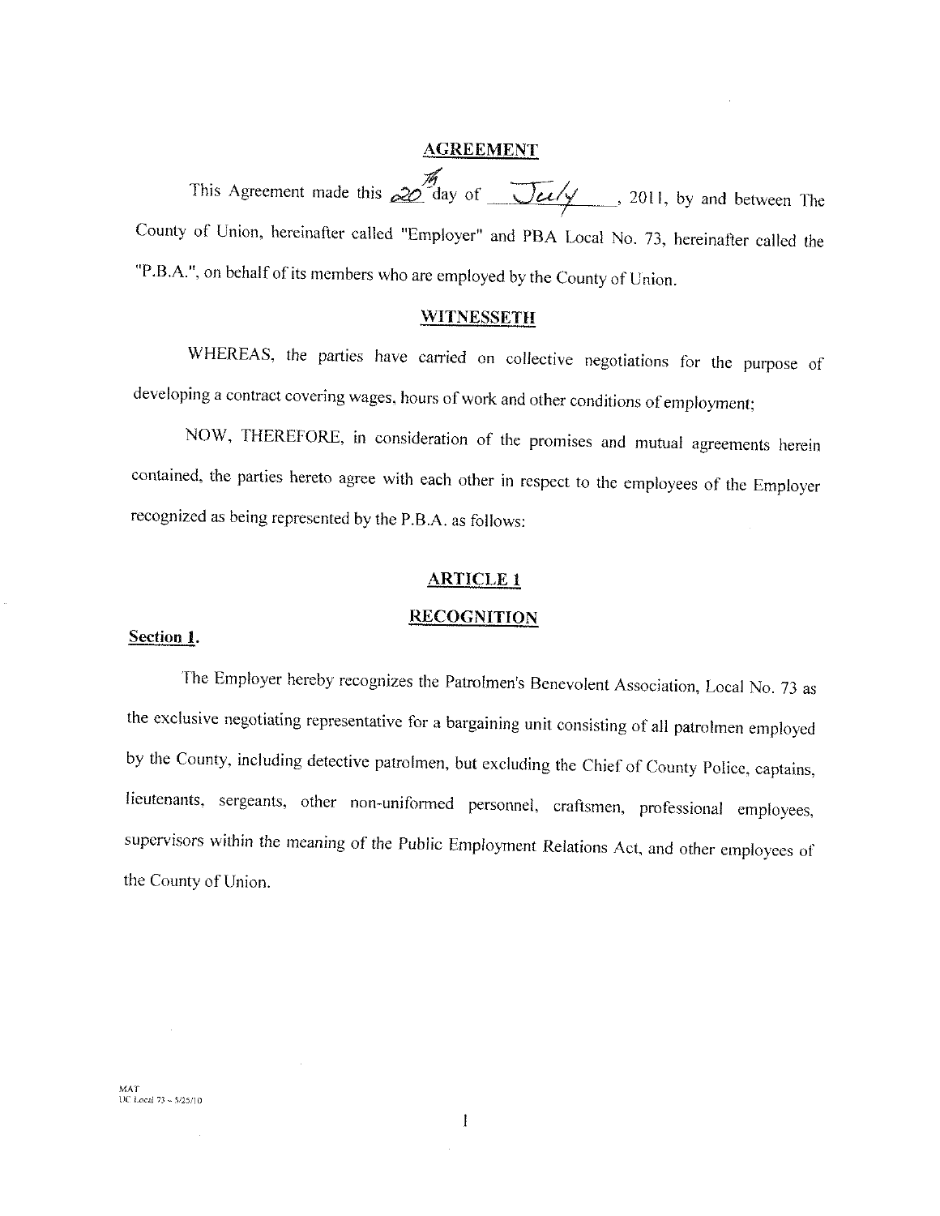## AGREEMENT

This Agreement made this 20th day of July, 2011, by and between The County of Union, hereinafter called "Employer" and PBA Local No. 73, hereinafter called the "P.B.A.", on behalf of its members who are employed by the County of Union.

## WITNESSETH

WHEREAS, the parties have carried on collective negotiations for the purpose of developing a contract covering wages, hours of work and other conditions of employment;

NOW, THEREFORE, in consideration of the promises and mutual agreements herein contained, the parties hereto agree with each other in respect to the employees of the Employer recognized as being represented by the P.B.A. as follows:

## ARTICLE 1

## RECOGNITION

**Section 1.**

The Employer hereby recognizes the Patrolmen's Benevolent Association, Local No. 73 as the exclusive negotiating representative for a bargaining unit consisting of all patrolmen employed by the County, including detective patrolmen, but excluding the Chief of County Police, captains, lieutenants, sergeants, other non-uniformed personnel, craftsmen, professional employees, supervisors within the meaning of the Public Employment Relations Act, and other employees of the County of Union.

MAT
UC Local 73 – 5/25/10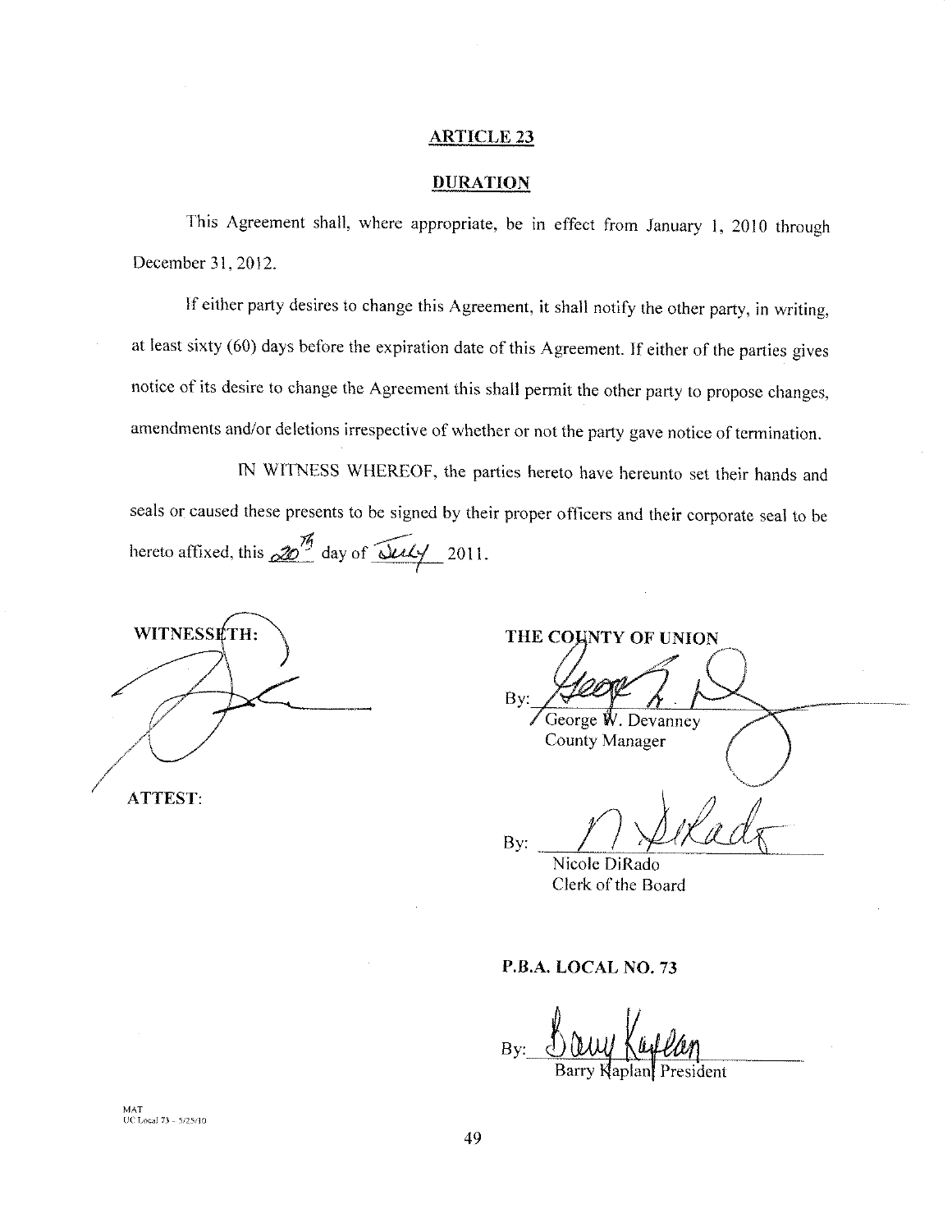## ARTICLE 23

## DURATION

This Agreement shall, where appropriate, be in effect from January 1, 2010 through December 31, 2012.

If either party desires to change this Agreement, it shall notify the other party, in writing, at least sixty (60) days before the expiration date of this Agreement. If either of the parties gives notice of its desire to change the Agreement this shall permit the other party to propose changes, amendments and/or deletions irrespective of whether or not the party gave notice of termination.

IN WITNESS WHEREOF, the parties hereto have hereunto set their hands and seals or caused these presents to be signed by their proper officers and their corporate seal to be hereto affixed, this 20th day of July 2011.

**WITNESSETH:**

**ATTEST:**

**THE COUNTY OF UNION**

By: ______________________
George W. Devanney
County Manager

By: ______________________
Nicole DiRado
Clerk of the Board

**P.B.A. LOCAL NO. 73**

By: ______________________
Barry Kaplan President

MAT
UC Local 73 - 5/25/10